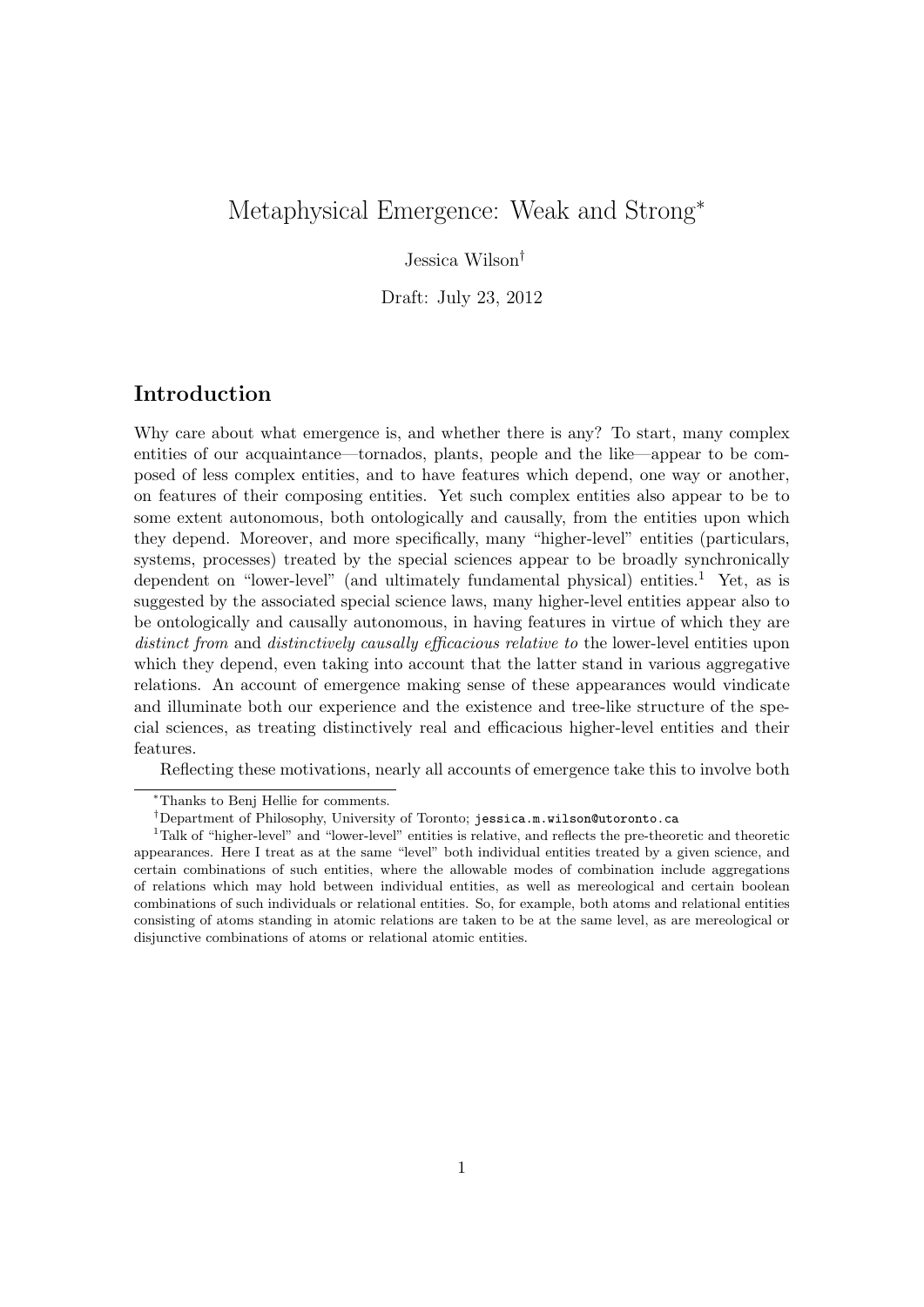# Metaphysical Emergence: Weak and Strong[*]

Jessica Wilson[†]

Draft: July 23, 2012

## Introduction

Why care about what emergence is, and whether there is any? To start, many complex entities of our acquaintance—tornados, plants, people and the like—appear to be composed of less complex entities, and to have features which depend, one way or another, on features of their composing entities. Yet such complex entities also appear to be to some extent autonomous, both ontologically and causally, from the entities upon which they depend. Moreover, and more specifically, many "higher-level" entities (particulars, systems, processes) treated by the special sciences appear to be broadly synchronically dependent on "lower-level" (and ultimately fundamental physical) entities.[1] Yet, as is suggested by the associated special science laws, many higher-level entities appear also to be ontologically and causally autonomous, in having features in virtue of which they are *distinct from* and *distinctively causally efficacious relative to* the lower-level entities upon which they depend, even taking into account that the latter stand in various aggregative relations. An account of emergence making sense of these appearances would vindicate and illuminate both our experience and the existence and tree-like structure of the special sciences, as treating distinctively real and efficacious higher-level entities and their features.

Reflecting these motivations, nearly all accounts of emergence take this to involve both

---

[*] Thanks to Benj Hellie for comments.

[†] Department of Philosophy, University of Toronto; jessica.m.wilson@utoronto.ca

[1] Talk of "higher-level" and "lower-level" entities is relative, and reflects the pre-theoretic and theoretic appearances. Here I treat as at the same "level" both individual entities treated by a given science, and certain combinations of such entities, where the allowable modes of combination include aggregations of relations which may hold between individual entities, as well as mereological and certain boolean combinations of such individuals or relational entities. So, for example, both atoms and relational entities consisting of atoms standing in atomic relations are taken to be at the same level, as are mereological or disjunctive combinations of atoms or relational atomic entities.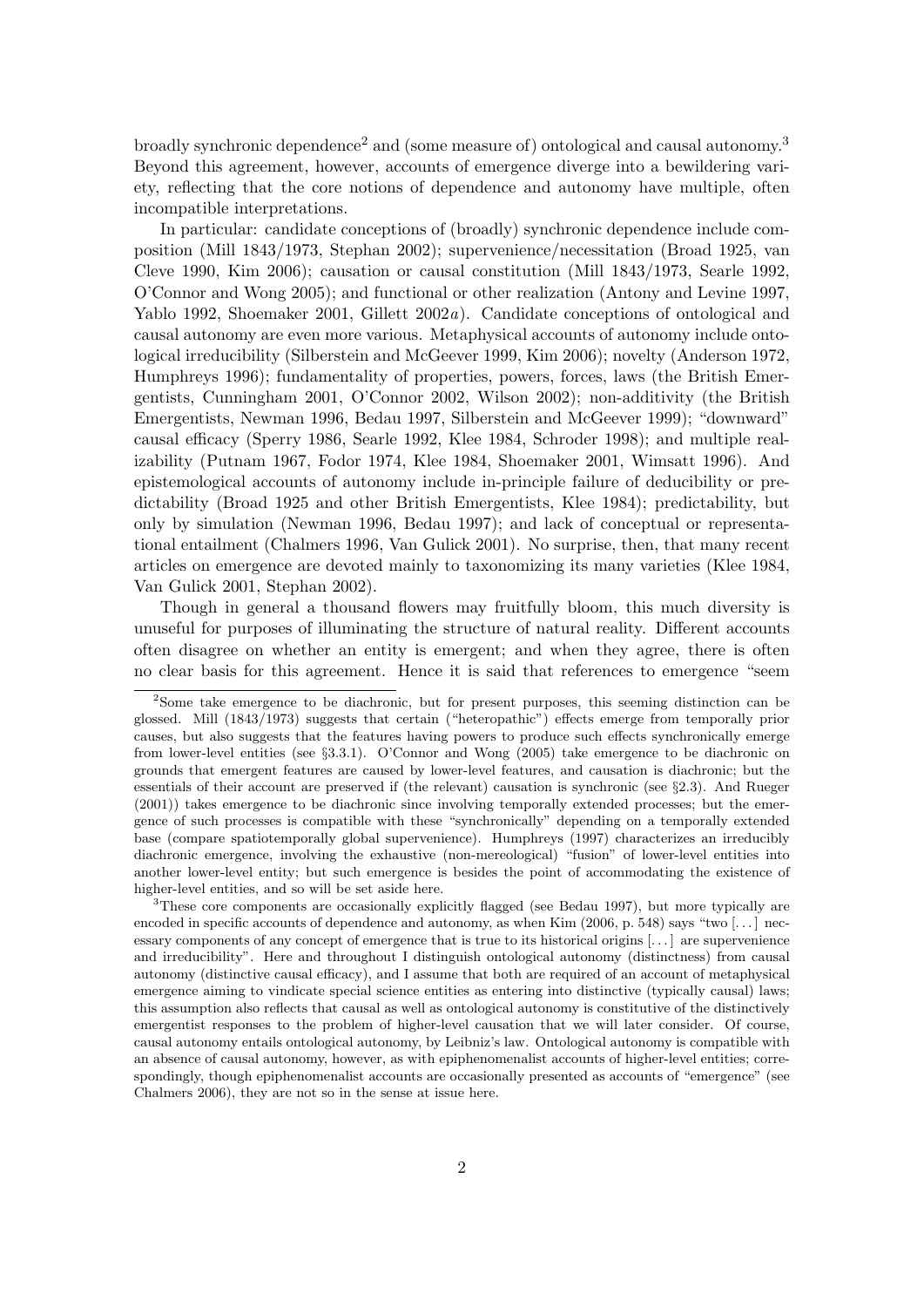broadly synchronic dependence[2] and (some measure of) ontological and causal autonomy.[3] Beyond this agreement, however, accounts of emergence diverge into a bewildering variety, reflecting that the core notions of dependence and autonomy have multiple, often incompatible interpretations.

In particular: candidate conceptions of (broadly) synchronic dependence include composition (Mill 1843/1973, Stephan 2002); supervenience/necessitation (Broad 1925, van Cleve 1990, Kim 2006); causation or causal constitution (Mill 1843/1973, Searle 1992, O'Connor and Wong 2005); and functional or other realization (Antony and Levine 1997, Yablo 1992, Shoemaker 2001, Gillett 2002*a*). Candidate conceptions of ontological and causal autonomy are even more various. Metaphysical accounts of autonomy include ontological irreducibility (Silberstein and McGeever 1999, Kim 2006); novelty (Anderson 1972, Humphreys 1996); fundamentality of properties, powers, forces, laws (the British Emergentists, Cunningham 2001, O'Connor 2002, Wilson 2002); non-additivity (the British Emergentists, Newman 1996, Bedau 1997, Silberstein and McGeever 1999); "downward" causal efficacy (Sperry 1986, Searle 1992, Klee 1984, Schroder 1998); and multiple realizability (Putnam 1967, Fodor 1974, Klee 1984, Shoemaker 2001, Wimsatt 1996). And epistemological accounts of autonomy include in-principle failure of deducibility or predictability (Broad 1925 and other British Emergentists, Klee 1984); predictability, but only by simulation (Newman 1996, Bedau 1997); and lack of conceptual or representational entailment (Chalmers 1996, Van Gulick 2001). No surprise, then, that many recent articles on emergence are devoted mainly to taxonomizing its many varieties (Klee 1984, Van Gulick 2001, Stephan 2002).

Though in general a thousand flowers may fruitfully bloom, this much diversity is unuseful for purposes of illuminating the structure of natural reality. Different accounts often disagree on whether an entity is emergent; and when they agree, there is often no clear basis for this agreement. Hence it is said that references to emergence "seem

---

[2] Some take emergence to be diachronic, but for present purposes, this seeming distinction can be glossed. Mill (1843/1973) suggests that certain ("heteropathic") effects emerge from temporally prior causes, but also suggests that the features having powers to produce such effects synchronically emerge from lower-level entities (see §3.3.1). O'Connor and Wong (2005) take emergence to be diachronic on grounds that emergent features are caused by lower-level features, and causation is diachronic; but the essentials of their account are preserved if (the relevant) causation is synchronic (see §2.3). And Rueger (2001)) takes emergence to be diachronic since involving temporally extended processes; but the emergence of such processes is compatible with these "synchronically" depending on a temporally extended base (compare spatiotemporally global supervenience). Humphreys (1997) characterizes an irreducibly diachronic emergence, involving the exhaustive (non-mereological) "fusion" of lower-level entities into another lower-level entity; but such emergence is besides the point of accommodating the existence of higher-level entities, and so will be set aside here.

[3] These core components are occasionally explicitly flagged (see Bedau 1997), but more typically are encoded in specific accounts of dependence and autonomy, as when Kim (2006, p. 548) says "two [...] necessary components of any concept of emergence that is true to its historical origins [...] are supervenience and irreducibility". Here and throughout I distinguish ontological autonomy (distinctness) from causal autonomy (distinctive causal efficacy), and I assume that both are required of an account of metaphysical emergence aiming to vindicate special science entities as entering into distinctive (typically causal) laws; this assumption also reflects that causal as well as ontological autonomy is constitutive of the distinctively emergentist responses to the problem of higher-level causation that we will later consider. Of course, causal autonomy entails ontological autonomy, by Leibniz's law. Ontological autonomy is compatible with an absence of causal autonomy, however, as with epiphenomenalist accounts of higher-level entities; correspondingly, though epiphenomenalist accounts are occasionally presented as accounts of "emergence" (see Chalmers 2006), they are not so in the sense at issue here.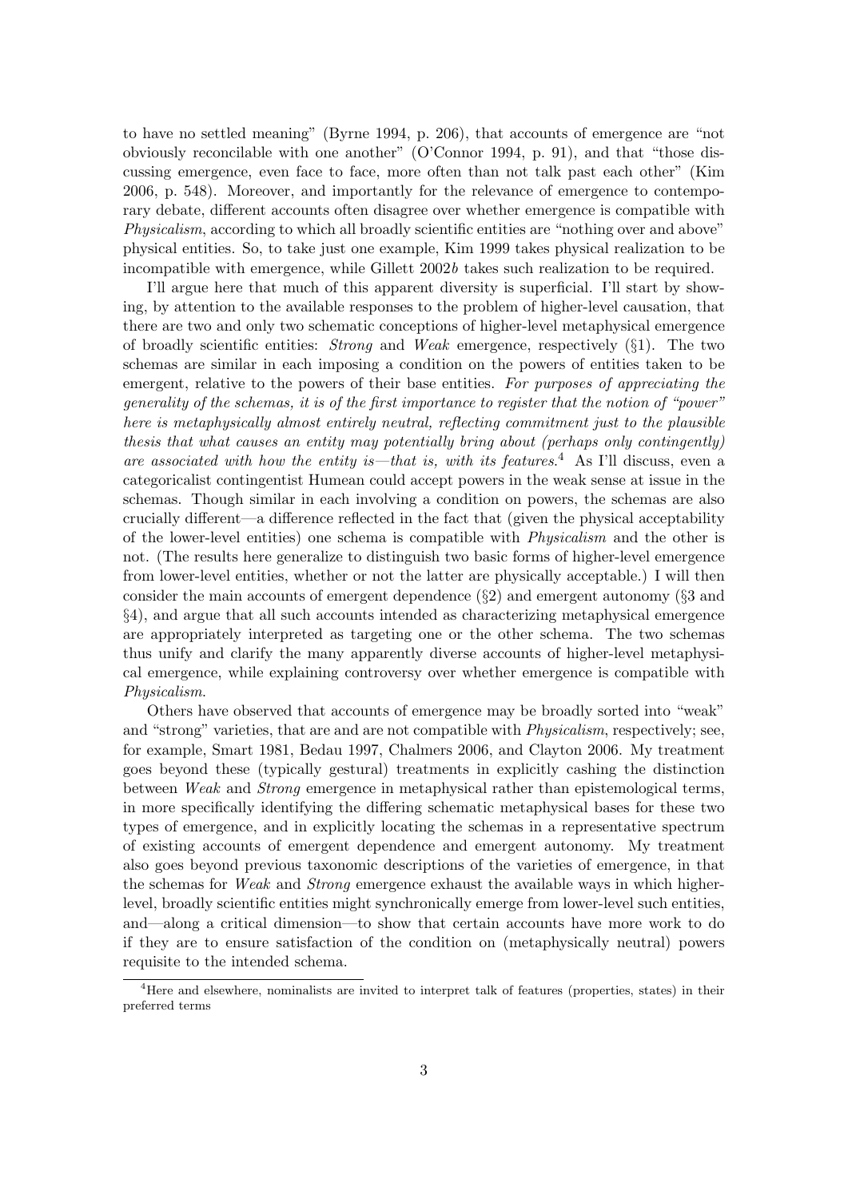to have no settled meaning" (Byrne 1994, p. 206), that accounts of emergence are "not obviously reconcilable with one another" (O'Connor 1994, p. 91), and that "those discussing emergence, even face to face, more often than not talk past each other" (Kim 2006, p. 548). Moreover, and importantly for the relevance of emergence to contemporary debate, different accounts often disagree over whether emergence is compatible with *Physicalism*, according to which all broadly scientific entities are "nothing over and above" physical entities. So, to take just one example, Kim 1999 takes physical realization to be incompatible with emergence, while Gillett 2002*b* takes such realization to be required.

I'll argue here that much of this apparent diversity is superficial. I'll start by showing, by attention to the available responses to the problem of higher-level causation, that there are two and only two schematic conceptions of higher-level metaphysical emergence of broadly scientific entities: *Strong* and *Weak* emergence, respectively (§1). The two schemas are similar in each imposing a condition on the powers of entities taken to be emergent, relative to the powers of their base entities. *For purposes of appreciating the generality of the schemas, it is of the first importance to register that the notion of "power" here is metaphysically almost entirely neutral, reflecting commitment just to the plausible thesis that what causes an entity may potentially bring about (perhaps only contingently) are associated with how the entity is—that is, with its features.*[4] As I'll discuss, even a categoricalist contingentist Humean could accept powers in the weak sense at issue in the schemas. Though similar in each involving a condition on powers, the schemas are also crucially different—a difference reflected in the fact that (given the physical acceptability of the lower-level entities) one schema is compatible with *Physicalism* and the other is not. (The results here generalize to distinguish two basic forms of higher-level emergence from lower-level entities, whether or not the latter are physically acceptable.) I will then consider the main accounts of emergent dependence (§2) and emergent autonomy (§3 and §4), and argue that all such accounts intended as characterizing metaphysical emergence are appropriately interpreted as targeting one or the other schema. The two schemas thus unify and clarify the many apparently diverse accounts of higher-level metaphysical emergence, while explaining controversy over whether emergence is compatible with *Physicalism*.

Others have observed that accounts of emergence may be broadly sorted into "weak" and "strong" varieties, that are and are not compatible with *Physicalism*, respectively; see, for example, Smart 1981, Bedau 1997, Chalmers 2006, and Clayton 2006. My treatment goes beyond these (typically gestural) treatments in explicitly cashing the distinction between *Weak* and *Strong* emergence in metaphysical rather than epistemological terms, in more specifically identifying the differing schematic metaphysical bases for these two types of emergence, and in explicitly locating the schemas in a representative spectrum of existing accounts of emergent dependence and emergent autonomy. My treatment also goes beyond previous taxonomic descriptions of the varieties of emergence, in that the schemas for *Weak* and *Strong* emergence exhaust the available ways in which higher-level, broadly scientific entities might synchronically emerge from lower-level such entities, and—along a critical dimension—to show that certain accounts have more work to do if they are to ensure satisfaction of the condition on (metaphysically neutral) powers requisite to the intended schema.

[4] Here and elsewhere, nominalists are invited to interpret talk of features (properties, states) in their preferred terms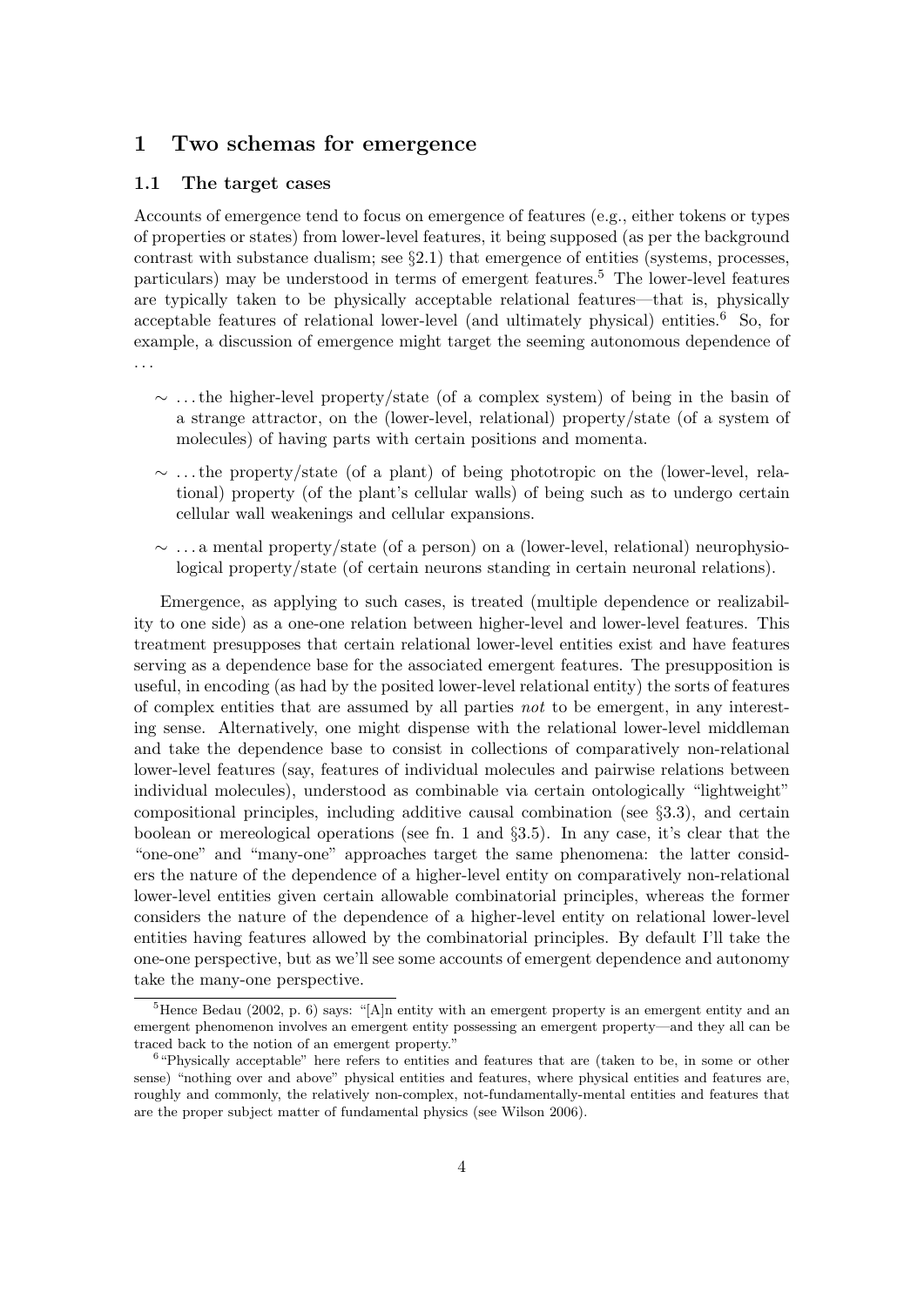# 1 Two schemas for emergence

## 1.1 The target cases

Accounts of emergence tend to focus on emergence of features (e.g., either tokens or types of properties or states) from lower-level features, it being supposed (as per the background contrast with substance dualism; see §2.1) that emergence of entities (systems, processes, particulars) may be understood in terms of emergent features.[5] The lower-level features are typically taken to be physically acceptable relational features—that is, physically acceptable features of relational lower-level (and ultimately physical) entities.[6] So, for example, a discussion of emergence might target the seeming autonomous dependence of ...

- ∼ ...the higher-level property/state (of a complex system) of being in the basin of a strange attractor, on the (lower-level, relational) property/state (of a system of molecules) of having parts with certain positions and momenta.
- ∼ ...the property/state (of a plant) of being phototropic on the (lower-level, relational) property (of the plant's cellular walls) of being such as to undergo certain cellular wall weakenings and cellular expansions.
- ∼ ...a mental property/state (of a person) on a (lower-level, relational) neurophysiological property/state (of certain neurons standing in certain neuronal relations).

Emergence, as applying to such cases, is treated (multiple dependence or realizability to one side) as a one-one relation between higher-level and lower-level features. This treatment presupposes that certain relational lower-level entities exist and have features serving as a dependence base for the associated emergent features. The presupposition is useful, in encoding (as had by the posited lower-level relational entity) the sorts of features of complex entities that are assumed by all parties *not* to be emergent, in any interesting sense. Alternatively, one might dispense with the relational lower-level middleman and take the dependence base to consist in collections of comparatively non-relational lower-level features (say, features of individual molecules and pairwise relations between individual molecules), understood as combinable via certain ontologically "lightweight" compositional principles, including additive causal combination (see §3.3), and certain boolean or mereological operations (see fn. 1 and §3.5). In any case, it's clear that the "one-one" and "many-one" approaches target the same phenomena: the latter considers the nature of the dependence of a higher-level entity on comparatively non-relational lower-level entities given certain allowable combinatorial principles, whereas the former considers the nature of the dependence of a higher-level entity on relational lower-level entities having features allowed by the combinatorial principles. By default I'll take the one-one perspective, but as we'll see some accounts of emergent dependence and autonomy take the many-one perspective.

---

[5] Hence Bedau (2002, p. 6) says: "[A]n entity with an emergent property is an emergent entity and an emergent phenomenon involves an emergent entity possessing an emergent property—and they all can be traced back to the notion of an emergent property."

[6] "Physically acceptable" here refers to entities and features that are (taken to be, in some or other sense) "nothing over and above" physical entities and features, where physical entities and features are, roughly and commonly, the relatively non-complex, not-fundamentally-mental entities and features that are the proper subject matter of fundamental physics (see Wilson 2006).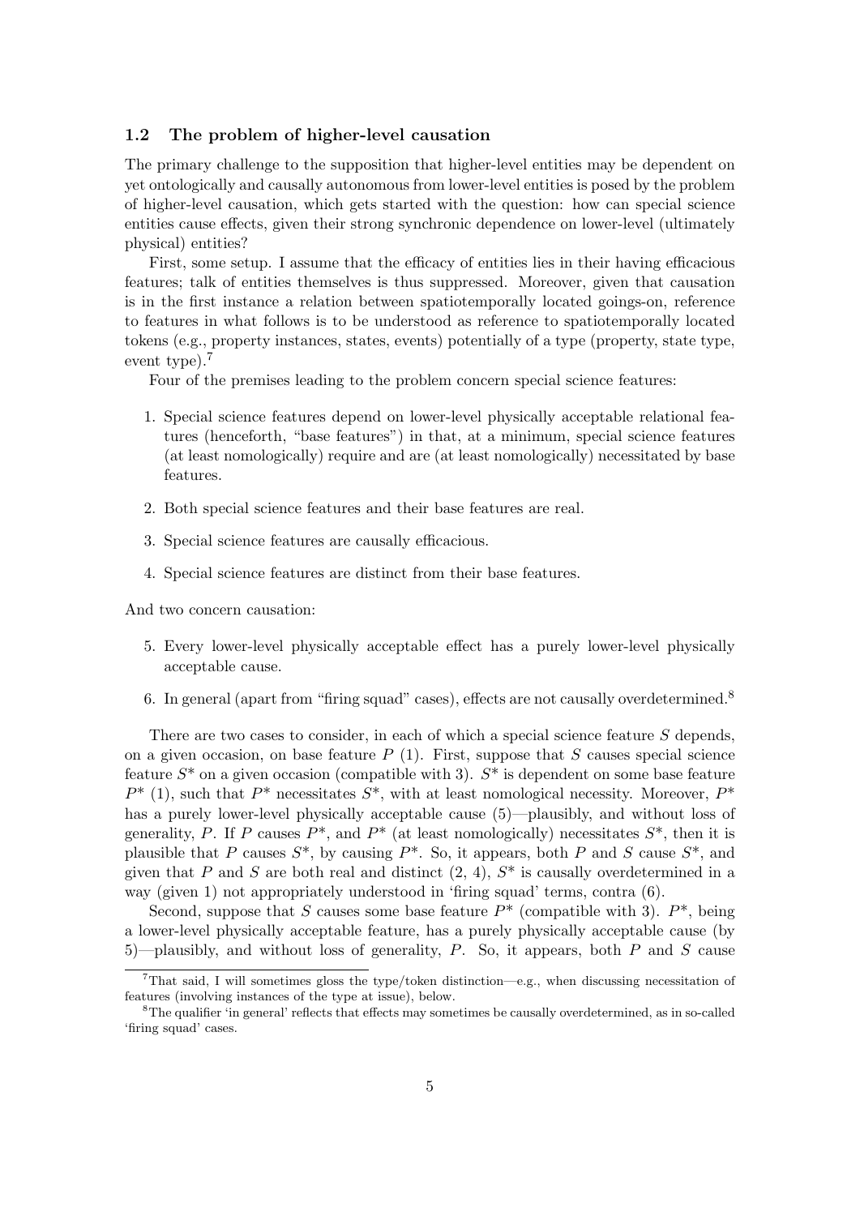### 1.2 The problem of higher-level causation

The primary challenge to the supposition that higher-level entities may be dependent on yet ontologically and causally autonomous from lower-level entities is posed by the problem of higher-level causation, which gets started with the question: how can special science entities cause effects, given their strong synchronic dependence on lower-level (ultimately physical) entities?

First, some setup. I assume that the efficacy of entities lies in their having efficacious features; talk of entities themselves is thus suppressed. Moreover, given that causation is in the first instance a relation between spatiotemporally located goings-on, reference to features in what follows is to be understood as reference to spatiotemporally located tokens (e.g., property instances, states, events) potentially of a type (property, state type, event type).[7]

Four of the premises leading to the problem concern special science features:

1. Special science features depend on lower-level physically acceptable relational features (henceforth, "base features") in that, at a minimum, special science features (at least nomologically) require and are (at least nomologically) necessitated by base features.
2. Both special science features and their base features are real.
3. Special science features are causally efficacious.
4. Special science features are distinct from their base features.

And two concern causation:

5. Every lower-level physically acceptable effect has a purely lower-level physically acceptable cause.
6. In general (apart from "firing squad" cases), effects are not causally overdetermined.[8]

There are two cases to consider, in each of which a special science feature $S$ depends, on a given occasion, on base feature $P$ (1). First, suppose that $S$ causes special science feature $S^*$ on a given occasion (compatible with 3). $S^*$ is dependent on some base feature $P^*$ (1), such that $P^*$ necessitates $S^*$, with at least nomological necessity. Moreover, $P^*$ has a purely lower-level physically acceptable cause (5)—plausibly, and without loss of generality, $P$. If $P$ causes $P^*$, and $P^*$ (at least nomologically) necessitates $S^*$, then it is plausible that $P$ causes $S^*$, by causing $P^*$. So, it appears, both $P$ and $S$ cause $S^*$, and given that $P$ and $S$ are both real and distinct (2, 4), $S^*$ is causally overdetermined in a way (given 1) not appropriately understood in 'firing squad' terms, contra (6).

Second, suppose that $S$ causes some base feature $P^*$ (compatible with 3). $P^*$, being a lower-level physically acceptable feature, has a purely physically acceptable cause (by 5)—plausibly, and without loss of generality, $P$. So, it appears, both $P$ and $S$ cause

[7] That said, I will sometimes gloss the type/token distinction—e.g., when discussing necessitation of features (involving instances of the type at issue), below.

[8] The qualifier 'in general' reflects that effects may sometimes be causally overdetermined, as in so-called 'firing squad' cases.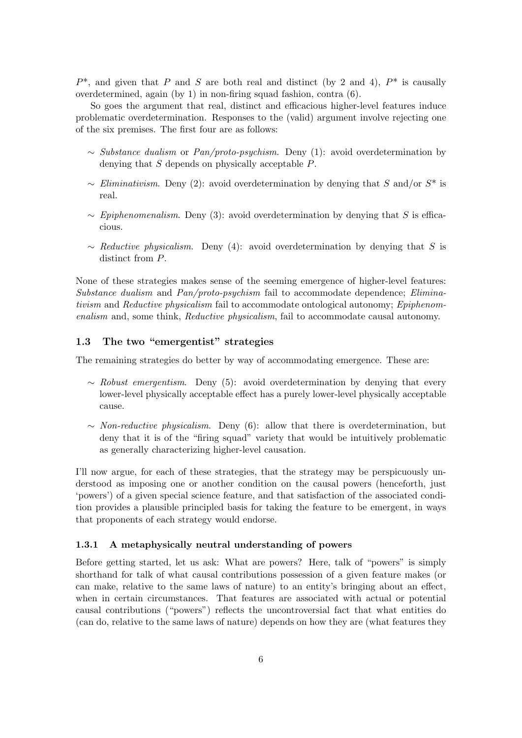$P^*$, and given that $P$ and $S$ are both real and distinct (by 2 and 4), $P^*$ is causally overdetermined, again (by 1) in non-firing squad fashion, contra (6).

So goes the argument that real, distinct and efficacious higher-level features induce problematic overdetermination. Responses to the (valid) argument involve rejecting one of the six premises. The first four are as follows:

- $\sim$ *Substance dualism* or *Pan/proto-psychism*. Deny (1): avoid overdetermination by denying that $S$ depends on physically acceptable $P$.
- $\sim$ *Eliminativism*. Deny (2): avoid overdetermination by denying that $S$ and/or $S^*$ is real.
- $\sim$ *Epiphenomenalism*. Deny (3): avoid overdetermination by denying that $S$ is efficacious.
- $\sim$ *Reductive physicalism*. Deny (4): avoid overdetermination by denying that $S$ is distinct from $P$.

None of these strategies makes sense of the seeming emergence of higher-level features: *Substance dualism* and *Pan/proto-psychism* fail to accommodate dependence; *Eliminativism* and *Reductive physicalism* fail to accommodate ontological autonomy; *Epiphenomenalism* and, some think, *Reductive physicalism*, fail to accommodate causal autonomy.

### 1.3 The two "emergentist" strategies

The remaining strategies do better by way of accommodating emergence. These are:

- $\sim$ *Robust emergentism*. Deny (5): avoid overdetermination by denying that every lower-level physically acceptable effect has a purely lower-level physically acceptable cause.
- $\sim$ *Non-reductive physicalism*. Deny (6): allow that there is overdetermination, but deny that it is of the "firing squad" variety that would be intuitively problematic as generally characterizing higher-level causation.

I'll now argue, for each of these strategies, that the strategy may be perspicuously understood as imposing one or another condition on the causal powers (henceforth, just 'powers') of a given special science feature, and that satisfaction of the associated condition provides a plausible principled basis for taking the feature to be emergent, in ways that proponents of each strategy would endorse.

#### 1.3.1 A metaphysically neutral understanding of powers

Before getting started, let us ask: What are powers? Here, talk of "powers" is simply shorthand for talk of what causal contributions possession of a given feature makes (or can make, relative to the same laws of nature) to an entity's bringing about an effect, when in certain circumstances. That features are associated with actual or potential causal contributions ("powers") reflects the uncontroversial fact that what entities do (can do, relative to the same laws of nature) depends on how they are (what features they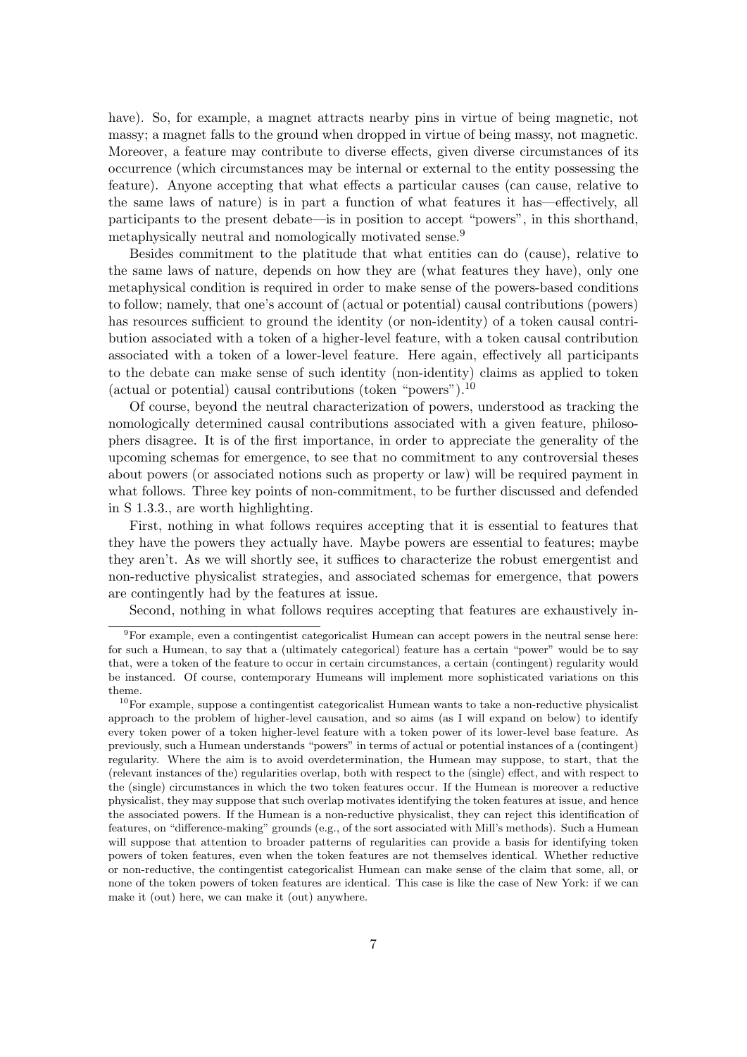have). So, for example, a magnet attracts nearby pins in virtue of being magnetic, not massy; a magnet falls to the ground when dropped in virtue of being massy, not magnetic. Moreover, a feature may contribute to diverse effects, given diverse circumstances of its occurrence (which circumstances may be internal or external to the entity possessing the feature). Anyone accepting that what effects a particular causes (can cause, relative to the same laws of nature) is in part a function of what features it has—effectively, all participants to the present debate—is in position to accept "powers", in this shorthand, metaphysically neutral and nomologically motivated sense.[9]

Besides commitment to the platitude that what entities can do (cause), relative to the same laws of nature, depends on how they are (what features they have), only one metaphysical condition is required in order to make sense of the powers-based conditions to follow; namely, that one's account of (actual or potential) causal contributions (powers) has resources sufficient to ground the identity (or non-identity) of a token causal contribution associated with a token of a higher-level feature, with a token causal contribution associated with a token of a lower-level feature. Here again, effectively all participants to the debate can make sense of such identity (non-identity) claims as applied to token (actual or potential) causal contributions (token "powers").[10]

Of course, beyond the neutral characterization of powers, understood as tracking the nomologically determined causal contributions associated with a given feature, philosophers disagree. It is of the first importance, in order to appreciate the generality of the upcoming schemas for emergence, to see that no commitment to any controversial theses about powers (or associated notions such as property or law) will be required payment in what follows. Three key points of non-commitment, to be further discussed and defended in S 1.3.3., are worth highlighting.

First, nothing in what follows requires accepting that it is essential to features that they have the powers they actually have. Maybe powers are essential to features; maybe they aren't. As we will shortly see, it suffices to characterize the robust emergentist and non-reductive physicalist strategies, and associated schemas for emergence, that powers are contingently had by the features at issue.

Second, nothing in what follows requires accepting that features are exhaustively in-

[9]For example, even a contingentist categoricalist Humean can accept powers in the neutral sense here: for such a Humean, to say that a (ultimately categorical) feature has a certain "power" would be to say that, were a token of the feature to occur in certain circumstances, a certain (contingent) regularity would be instanced. Of course, contemporary Humeans will implement more sophisticated variations on this theme.

[10]For example, suppose a contingentist categoricalist Humean wants to take a non-reductive physicalist approach to the problem of higher-level causation, and so aims (as I will expand on below) to identify every token power of a token higher-level feature with a token power of its lower-level base feature. As previously, such a Humean understands "powers" in terms of actual or potential instances of a (contingent) regularity. Where the aim is to avoid overdetermination, the Humean may suppose, to start, that the (relevant instances of the) regularities overlap, both with respect to the (single) effect, and with respect to the (single) circumstances in which the two token features occur. If the Humean is moreover a reductive physicalist, they may suppose that such overlap motivates identifying the token features at issue, and hence the associated powers. If the Humean is a non-reductive physicalist, they can reject this identification of features, on "difference-making" grounds (e.g., of the sort associated with Mill's methods). Such a Humean will suppose that attention to broader patterns of regularities can provide a basis for identifying token powers of token features, even when the token features are not themselves identical. Whether reductive or non-reductive, the contingentist categoricalist Humean can make sense of the claim that some, all, or none of the token powers of token features are identical. This case is like the case of New York: if we can make it (out) here, we can make it (out) anywhere.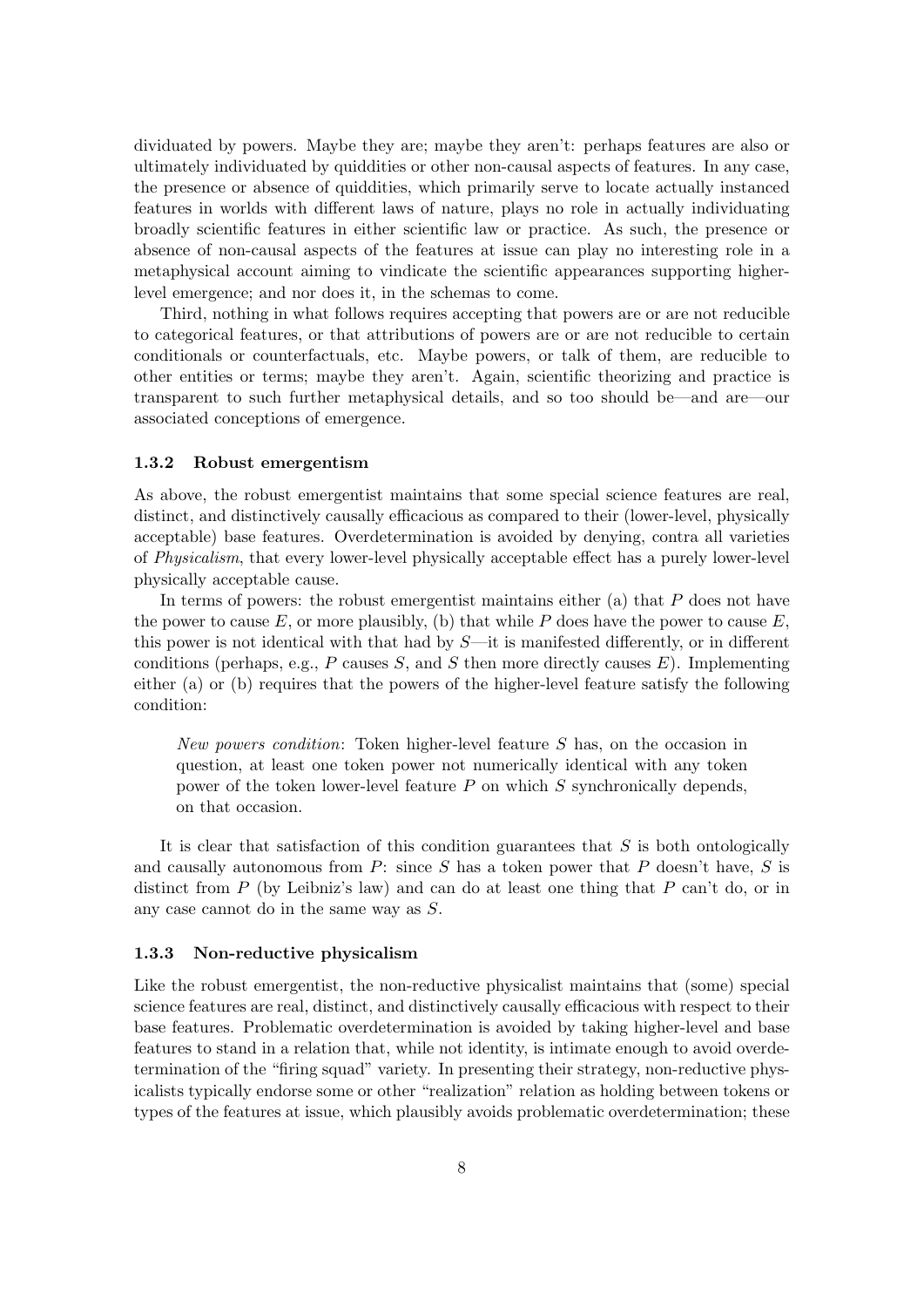dividuated by powers. Maybe they are; maybe they aren't: perhaps features are also or ultimately individuated by quiddities or other non-causal aspects of features. In any case, the presence or absence of quiddities, which primarily serve to locate actually instanced features in worlds with different laws of nature, plays no role in actually individuating broadly scientific features in either scientific law or practice. As such, the presence or absence of non-causal aspects of the features at issue can play no interesting role in a metaphysical account aiming to vindicate the scientific appearances supporting higher-level emergence; and nor does it, in the schemas to come.

Third, nothing in what follows requires accepting that powers are or are not reducible to categorical features, or that attributions of powers are or are not reducible to certain conditionals or counterfactuals, etc. Maybe powers, or talk of them, are reducible to other entities or terms; maybe they aren't. Again, scientific theorizing and practice is transparent to such further metaphysical details, and so too should be—and are—our associated conceptions of emergence.

### 1.3.2 Robust emergentism

As above, the robust emergentist maintains that some special science features are real, distinct, and distinctively causally efficacious as compared to their (lower-level, physically acceptable) base features. Overdetermination is avoided by denying, contra all varieties of *Physicalism*, that every lower-level physically acceptable effect has a purely lower-level physically acceptable cause.

In terms of powers: the robust emergentist maintains either (a) that $P$ does not have the power to cause $E$, or more plausibly, (b) that while $P$ does have the power to cause $E$, this power is not identical with that had by $S$—it is manifested differently, or in different conditions (perhaps, e.g., $P$ causes $S$, and $S$ then more directly causes $E$). Implementing either (a) or (b) requires that the powers of the higher-level feature satisfy the following condition:

> *New powers condition*: Token higher-level feature $S$ has, on the occasion in question, at least one token power not numerically identical with any token power of the token lower-level feature $P$ on which $S$ synchronically depends, on that occasion.

It is clear that satisfaction of this condition guarantees that $S$ is both ontologically and causally autonomous from $P$: since $S$ has a token power that $P$ doesn't have, $S$ is distinct from $P$ (by Leibniz's law) and can do at least one thing that $P$ can't do, or in any case cannot do in the same way as $S$.

### 1.3.3 Non-reductive physicalism

Like the robust emergentist, the non-reductive physicalist maintains that (some) special science features are real, distinct, and distinctively causally efficacious with respect to their base features. Problematic overdetermination is avoided by taking higher-level and base features to stand in a relation that, while not identity, is intimate enough to avoid overdetermination of the "firing squad" variety. In presenting their strategy, non-reductive physicalists typically endorse some or other "realization" relation as holding between tokens or types of the features at issue, which plausibly avoids problematic overdetermination; these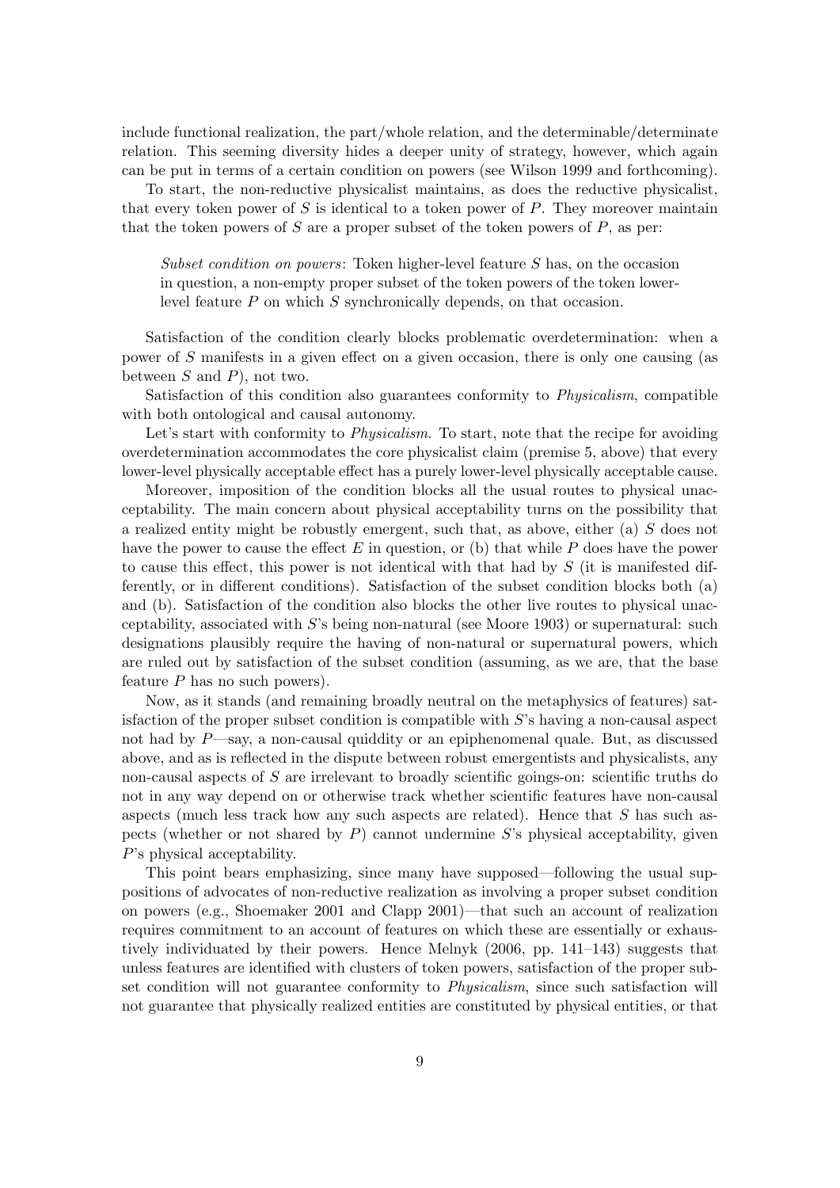include functional realization, the part/whole relation, and the determinable/determinate relation. This seeming diversity hides a deeper unity of strategy, however, which again can be put in terms of a certain condition on powers (see Wilson 1999 and forthcoming).

To start, the non-reductive physicalist maintains, as does the reductive physicalist, that every token power of $S$ is identical to a token power of $P$. They moreover maintain that the token powers of $S$ are a proper subset of the token powers of $P$, as per:

> *Subset condition on powers*: Token higher-level feature $S$ has, on the occasion in question, a non-empty proper subset of the token powers of the token lower-level feature $P$ on which $S$ synchronically depends, on that occasion.

Satisfaction of the condition clearly blocks problematic overdetermination: when a power of $S$ manifests in a given effect on a given occasion, there is only one causing (as between $S$ and $P$), not two.

Satisfaction of this condition also guarantees conformity to *Physicalism*, compatible with both ontological and causal autonomy.

Let's start with conformity to *Physicalism*. To start, note that the recipe for avoiding overdetermination accommodates the core physicalist claim (premise 5, above) that every lower-level physically acceptable effect has a purely lower-level physically acceptable cause.

Moreover, imposition of the condition blocks all the usual routes to physical unacceptability. The main concern about physical acceptability turns on the possibility that a realized entity might be robustly emergent, such that, as above, either (a) $S$ does not have the power to cause the effect $E$ in question, or (b) that while $P$ does have the power to cause this effect, this power is not identical with that had by $S$ (it is manifested differently, or in different conditions). Satisfaction of the subset condition blocks both (a) and (b). Satisfaction of the condition also blocks the other live routes to physical unacceptability, associated with $S$'s being non-natural (see Moore 1903) or supernatural: such designations plausibly require the having of non-natural or supernatural powers, which are ruled out by satisfaction of the subset condition (assuming, as we are, that the base feature $P$ has no such powers).

Now, as it stands (and remaining broadly neutral on the metaphysics of features) satisfaction of the proper subset condition is compatible with $S$'s having a non-causal aspect not had by $P$—say, a non-causal quiddity or an epiphenomenal quale. But, as discussed above, and as is reflected in the dispute between robust emergentists and physicalists, any non-causal aspects of $S$ are irrelevant to broadly scientific goings-on: scientific truths do not in any way depend on or otherwise track whether scientific features have non-causal aspects (much less track how any such aspects are related). Hence that $S$ has such aspects (whether or not shared by $P$) cannot undermine $S$'s physical acceptability, given $P$'s physical acceptability.

This point bears emphasizing, since many have supposed—following the usual suppositions of advocates of non-reductive realization as involving a proper subset condition on powers (e.g., Shoemaker 2001 and Clapp 2001)—that such an account of realization requires commitment to an account of features on which these are essentially or exhaustively individuated by their powers. Hence Melnyk (2006, pp. 141–143) suggests that unless features are identified with clusters of token powers, satisfaction of the proper subset condition will not guarantee conformity to *Physicalism*, since such satisfaction will not guarantee that physically realized entities are constituted by physical entities, or that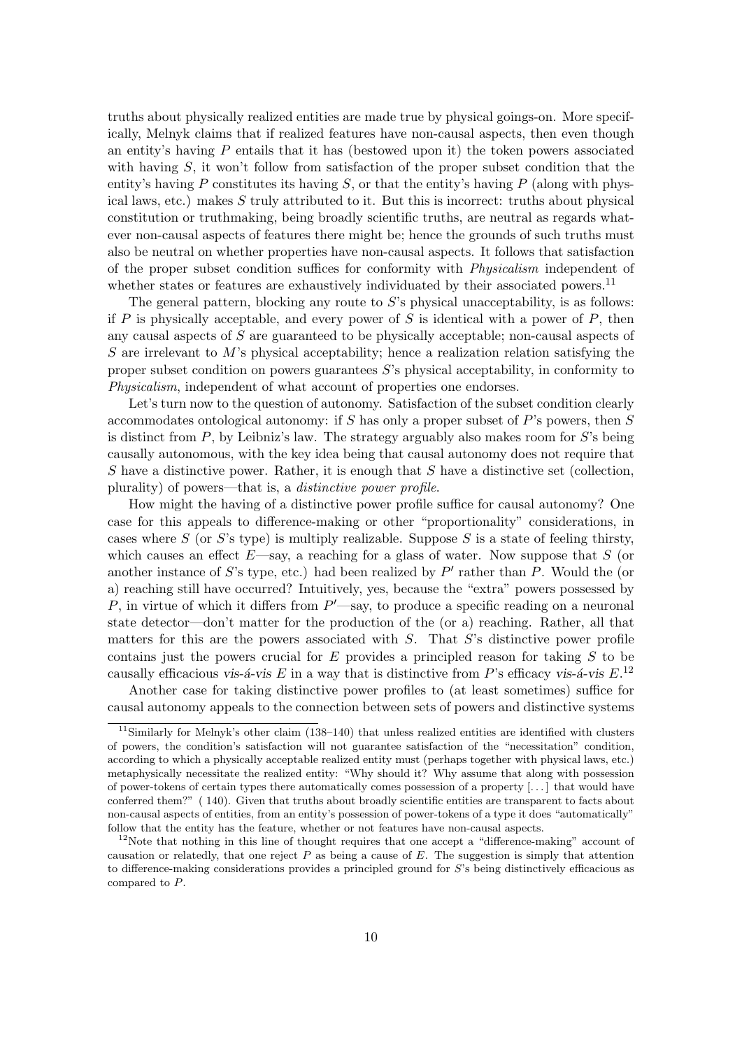truths about physically realized entities are made true by physical goings-on. More specifically, Melnyk claims that if realized features have non-causal aspects, then even though an entity's having $P$ entails that it has (bestowed upon it) the token powers associated with having $S$, it won't follow from satisfaction of the proper subset condition that the entity's having $P$ constitutes its having $S$, or that the entity's having $P$ (along with physical laws, etc.) makes $S$ truly attributed to it. But this is incorrect: truths about physical constitution or truthmaking, being broadly scientific truths, are neutral as regards whatever non-causal aspects of features there might be; hence the grounds of such truths must also be neutral on whether properties have non-causal aspects. It follows that satisfaction of the proper subset condition suffices for conformity with *Physicalism* independent of whether states or features are exhaustively individuated by their associated powers.[11]

The general pattern, blocking any route to $S$'s physical unacceptability, is as follows: if $P$ is physically acceptable, and every power of $S$ is identical with a power of $P$, then any causal aspects of $S$ are guaranteed to be physically acceptable; non-causal aspects of $S$ are irrelevant to $M$'s physical acceptability; hence a realization relation satisfying the proper subset condition on powers guarantees $S$'s physical acceptability, in conformity to *Physicalism*, independent of what account of properties one endorses.

Let's turn now to the question of autonomy. Satisfaction of the subset condition clearly accommodates ontological autonomy: if $S$ has only a proper subset of $P$'s powers, then $S$ is distinct from $P$, by Leibniz's law. The strategy arguably also makes room for $S$'s being causally autonomous, with the key idea being that causal autonomy does not require that $S$ have a distinctive power. Rather, it is enough that $S$ have a distinctive set (collection, plurality) of powers—that is, a *distinctive power profile*.

How might the having of a distinctive power profile suffice for causal autonomy? One case for this appeals to difference-making or other "proportionality" considerations, in cases where $S$ (or $S$'s type) is multiply realizable. Suppose $S$ is a state of feeling thirsty, which causes an effect $E$—say, a reaching for a glass of water. Now suppose that $S$ (or another instance of $S$'s type, etc.) had been realized by $P'$ rather than $P$. Would the (or a) reaching still have occurred? Intuitively, yes, because the "extra" powers possessed by $P$, in virtue of which it differs from $P'$—say, to produce a specific reading on a neuronal state detector—don't matter for the production of the (or a) reaching. Rather, all that matters for this are the powers associated with $S$. That $S$'s distinctive power profile contains just the powers crucial for $E$ provides a principled reason for taking $S$ to be causally efficacious *vis-á-vis* $E$ in a way that is distinctive from $P$'s efficacy *vis-á-vis* $E$.[12]

Another case for taking distinctive power profiles to (at least sometimes) suffice for causal autonomy appeals to the connection between sets of powers and distinctive systems

---

[11] Similarly for Melnyk's other claim (138–140) that unless realized entities are identified with clusters of powers, the condition's satisfaction will not guarantee satisfaction of the "necessitation" condition, according to which a physically acceptable realized entity must (perhaps together with physical laws, etc.) metaphysically necessitate the realized entity: "Why should it? Why assume that along with possession of power-tokens of certain types there automatically comes possession of a property [...] that would have conferred them?" ( 140). Given that truths about broadly scientific entities are transparent to facts about non-causal aspects of entities, from an entity's possession of power-tokens of a type it does "automatically" follow that the entity has the feature, whether or not features have non-causal aspects.

[12] Note that nothing in this line of thought requires that one accept a "difference-making" account of causation or relatedly, that one reject $P$ as being a cause of $E$. The suggestion is simply that attention to difference-making considerations provides a principled ground for $S$'s being distinctively efficacious as compared to $P$.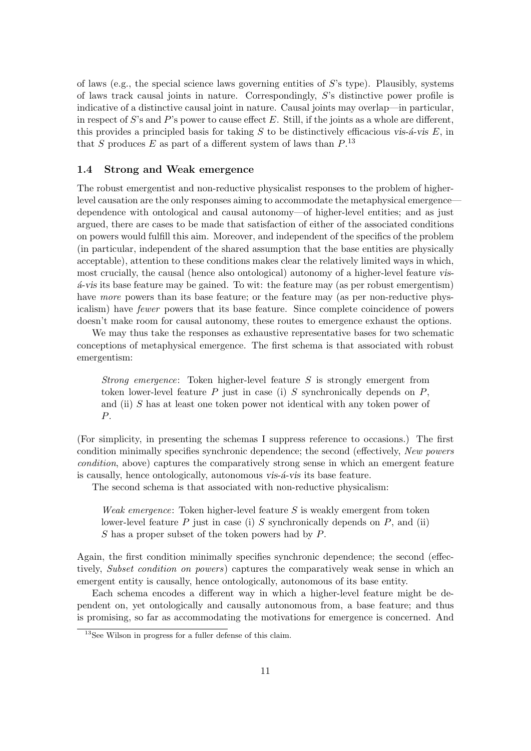of laws (e.g., the special science laws governing entities of $S$'s type). Plausibly, systems of laws track causal joints in nature. Correspondingly, $S$'s distinctive power profile is indicative of a distinctive causal joint in nature. Causal joints may overlap—in particular, in respect of $S$'s and $P$'s power to cause effect $E$. Still, if the joints as a whole are different, this provides a principled basis for taking $S$ to be distinctively efficacious *vis-á-vis* $E$, in that $S$ produces $E$ as part of a different system of laws than $P$.[13]

### 1.4 Strong and Weak emergence

The robust emergentist and non-reductive physicalist responses to the problem of higher-level causation are the only responses aiming to accommodate the metaphysical emergence—dependence with ontological and causal autonomy—of higher-level entities; and as just argued, there are cases to be made that satisfaction of either of the associated conditions on powers would fulfill this aim. Moreover, and independent of the specifics of the problem (in particular, independent of the shared assumption that the base entities are physically acceptable), attention to these conditions makes clear the relatively limited ways in which, most crucially, the causal (hence also ontological) autonomy of a higher-level feature *vis-á-vis* its base feature may be gained. To wit: the feature may (as per robust emergentism) have *more* powers than its base feature; or the feature may (as per non-reductive physicalism) have *fewer* powers that its base feature. Since complete coincidence of powers doesn't make room for causal autonomy, these routes to emergence exhaust the options.

We may thus take the responses as exhaustive representative bases for two schematic conceptions of metaphysical emergence. The first schema is that associated with robust emergentism:

> *Strong emergence*: Token higher-level feature $S$ is strongly emergent from token lower-level feature $P$ just in case (i) $S$ synchronically depends on $P$, and (ii) $S$ has at least one token power not identical with any token power of $P$.

(For simplicity, in presenting the schemas I suppress reference to occasions.) The first condition minimally specifies synchronic dependence; the second (effectively, *New powers condition*, above) captures the comparatively strong sense in which an emergent feature is causally, hence ontologically, autonomous *vis-á-vis* its base feature.

The second schema is that associated with non-reductive physicalism:

> *Weak emergence*: Token higher-level feature $S$ is weakly emergent from token lower-level feature $P$ just in case (i) $S$ synchronically depends on $P$, and (ii) $S$ has a proper subset of the token powers had by $P$.

Again, the first condition minimally specifies synchronic dependence; the second (effectively, *Subset condition on powers*) captures the comparatively weak sense in which an emergent entity is causally, hence ontologically, autonomous of its base entity.

Each schema encodes a different way in which a higher-level feature might be dependent on, yet ontologically and causally autonomous from, a base feature; and thus is promising, so far as accommodating the motivations for emergence is concerned. And

[13] See Wilson in progress for a fuller defense of this claim.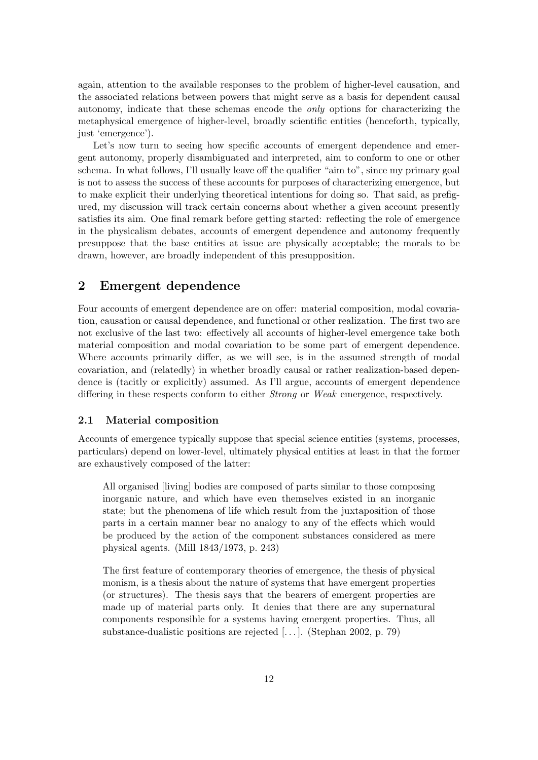again, attention to the available responses to the problem of higher-level causation, and the associated relations between powers that might serve as a basis for dependent causal autonomy, indicate that these schemas encode the *only* options for characterizing the metaphysical emergence of higher-level, broadly scientific entities (henceforth, typically, just 'emergence').

Let's now turn to seeing how specific accounts of emergent dependence and emergent autonomy, properly disambiguated and interpreted, aim to conform to one or other schema. In what follows, I'll usually leave off the qualifier "aim to", since my primary goal is not to assess the success of these accounts for purposes of characterizing emergence, but to make explicit their underlying theoretical intentions for doing so. That said, as prefigured, my discussion will track certain concerns about whether a given account presently satisfies its aim. One final remark before getting started: reflecting the role of emergence in the physicalism debates, accounts of emergent dependence and autonomy frequently presuppose that the base entities at issue are physically acceptable; the morals to be drawn, however, are broadly independent of this presupposition.

## 2 Emergent dependence

Four accounts of emergent dependence are on offer: material composition, modal covariation, causation or causal dependence, and functional or other realization. The first two are not exclusive of the last two: effectively all accounts of higher-level emergence take both material composition and modal covariation to be some part of emergent dependence. Where accounts primarily differ, as we will see, is in the assumed strength of modal covariation, and (relatedly) in whether broadly causal or rather realization-based dependence is (tacitly or explicitly) assumed. As I'll argue, accounts of emergent dependence differing in these respects conform to either *Strong* or *Weak* emergence, respectively.

### 2.1 Material composition

Accounts of emergence typically suppose that special science entities (systems, processes, particulars) depend on lower-level, ultimately physical entities at least in that the former are exhaustively composed of the latter:

> All organised [living] bodies are composed of parts similar to those composing inorganic nature, and which have even themselves existed in an inorganic state; but the phenomena of life which result from the juxtaposition of those parts in a certain manner bear no analogy to any of the effects which would be produced by the action of the component substances considered as mere physical agents. (Mill 1843/1973, p. 243)

> The first feature of contemporary theories of emergence, the thesis of physical monism, is a thesis about the nature of systems that have emergent properties (or structures). The thesis says that the bearers of emergent properties are made up of material parts only. It denies that there are any supernatural components responsible for a systems having emergent properties. Thus, all substance-dualistic positions are rejected [. . . ]. (Stephan 2002, p. 79)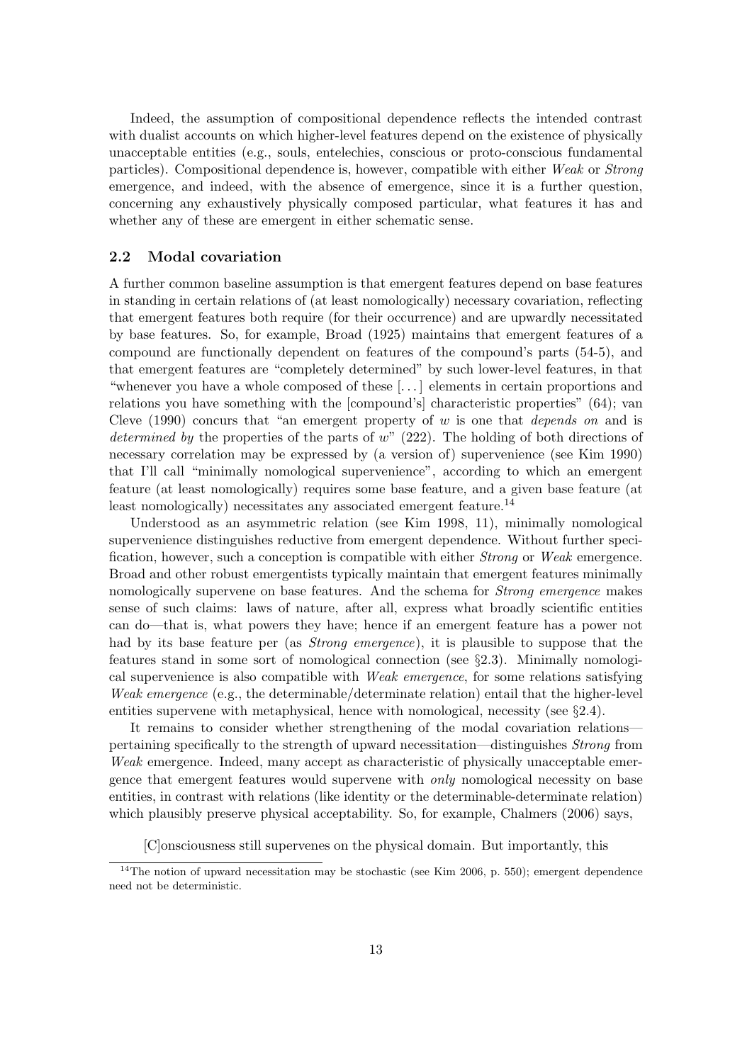Indeed, the assumption of compositional dependence reflects the intended contrast with dualist accounts on which higher-level features depend on the existence of physically unacceptable entities (e.g., souls, entelechies, conscious or proto-conscious fundamental particles). Compositional dependence is, however, compatible with either *Weak* or *Strong* emergence, and indeed, with the absence of emergence, since it is a further question, concerning any exhaustively physically composed particular, what features it has and whether any of these are emergent in either schematic sense.

## 2.2 Modal covariation

A further common baseline assumption is that emergent features depend on base features in standing in certain relations of (at least nomologically) necessary covariation, reflecting that emergent features both require (for their occurrence) and are upwardly necessitated by base features. So, for example, Broad (1925) maintains that emergent features of a compound are functionally dependent on features of the compound's parts (54-5), and that emergent features are "completely determined" by such lower-level features, in that "whenever you have a whole composed of these [...] elements in certain proportions and relations you have something with the [compound's] characteristic properties" (64); van Cleve (1990) concurs that "an emergent property of $w$ is one that *depends on* and is *determined by* the properties of the parts of $w$" (222). The holding of both directions of necessary correlation may be expressed by (a version of) supervenience (see Kim 1990) that I'll call "minimally nomological supervenience", according to which an emergent feature (at least nomologically) requires some base feature, and a given base feature (at least nomologically) necessitates any associated emergent feature.[14]

Understood as an asymmetric relation (see Kim 1998, 11), minimally nomological supervenience distinguishes reductive from emergent dependence. Without further specification, however, such a conception is compatible with either *Strong* or *Weak* emergence. Broad and other robust emergentists typically maintain that emergent features minimally nomologically supervene on base features. And the schema for *Strong emergence* makes sense of such claims: laws of nature, after all, express what broadly scientific entities can do—that is, what powers they have; hence if an emergent feature has a power not had by its base feature per (as *Strong emergence*), it is plausible to suppose that the features stand in some sort of nomological connection (see §2.3). Minimally nomological supervenience is also compatible with *Weak emergence*, for some relations satisfying *Weak emergence* (e.g., the determinable/determinate relation) entail that the higher-level entities supervene with metaphysical, hence with nomological, necessity (see §2.4).

It remains to consider whether strengthening of the modal covariation relations—pertaining specifically to the strength of upward necessitation—distinguishes *Strong* from *Weak* emergence. Indeed, many accept as characteristic of physically unacceptable emergence that emergent features would supervene with *only* nomological necessity on base entities, in contrast with relations (like identity or the determinable-determinate relation) which plausibly preserve physical acceptability. So, for example, Chalmers (2006) says,

> [C]onsciousness still supervenes on the physical domain. But importantly, this

[14] The notion of upward necessitation may be stochastic (see Kim 2006, p. 550); emergent dependence need not be deterministic.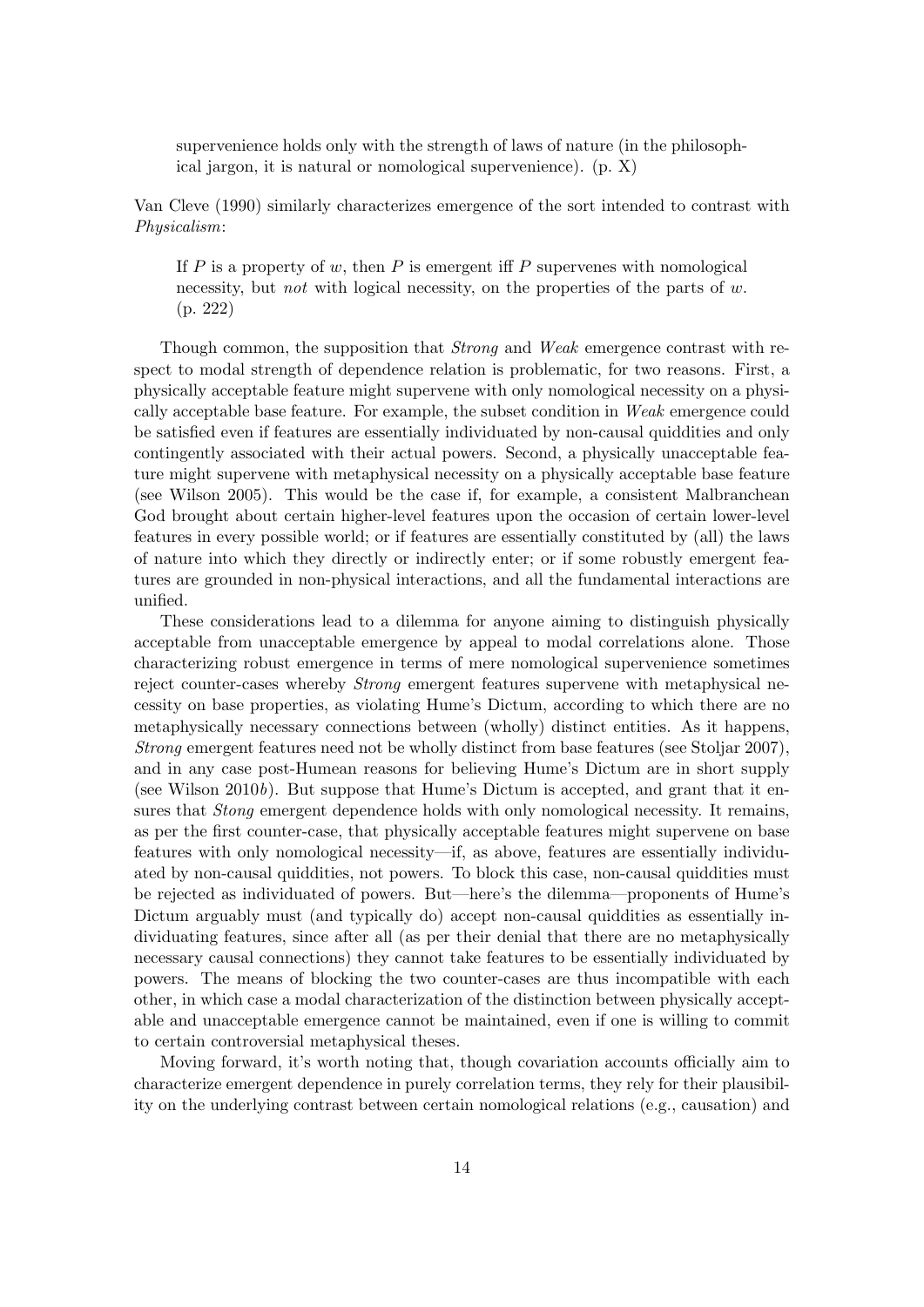> supervenience holds only with the strength of laws of nature (in the philosophical jargon, it is natural or nomological supervenience). (p. X)

Van Cleve (1990) similarly characterizes emergence of the sort intended to contrast with *Physicalism*:

> If $P$ is a property of $w$, then $P$ is emergent iff $P$ supervenes with nomological necessity, but *not* with logical necessity, on the properties of the parts of $w$. (p. 222)

Though common, the supposition that *Strong* and *Weak* emergence contrast with respect to modal strength of dependence relation is problematic, for two reasons. First, a physically acceptable feature might supervene with only nomological necessity on a physically acceptable base feature. For example, the subset condition in *Weak* emergence could be satisfied even if features are essentially individuated by non-causal quiddities and only contingently associated with their actual powers. Second, a physically unacceptable feature might supervene with metaphysical necessity on a physically acceptable base feature (see Wilson 2005). This would be the case if, for example, a consistent Malbranchean God brought about certain higher-level features upon the occasion of certain lower-level features in every possible world; or if features are essentially constituted by (all) the laws of nature into which they directly or indirectly enter; or if some robustly emergent features are grounded in non-physical interactions, and all the fundamental interactions are unified.

These considerations lead to a dilemma for anyone aiming to distinguish physically acceptable from unacceptable emergence by appeal to modal correlations alone. Those characterizing robust emergence in terms of mere nomological supervenience sometimes reject counter-cases whereby *Strong* emergent features supervene with metaphysical necessity on base properties, as violating Hume's Dictum, according to which there are no metaphysically necessary connections between (wholly) distinct entities. As it happens, *Strong* emergent features need not be wholly distinct from base features (see Stoljar 2007), and in any case post-Humean reasons for believing Hume's Dictum are in short supply (see Wilson 2010*b*). But suppose that Hume's Dictum is accepted, and grant that it ensures that *Stong* emergent dependence holds with only nomological necessity. It remains, as per the first counter-case, that physically acceptable features might supervene on base features with only nomological necessity—if, as above, features are essentially individuated by non-causal quiddities, not powers. To block this case, non-causal quiddities must be rejected as individuated of powers. But—here's the dilemma—proponents of Hume's Dictum arguably must (and typically do) accept non-causal quiddities as essentially individuating features, since after all (as per their denial that there are no metaphysically necessary causal connections) they cannot take features to be essentially individuated by powers. The means of blocking the two counter-cases are thus incompatible with each other, in which case a modal characterization of the distinction between physically acceptable and unacceptable emergence cannot be maintained, even if one is willing to commit to certain controversial metaphysical theses.

Moving forward, it's worth noting that, though covariation accounts officially aim to characterize emergent dependence in purely correlation terms, they rely for their plausibility on the underlying contrast between certain nomological relations (e.g., causation) and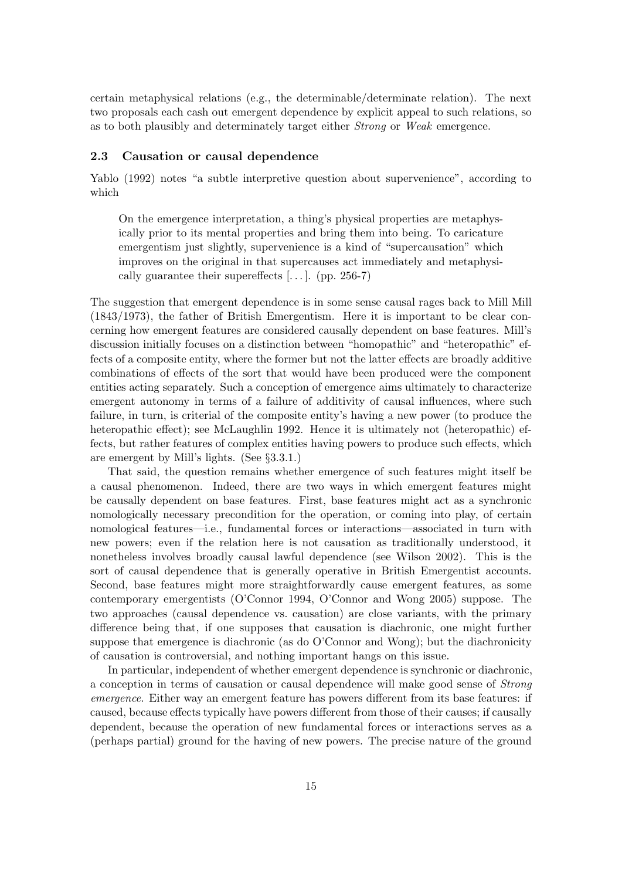certain metaphysical relations (e.g., the determinable/determinate relation). The next two proposals each cash out emergent dependence by explicit appeal to such relations, so as to both plausibly and determinately target either *Strong* or *Weak* emergence.

### 2.3 Causation or causal dependence

Yablo (1992) notes "a subtle interpretive question about supervenience", according to which

> On the emergence interpretation, a thing's physical properties are metaphysically prior to its mental properties and bring them into being. To caricature emergentism just slightly, supervenience is a kind of "supercausation" which improves on the original in that supercauses act immediately and metaphysically guarantee their supereffects [. . . ]. (pp. 256-7)

The suggestion that emergent dependence is in some sense causal rages back to Mill Mill (1843/1973), the father of British Emergentism. Here it is important to be clear concerning how emergent features are considered causally dependent on base features. Mill's discussion initially focuses on a distinction between "homopathic" and "heteropathic" effects of a composite entity, where the former but not the latter effects are broadly additive combinations of effects of the sort that would have been produced were the component entities acting separately. Such a conception of emergence aims ultimately to characterize emergent autonomy in terms of a failure of additivity of causal influences, where such failure, in turn, is criterial of the composite entity's having a new power (to produce the heteropathic effect); see McLaughlin 1992. Hence it is ultimately not (heteropathic) effects, but rather features of complex entities having powers to produce such effects, which are emergent by Mill's lights. (See §3.3.1.)

That said, the question remains whether emergence of such features might itself be a causal phenomenon. Indeed, there are two ways in which emergent features might be causally dependent on base features. First, base features might act as a synchronic nomologically necessary precondition for the operation, or coming into play, of certain nomological features—i.e., fundamental forces or interactions—associated in turn with new powers; even if the relation here is not causation as traditionally understood, it nonetheless involves broadly causal lawful dependence (see Wilson 2002). This is the sort of causal dependence that is generally operative in British Emergentist accounts. Second, base features might more straightforwardly cause emergent features, as some contemporary emergentists (O'Connor 1994, O'Connor and Wong 2005) suppose. The two approaches (causal dependence vs. causation) are close variants, with the primary difference being that, if one supposes that causation is diachronic, one might further suppose that emergence is diachronic (as do O'Connor and Wong); but the diachronicity of causation is controversial, and nothing important hangs on this issue.

In particular, independent of whether emergent dependence is synchronic or diachronic, a conception in terms of causation or causal dependence will make good sense of *Strong emergence*. Either way an emergent feature has powers different from its base features: if caused, because effects typically have powers different from those of their causes; if causally dependent, because the operation of new fundamental forces or interactions serves as a (perhaps partial) ground for the having of new powers. The precise nature of the ground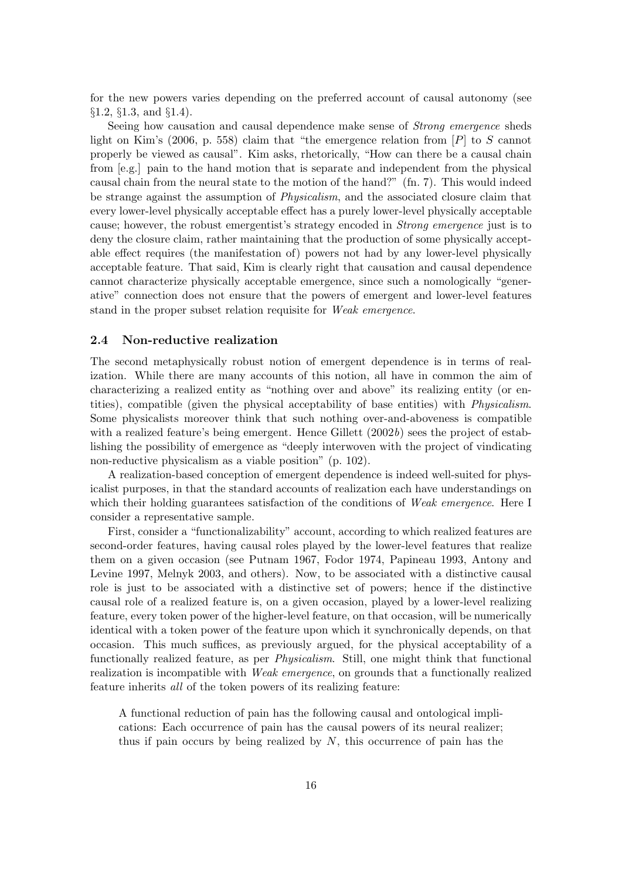for the new powers varies depending on the preferred account of causal autonomy (see §1.2, §1.3, and §1.4).

Seeing how causation and causal dependence make sense of *Strong emergence* sheds light on Kim's (2006, p. 558) claim that "the emergence relation from [$P$] to $S$ cannot properly be viewed as causal". Kim asks, rhetorically, "How can there be a causal chain from [e.g.] pain to the hand motion that is separate and independent from the physical causal chain from the neural state to the motion of the hand?" (fn. 7). This would indeed be strange against the assumption of *Physicalism*, and the associated closure claim that every lower-level physically acceptable effect has a purely lower-level physically acceptable cause; however, the robust emergentist's strategy encoded in *Strong emergence* just is to deny the closure claim, rather maintaining that the production of some physically acceptable effect requires (the manifestation of) powers not had by any lower-level physically acceptable feature. That said, Kim is clearly right that causation and causal dependence cannot characterize physically acceptable emergence, since such a nomologically "generative" connection does not ensure that the powers of emergent and lower-level features stand in the proper subset relation requisite for *Weak emergence*.

### 2.4 Non-reductive realization

The second metaphysically robust notion of emergent dependence is in terms of realization. While there are many accounts of this notion, all have in common the aim of characterizing a realized entity as "nothing over and above" its realizing entity (or entities), compatible (given the physical acceptability of base entities) with *Physicalism*. Some physicalists moreover think that such nothing over-and-aboveness is compatible with a realized feature's being emergent. Hence Gillett (2002*b*) sees the project of establishing the possibility of emergence as "deeply interwoven with the project of vindicating non-reductive physicalism as a viable position" (p. 102).

A realization-based conception of emergent dependence is indeed well-suited for physicalist purposes, in that the standard accounts of realization each have understandings on which their holding guarantees satisfaction of the conditions of *Weak emergence*. Here I consider a representative sample.

First, consider a "functionalizability" account, according to which realized features are second-order features, having causal roles played by the lower-level features that realize them on a given occasion (see Putnam 1967, Fodor 1974, Papineau 1993, Antony and Levine 1997, Melnyk 2003, and others). Now, to be associated with a distinctive causal role is just to be associated with a distinctive set of powers; hence if the distinctive causal role of a realized feature is, on a given occasion, played by a lower-level realizing feature, every token power of the higher-level feature, on that occasion, will be numerically identical with a token power of the feature upon which it synchronically depends, on that occasion. This much suffices, as previously argued, for the physical acceptability of a functionally realized feature, as per *Physicalism*. Still, one might think that functional realization is incompatible with *Weak emergence*, on grounds that a functionally realized feature inherits *all* of the token powers of its realizing feature:

> A functional reduction of pain has the following causal and ontological implications: Each occurrence of pain has the causal powers of its neural realizer; thus if pain occurs by being realized by $N$, this occurrence of pain has the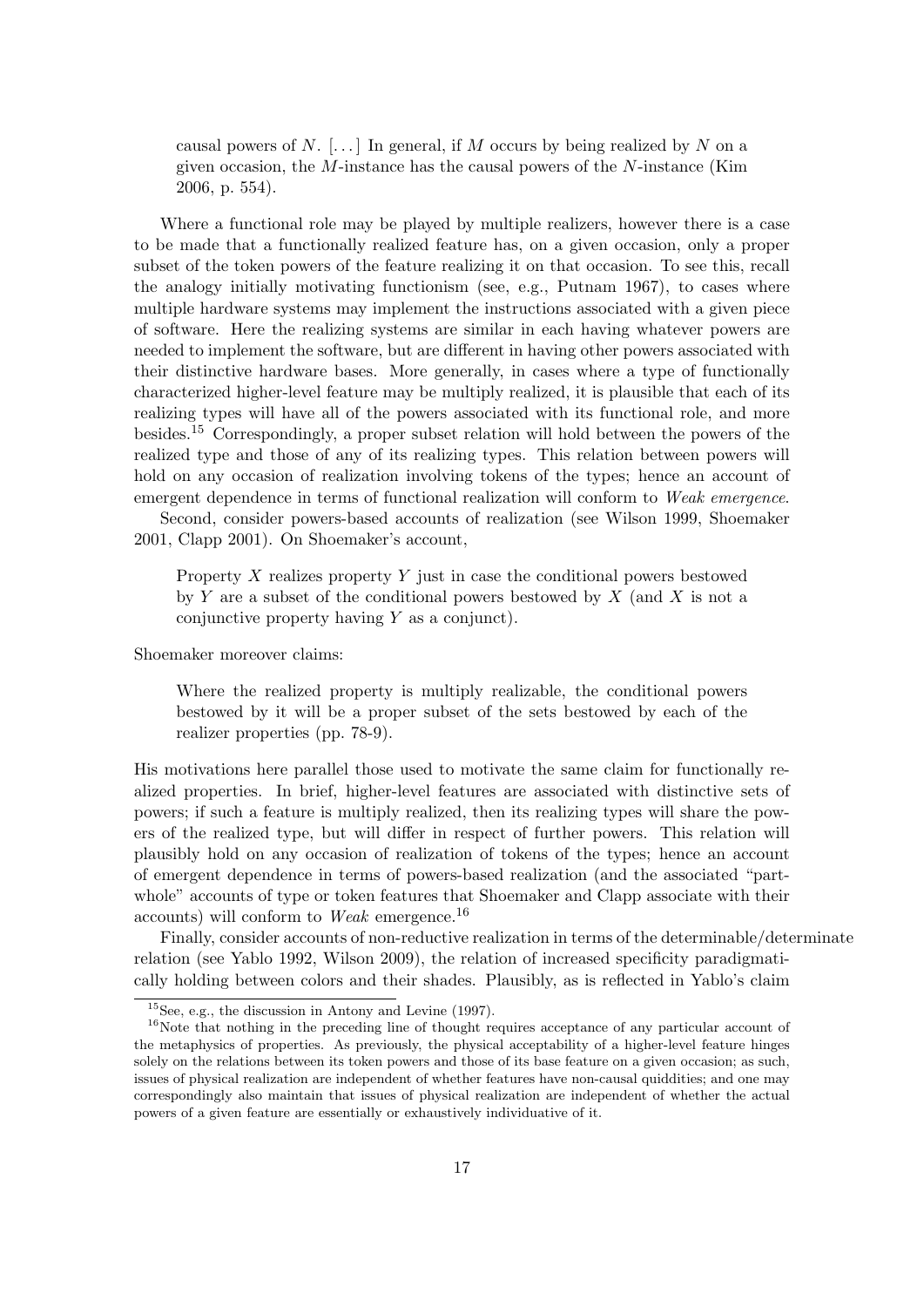> causal powers of $N$. [...] In general, if $M$ occurs by being realized by $N$ on a given occasion, the $M$-instance has the causal powers of the $N$-instance (Kim 2006, p. 554).

Where a functional role may be played by multiple realizers, however there is a case to be made that a functionally realized feature has, on a given occasion, only a proper subset of the token powers of the feature realizing it on that occasion. To see this, recall the analogy initially motivating functionism (see, e.g., Putnam 1967), to cases where multiple hardware systems may implement the instructions associated with a given piece of software. Here the realizing systems are similar in each having whatever powers are needed to implement the software, but are different in having other powers associated with their distinctive hardware bases. More generally, in cases where a type of functionally characterized higher-level feature may be multiply realized, it is plausible that each of its realizing types will have all of the powers associated with its functional role, and more besides.[15] Correspondingly, a proper subset relation will hold between the powers of the realized type and those of any of its realizing types. This relation between powers will hold on any occasion of realization involving tokens of the types; hence an account of emergent dependence in terms of functional realization will conform to *Weak emergence*.

Second, consider powers-based accounts of realization (see Wilson 1999, Shoemaker 2001, Clapp 2001). On Shoemaker's account,

> Property $X$ realizes property $Y$ just in case the conditional powers bestowed by $Y$ are a subset of the conditional powers bestowed by $X$ (and $X$ is not a conjunctive property having $Y$ as a conjunct).

Shoemaker moreover claims:

> Where the realized property is multiply realizable, the conditional powers bestowed by it will be a proper subset of the sets bestowed by each of the realizer properties (pp. 78-9).

His motivations here parallel those used to motivate the same claim for functionally realized properties. In brief, higher-level features are associated with distinctive sets of powers; if such a feature is multiply realized, then its realizing types will share the powers of the realized type, but will differ in respect of further powers. This relation will plausibly hold on any occasion of realization of tokens of the types; hence an account of emergent dependence in terms of powers-based realization (and the associated "part-whole" accounts of type or token features that Shoemaker and Clapp associate with their accounts) will conform to *Weak* emergence.[16]

Finally, consider accounts of non-reductive realization in terms of the determinable/determinate relation (see Yablo 1992, Wilson 2009), the relation of increased specificity paradigmatically holding between colors and their shades. Plausibly, as is reflected in Yablo's claim

[15] See, e.g., the discussion in Antony and Levine (1997).

[16] Note that nothing in the preceding line of thought requires acceptance of any particular account of the metaphysics of properties. As previously, the physical acceptability of a higher-level feature hinges solely on the relations between its token powers and those of its base feature on a given occasion; as such, issues of physical realization are independent of whether features have non-causal quiddities; and one may correspondingly also maintain that issues of physical realization are independent of whether the actual powers of a given feature are essentially or exhaustively individuative of it.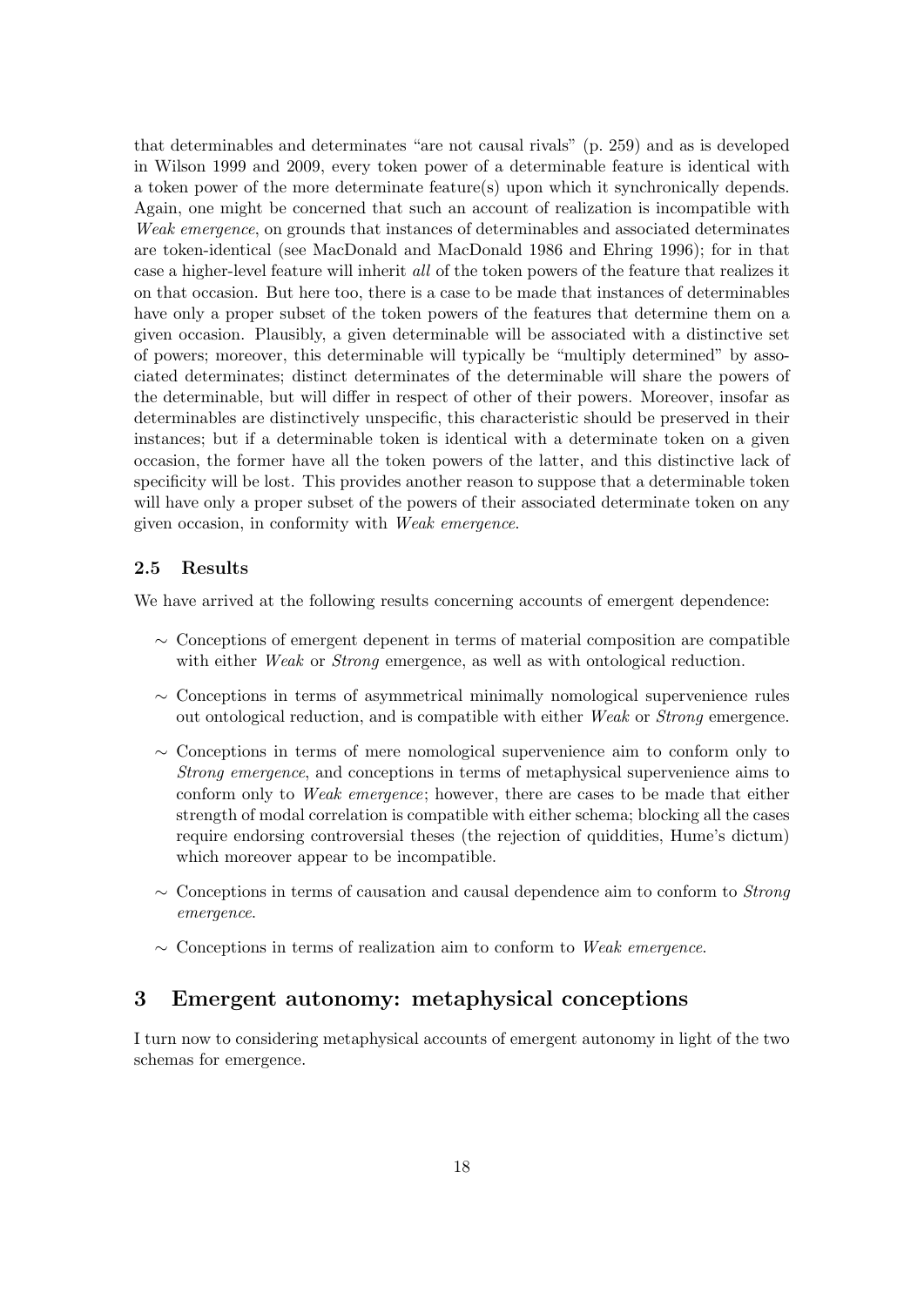that determinables and determinates "are not causal rivals" (p. 259) and as is developed in Wilson 1999 and 2009, every token power of a determinable feature is identical with a token power of the more determinate feature(s) upon which it synchronically depends. Again, one might be concerned that such an account of realization is incompatible with *Weak emergence*, on grounds that instances of determinables and associated determinates are token-identical (see MacDonald and MacDonald 1986 and Ehring 1996); for in that case a higher-level feature will inherit *all* of the token powers of the feature that realizes it on that occasion. But here too, there is a case to be made that instances of determinables have only a proper subset of the token powers of the features that determine them on a given occasion. Plausibly, a given determinable will be associated with a distinctive set of powers; moreover, this determinable will typically be "multiply determined" by associated determinates; distinct determinates of the determinable will share the powers of the determinable, but will differ in respect of other of their powers. Moreover, insofar as determinables are distinctively unspecific, this characteristic should be preserved in their instances; but if a determinable token is identical with a determinate token on a given occasion, the former have all the token powers of the latter, and this distinctive lack of specificity will be lost. This provides another reason to suppose that a determinable token will have only a proper subset of the powers of their associated determinate token on any given occasion, in conformity with *Weak emergence*.

### 2.5 Results

We have arrived at the following results concerning accounts of emergent dependence:

- ∼ Conceptions of emergent depenent in terms of material composition are compatible with either *Weak* or *Strong* emergence, as well as with ontological reduction.
- ∼ Conceptions in terms of asymmetrical minimally nomological supervenience rules out ontological reduction, and is compatible with either *Weak* or *Strong* emergence.
- ∼ Conceptions in terms of mere nomological supervenience aim to conform only to *Strong emergence*, and conceptions in terms of metaphysical supervenience aims to conform only to *Weak emergence*; however, there are cases to be made that either strength of modal correlation is compatible with either schema; blocking all the cases require endorsing controversial theses (the rejection of quiddities, Hume's dictum) which moreover appear to be incompatible.
- ∼ Conceptions in terms of causation and causal dependence aim to conform to *Strong emergence*.
- ∼ Conceptions in terms of realization aim to conform to *Weak emergence*.

## 3 Emergent autonomy: metaphysical conceptions

I turn now to considering metaphysical accounts of emergent autonomy in light of the two schemas for emergence.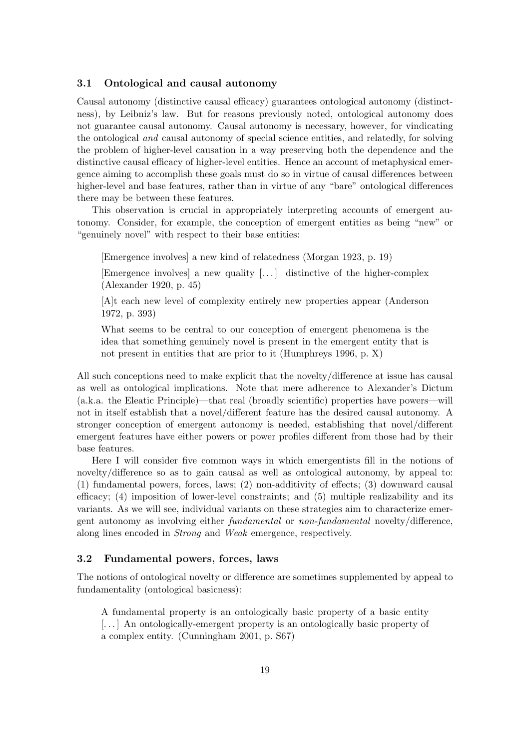### 3.1 Ontological and causal autonomy

Causal autonomy (distinctive causal efficacy) guarantees ontological autonomy (distinctness), by Leibniz's law. But for reasons previously noted, ontological autonomy does not guarantee causal autonomy. Causal autonomy is necessary, however, for vindicating the ontological *and* causal autonomy of special science entities, and relatedly, for solving the problem of higher-level causation in a way preserving both the dependence and the distinctive causal efficacy of higher-level entities. Hence an account of metaphysical emergence aiming to accomplish these goals must do so in virtue of causal differences between higher-level and base features, rather than in virtue of any "bare" ontological differences there may be between these features.

This observation is crucial in appropriately interpreting accounts of emergent autonomy. Consider, for example, the conception of emergent entities as being "new" or "genuinely novel" with respect to their base entities:

> [Emergence involves] a new kind of relatedness (Morgan 1923, p. 19)
>
> [Emergence involves] a new quality [. . . ] distinctive of the higher-complex (Alexander 1920, p. 45)
>
> [A]t each new level of complexity entirely new properties appear (Anderson 1972, p. 393)
>
> What seems to be central to our conception of emergent phenomena is the idea that something genuinely novel is present in the emergent entity that is not present in entities that are prior to it (Humphreys 1996, p. X)

All such conceptions need to make explicit that the novelty/difference at issue has causal as well as ontological implications. Note that mere adherence to Alexander's Dictum (a.k.a. the Eleatic Principle)—that real (broadly scientific) properties have powers—will not in itself establish that a novel/different feature has the desired causal autonomy. A stronger conception of emergent autonomy is needed, establishing that novel/different emergent features have either powers or power profiles different from those had by their base features.

Here I will consider five common ways in which emergentists fill in the notions of novelty/difference so as to gain causal as well as ontological autonomy, by appeal to: (1) fundamental powers, forces, laws; (2) non-additivity of effects; (3) downward causal efficacy; (4) imposition of lower-level constraints; and (5) multiple realizability and its variants. As we will see, individual variants on these strategies aim to characterize emergent autonomy as involving either *fundamental* or *non-fundamental* novelty/difference, along lines encoded in *Strong* and *Weak* emergence, respectively.

### 3.2 Fundamental powers, forces, laws

The notions of ontological novelty or difference are sometimes supplemented by appeal to fundamentality (ontological basicness):

> A fundamental property is an ontologically basic property of a basic entity [. . . ] An ontologically-emergent property is an ontologically basic property of a complex entity. (Cunningham 2001, p. S67)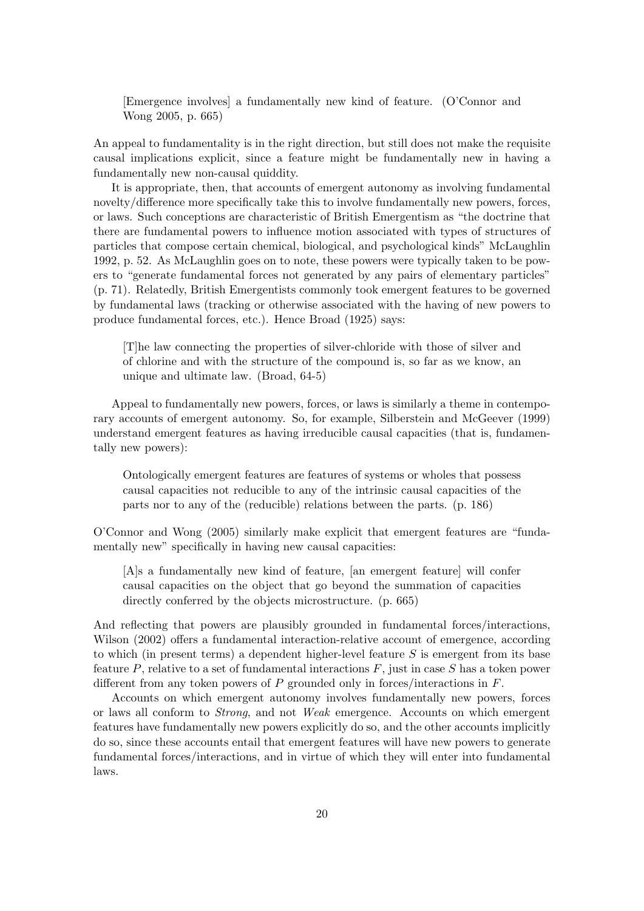> [Emergence involves] a fundamentally new kind of feature. (O'Connor and Wong 2005, p. 665)

An appeal to fundamentality is in the right direction, but still does not make the requisite causal implications explicit, since a feature might be fundamentally new in having a fundamentally new non-causal quiddity.

It is appropriate, then, that accounts of emergent autonomy as involving fundamental novelty/difference more specifically take this to involve fundamentally new powers, forces, or laws. Such conceptions are characteristic of British Emergentism as "the doctrine that there are fundamental powers to influence motion associated with types of structures of particles that compose certain chemical, biological, and psychological kinds" McLaughlin 1992, p. 52. As McLaughlin goes on to note, these powers were typically taken to be powers to "generate fundamental forces not generated by any pairs of elementary particles" (p. 71). Relatedly, British Emergentists commonly took emergent features to be governed by fundamental laws (tracking or otherwise associated with the having of new powers to produce fundamental forces, etc.). Hence Broad (1925) says:

> [T]he law connecting the properties of silver-chloride with those of silver and of chlorine and with the structure of the compound is, so far as we know, an unique and ultimate law. (Broad, 64-5)

Appeal to fundamentally new powers, forces, or laws is similarly a theme in contemporary accounts of emergent autonomy. So, for example, Silberstein and McGeever (1999) understand emergent features as having irreducible causal capacities (that is, fundamentally new powers):

> Ontologically emergent features are features of systems or wholes that possess causal capacities not reducible to any of the intrinsic causal capacities of the parts nor to any of the (reducible) relations between the parts. (p. 186)

O'Connor and Wong (2005) similarly make explicit that emergent features are "fundamentally new" specifically in having new causal capacities:

> [A]s a fundamentally new kind of feature, [an emergent feature] will confer causal capacities on the object that go beyond the summation of capacities directly conferred by the objects microstructure. (p. 665)

And reflecting that powers are plausibly grounded in fundamental forces/interactions, Wilson (2002) offers a fundamental interaction-relative account of emergence, according to which (in present terms) a dependent higher-level feature $S$ is emergent from its base feature $P$, relative to a set of fundamental interactions $F$, just in case $S$ has a token power different from any token powers of $P$ grounded only in forces/interactions in $F$.

Accounts on which emergent autonomy involves fundamentally new powers, forces or laws all conform to *Strong*, and not *Weak* emergence. Accounts on which emergent features have fundamentally new powers explicitly do so, and the other accounts implicitly do so, since these accounts entail that emergent features will have new powers to generate fundamental forces/interactions, and in virtue of which they will enter into fundamental laws.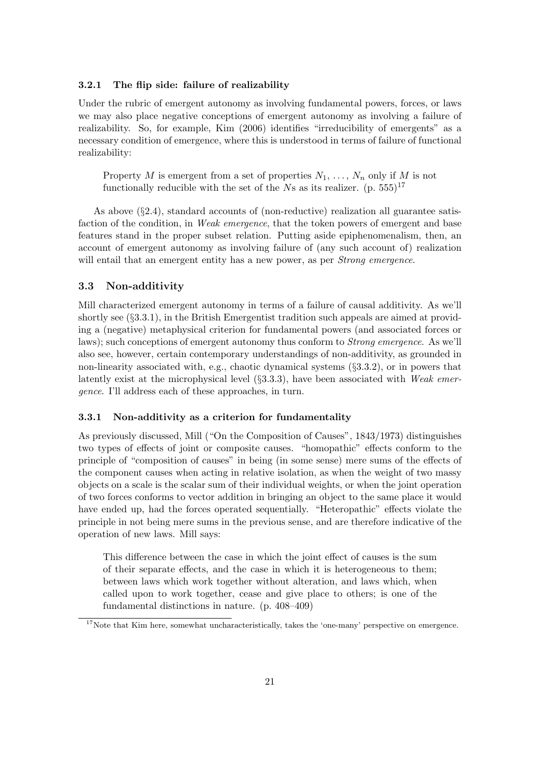#### 3.2.1 The flip side: failure of realizability

Under the rubric of emergent autonomy as involving fundamental powers, forces, or laws we may also place negative conceptions of emergent autonomy as involving a failure of realizability. So, for example, Kim (2006) identifies "irreducibility of emergents" as a necessary condition of emergence, where this is understood in terms of failure of functional realizability:

> Property $M$ is emergent from a set of properties $N_1, \ldots, N_n$ only if $M$ is not functionally reducible with the set of the $N$s as its realizer. (p. 555)[17]

As above (§2.4), standard accounts of (non-reductive) realization all guarantee satisfaction of the condition, in *Weak emergence*, that the token powers of emergent and base features stand in the proper subset relation. Putting aside epiphenomenalism, then, an account of emergent autonomy as involving failure of (any such account of) realization will entail that an emergent entity has a new power, as per *Strong emergence*.

### 3.3 Non-additivity

Mill characterized emergent autonomy in terms of a failure of causal additivity. As we'll shortly see (§3.3.1), in the British Emergentist tradition such appeals are aimed at providing a (negative) metaphysical criterion for fundamental powers (and associated forces or laws); such conceptions of emergent autonomy thus conform to *Strong emergence*. As we'll also see, however, certain contemporary understandings of non-additivity, as grounded in non-linearity associated with, e.g., chaotic dynamical systems (§3.3.2), or in powers that latently exist at the microphysical level (§3.3.3), have been associated with *Weak emergence*. I'll address each of these approaches, in turn.

#### 3.3.1 Non-additivity as a criterion for fundamentality

As previously discussed, Mill ("On the Composition of Causes", 1843/1973) distinguishes two types of effects of joint or composite causes. "homopathic" effects conform to the principle of "composition of causes" in being (in some sense) mere sums of the effects of the component causes when acting in relative isolation, as when the weight of two massy objects on a scale is the scalar sum of their individual weights, or when the joint operation of two forces conforms to vector addition in bringing an object to the same place it would have ended up, had the forces operated sequentially. "Heteropathic" effects violate the principle in not being mere sums in the previous sense, and are therefore indicative of the operation of new laws. Mill says:

> This difference between the case in which the joint effect of causes is the sum of their separate effects, and the case in which it is heterogeneous to them; between laws which work together without alteration, and laws which, when called upon to work together, cease and give place to others; is one of the fundamental distinctions in nature. (p. 408–409)

[17] Note that Kim here, somewhat uncharacteristically, takes the 'one-many' perspective on emergence.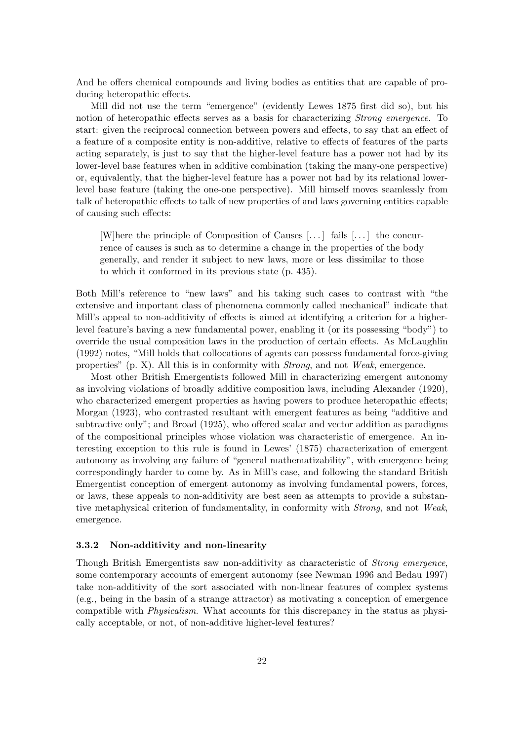And he offers chemical compounds and living bodies as entities that are capable of producing heteropathic effects.

Mill did not use the term "emergence" (evidently Lewes 1875 first did so), but his notion of heteropathic effects serves as a basis for characterizing *Strong emergence*. To start: given the reciprocal connection between powers and effects, to say that an effect of a feature of a composite entity is non-additive, relative to effects of features of the parts acting separately, is just to say that the higher-level feature has a power not had by its lower-level base features when in additive combination (taking the many-one perspective) or, equivalently, that the higher-level feature has a power not had by its relational lower-level base feature (taking the one-one perspective). Mill himself moves seamlessly from talk of heteropathic effects to talk of new properties of and laws governing entities capable of causing such effects:

> [W]here the principle of Composition of Causes [...] fails [...] the concurrence of causes is such as to determine a change in the properties of the body generally, and render it subject to new laws, more or less dissimilar to those to which it conformed in its previous state (p. 435).

Both Mill's reference to "new laws" and his taking such cases to contrast with "the extensive and important class of phenomena commonly called mechanical" indicate that Mill's appeal to non-additivity of effects is aimed at identifying a criterion for a higher-level feature's having a new fundamental power, enabling it (or its possessing "body") to override the usual composition laws in the production of certain effects. As McLaughlin (1992) notes, "Mill holds that collocations of agents can possess fundamental force-giving properties" (p. X). All this is in conformity with *Strong*, and not *Weak*, emergence.

Most other British Emergentists followed Mill in characterizing emergent autonomy as involving violations of broadly additive composition laws, including Alexander (1920), who characterized emergent properties as having powers to produce heteropathic effects; Morgan (1923), who contrasted resultant with emergent features as being "additive and subtractive only"; and Broad (1925), who offered scalar and vector addition as paradigms of the compositional principles whose violation was characteristic of emergence. An interesting exception to this rule is found in Lewes' (1875) characterization of emergent autonomy as involving any failure of "general mathematizability", with emergence being correspondingly harder to come by. As in Mill's case, and following the standard British Emergentist conception of emergent autonomy as involving fundamental powers, forces, or laws, these appeals to non-additivity are best seen as attempts to provide a substantive metaphysical criterion of fundamentality, in conformity with *Strong*, and not *Weak*, emergence.

### 3.3.2 Non-additivity and non-linearity

Though British Emergentists saw non-additivity as characteristic of *Strong emergence*, some contemporary accounts of emergent autonomy (see Newman 1996 and Bedau 1997) take non-additivity of the sort associated with non-linear features of complex systems (e.g., being in the basin of a strange attractor) as motivating a conception of emergence compatible with *Physicalism*. What accounts for this discrepancy in the status as physically acceptable, or not, of non-additive higher-level features?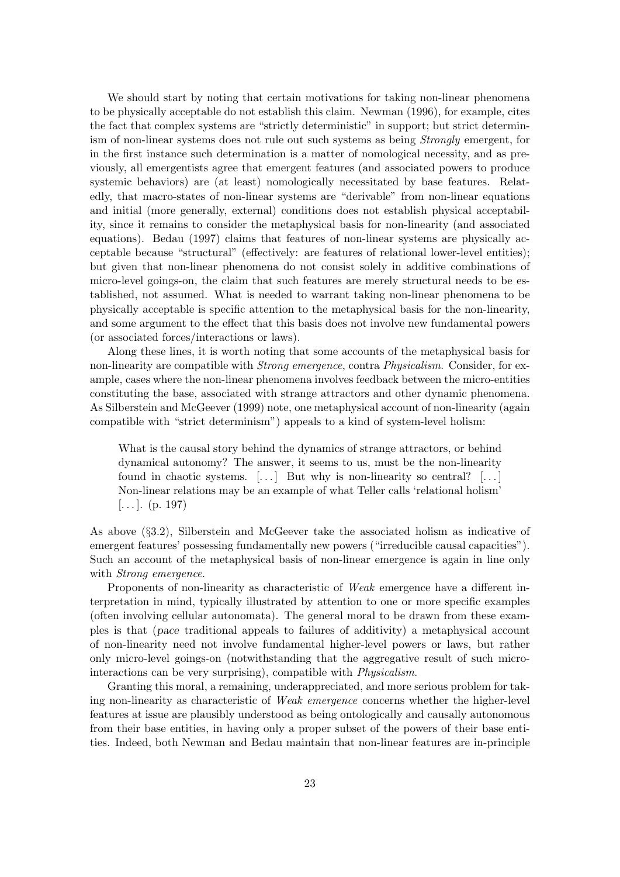We should start by noting that certain motivations for taking non-linear phenomena to be physically acceptable do not establish this claim. Newman (1996), for example, cites the fact that complex systems are "strictly deterministic" in support; but strict determinism of non-linear systems does not rule out such systems as being *Strongly* emergent, for in the first instance such determination is a matter of nomological necessity, and as previously, all emergentists agree that emergent features (and associated powers to produce systemic behaviors) are (at least) nomologically necessitated by base features. Relatedly, that macro-states of non-linear systems are "derivable" from non-linear equations and initial (more generally, external) conditions does not establish physical acceptability, since it remains to consider the metaphysical basis for non-linearity (and associated equations). Bedau (1997) claims that features of non-linear systems are physically acceptable because "structural" (effectively: are features of relational lower-level entities); but given that non-linear phenomena do not consist solely in additive combinations of micro-level goings-on, the claim that such features are merely structural needs to be established, not assumed. What is needed to warrant taking non-linear phenomena to be physically acceptable is specific attention to the metaphysical basis for the non-linearity, and some argument to the effect that this basis does not involve new fundamental powers (or associated forces/interactions or laws).

Along these lines, it is worth noting that some accounts of the metaphysical basis for non-linearity are compatible with *Strong emergence*, contra *Physicalism*. Consider, for example, cases where the non-linear phenomena involves feedback between the micro-entities constituting the base, associated with strange attractors and other dynamic phenomena. As Silberstein and McGeever (1999) note, one metaphysical account of non-linearity (again compatible with "strict determinism") appeals to a kind of system-level holism:

> What is the causal story behind the dynamics of strange attractors, or behind dynamical autonomy? The answer, it seems to us, must be the non-linearity found in chaotic systems. [...] But why is non-linearity so central? [...] Non-linear relations may be an example of what Teller calls 'relational holism' [...]. (p. 197)

As above (§3.2), Silberstein and McGeever take the associated holism as indicative of emergent features' possessing fundamentally new powers ("irreducible causal capacities"). Such an account of the metaphysical basis of non-linear emergence is again in line only with *Strong emergence*.

Proponents of non-linearity as characteristic of *Weak* emergence have a different interpretation in mind, typically illustrated by attention to one or more specific examples (often involving cellular autonomata). The general moral to be drawn from these examples is that (*pace* traditional appeals to failures of additivity) a metaphysical account of non-linearity need not involve fundamental higher-level powers or laws, but rather only micro-level goings-on (notwithstanding that the aggregative result of such micro-interactions can be very surprising), compatible with *Physicalism*.

Granting this moral, a remaining, underappreciated, and more serious problem for taking non-linearity as characteristic of *Weak emergence* concerns whether the higher-level features at issue are plausibly understood as being ontologically and causally autonomous from their base entities, in having only a proper subset of the powers of their base entities. Indeed, both Newman and Bedau maintain that non-linear features are in-principle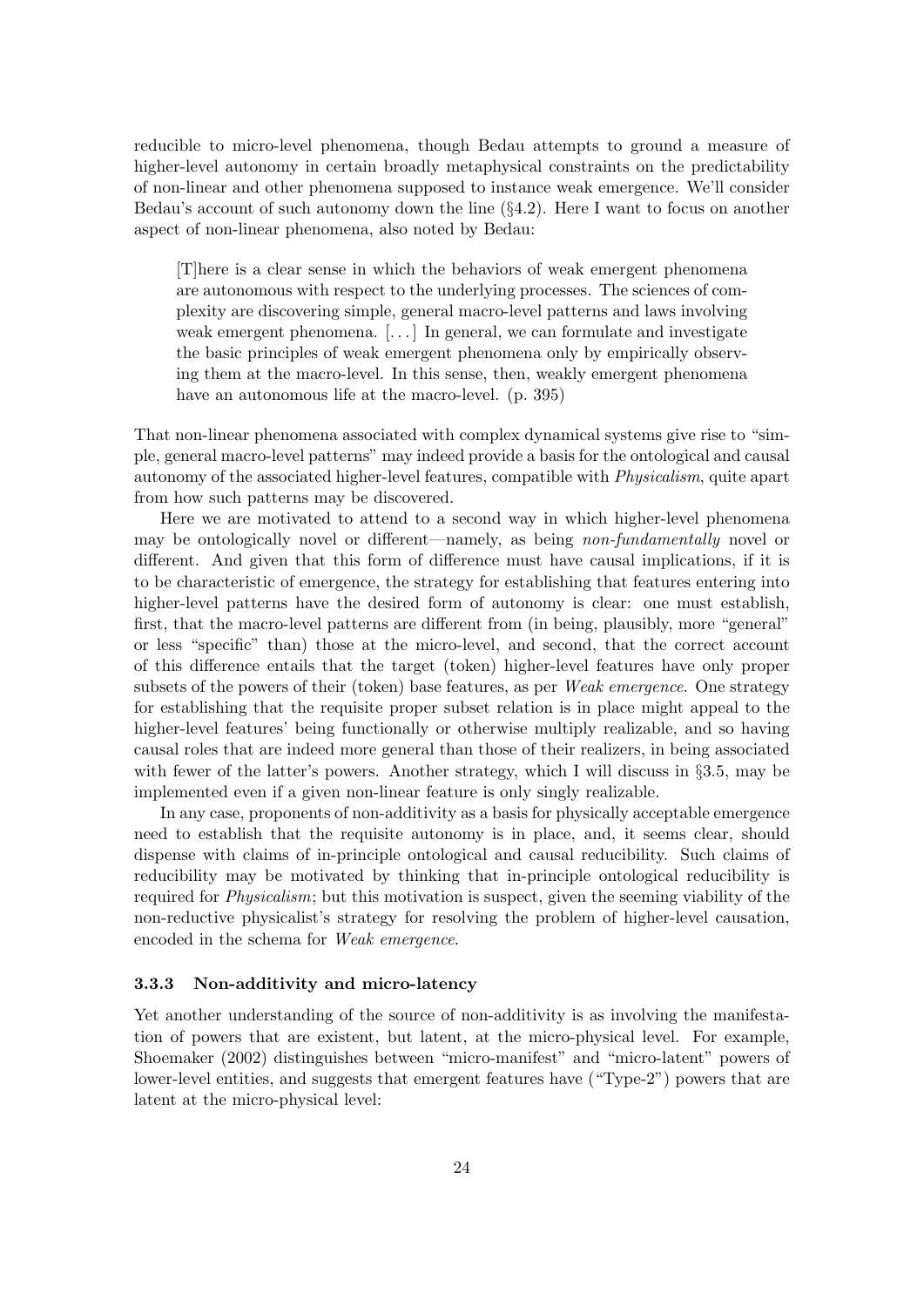reducible to micro-level phenomena, though Bedau attempts to ground a measure of higher-level autonomy in certain broadly metaphysical constraints on the predictability of non-linear and other phenomena supposed to instance weak emergence. We'll consider Bedau's account of such autonomy down the line (§4.2). Here I want to focus on another aspect of non-linear phenomena, also noted by Bedau:

> [T]here is a clear sense in which the behaviors of weak emergent phenomena are autonomous with respect to the underlying processes. The sciences of complexity are discovering simple, general macro-level patterns and laws involving weak emergent phenomena. [. . . ] In general, we can formulate and investigate the basic principles of weak emergent phenomena only by empirically observing them at the macro-level. In this sense, then, weakly emergent phenomena have an autonomous life at the macro-level. (p. 395)

That non-linear phenomena associated with complex dynamical systems give rise to "simple, general macro-level patterns" may indeed provide a basis for the ontological and causal autonomy of the associated higher-level features, compatible with *Physicalism*, quite apart from how such patterns may be discovered.

Here we are motivated to attend to a second way in which higher-level phenomena may be ontologically novel or different—namely, as being *non-fundamentally* novel or different. And given that this form of difference must have causal implications, if it is to be characteristic of emergence, the strategy for establishing that features entering into higher-level patterns have the desired form of autonomy is clear: one must establish, first, that the macro-level patterns are different from (in being, plausibly, more "general" or less "specific" than) those at the micro-level, and second, that the correct account of this difference entails that the target (token) higher-level features have only proper subsets of the powers of their (token) base features, as per *Weak emergence*. One strategy for establishing that the requisite proper subset relation is in place might appeal to the higher-level features' being functionally or otherwise multiply realizable, and so having causal roles that are indeed more general than those of their realizers, in being associated with fewer of the latter's powers. Another strategy, which I will discuss in §3.5, may be implemented even if a given non-linear feature is only singly realizable.

In any case, proponents of non-additivity as a basis for physically acceptable emergence need to establish that the requisite autonomy is in place, and, it seems clear, should dispense with claims of in-principle ontological and causal reducibility. Such claims of reducibility may be motivated by thinking that in-principle ontological reducibility is required for *Physicalism*; but this motivation is suspect, given the seeming viability of the non-reductive physicalist's strategy for resolving the problem of higher-level causation, encoded in the schema for *Weak emergence*.

### 3.3.3 Non-additivity and micro-latency

Yet another understanding of the source of non-additivity is as involving the manifestation of powers that are existent, but latent, at the micro-physical level. For example, Shoemaker (2002) distinguishes between "micro-manifest" and "micro-latent" powers of lower-level entities, and suggests that emergent features have ("Type-2") powers that are latent at the micro-physical level: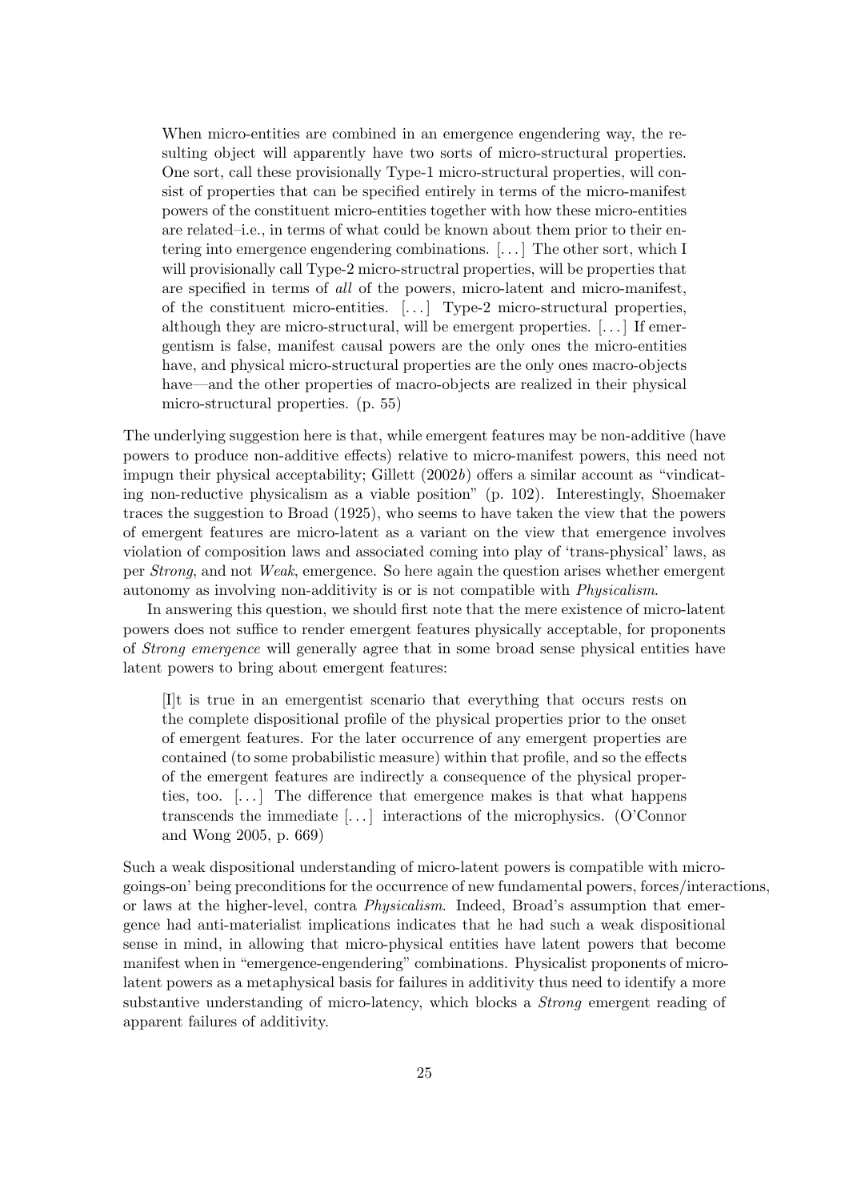> When micro-entities are combined in an emergence engendering way, the resulting object will apparently have two sorts of micro-structural properties. One sort, call these provisionally Type-1 micro-structural properties, will consist of properties that can be specified entirely in terms of the micro-manifest powers of the constituent micro-entities together with how these micro-entities are related–i.e., in terms of what could be known about them prior to their entering into emergence engendering combinations. [. . . ] The other sort, which I will provisionally call Type-2 micro-structral properties, will be properties that are specified in terms of *all* of the powers, micro-latent and micro-manifest, of the constituent micro-entities. [. . . ] Type-2 micro-structural properties, although they are micro-structural, will be emergent properties. [. . . ] If emergentism is false, manifest causal powers are the only ones the micro-entities have, and physical micro-structural properties are the only ones macro-objects have—and the other properties of macro-objects are realized in their physical micro-structural properties. (p. 55)

The underlying suggestion here is that, while emergent features may be non-additive (have powers to produce non-additive effects) relative to micro-manifest powers, this need not impugn their physical acceptability; Gillett (2002*b*) offers a similar account as "vindicating non-reductive physicalism as a viable position" (p. 102). Interestingly, Shoemaker traces the suggestion to Broad (1925), who seems to have taken the view that the powers of emergent features are micro-latent as a variant on the view that emergence involves violation of composition laws and associated coming into play of 'trans-physical' laws, as per *Strong*, and not *Weak*, emergence. So here again the question arises whether emergent autonomy as involving non-additivity is or is not compatible with *Physicalism*.

In answering this question, we should first note that the mere existence of micro-latent powers does not suffice to render emergent features physically acceptable, for proponents of *Strong emergence* will generally agree that in some broad sense physical entities have latent powers to bring about emergent features:

> [I]t is true in an emergentist scenario that everything that occurs rests on the complete dispositional profile of the physical properties prior to the onset of emergent features. For the later occurrence of any emergent properties are contained (to some probabilistic measure) within that profile, and so the effects of the emergent features are indirectly a consequence of the physical properties, too. [. . . ] The difference that emergence makes is that what happens transcends the immediate [. . . ] interactions of the microphysics. (O'Connor and Wong 2005, p. 669)

Such a weak dispositional understanding of micro-latent powers is compatible with micro-goings-on' being preconditions for the occurrence of new fundamental powers, forces/interactions, or laws at the higher-level, contra *Physicalism*. Indeed, Broad's assumption that emergence had anti-materialist implications indicates that he had such a weak dispositional sense in mind, in allowing that micro-physical entities have latent powers that become manifest when in "emergence-engendering" combinations. Physicalist proponents of micro-latent powers as a metaphysical basis for failures in additivity thus need to identify a more substantive understanding of micro-latency, which blocks a *Strong* emergent reading of apparent failures of additivity.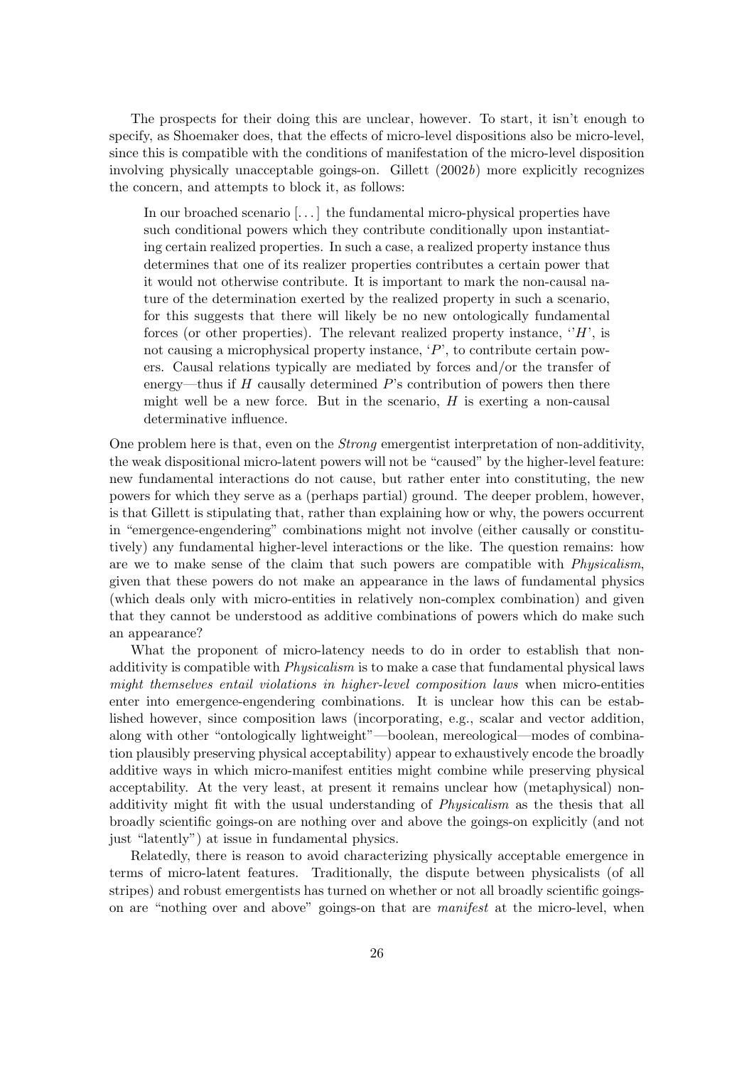The prospects for their doing this are unclear, however. To start, it isn't enough to specify, as Shoemaker does, that the effects of micro-level dispositions also be micro-level, since this is compatible with the conditions of manifestation of the micro-level disposition involving physically unacceptable goings-on. Gillett (2002*b*) more explicitly recognizes the concern, and attempts to block it, as follows:

> In our broached scenario [. . . ] the fundamental micro-physical properties have such conditional powers which they contribute conditionally upon instantiating certain realized properties. In such a case, a realized property instance thus determines that one of its realizer properties contributes a certain power that it would not otherwise contribute. It is important to mark the non-causal nature of the determination exerted by the realized property in such a scenario, for this suggests that there will likely be no new ontologically fundamental forces (or other properties). The relevant realized property instance, ''$H$', is not causing a microphysical property instance, '$P$', to contribute certain powers. Causal relations typically are mediated by forces and/or the transfer of energy—thus if $H$ causally determined $P$'s contribution of powers then there might well be a new force. But in the scenario, $H$ is exerting a non-causal determinative influence.

One problem here is that, even on the *Strong* emergentist interpretation of non-additivity, the weak dispositional micro-latent powers will not be "caused" by the higher-level feature: new fundamental interactions do not cause, but rather enter into constituting, the new powers for which they serve as a (perhaps partial) ground. The deeper problem, however, is that Gillett is stipulating that, rather than explaining how or why, the powers occurrent in "emergence-engendering" combinations might not involve (either causally or constitutively) any fundamental higher-level interactions or the like. The question remains: how are we to make sense of the claim that such powers are compatible with *Physicalism*, given that these powers do not make an appearance in the laws of fundamental physics (which deals only with micro-entities in relatively non-complex combination) and given that they cannot be understood as additive combinations of powers which do make such an appearance?

What the proponent of micro-latency needs to do in order to establish that non-additivity is compatible with *Physicalism* is to make a case that fundamental physical laws *might themselves entail violations in higher-level composition laws* when micro-entities enter into emergence-engendering combinations. It is unclear how this can be established however, since composition laws (incorporating, e.g., scalar and vector addition, along with other "ontologically lightweight"—boolean, mereological—modes of combination plausibly preserving physical acceptability) appear to exhaustively encode the broadly additive ways in which micro-manifest entities might combine while preserving physical acceptability. At the very least, at present it remains unclear how (metaphysical) non-additivity might fit with the usual understanding of *Physicalism* as the thesis that all broadly scientific goings-on are nothing over and above the goings-on explicitly (and not just "latently") at issue in fundamental physics.

Relatedly, there is reason to avoid characterizing physically acceptable emergence in terms of micro-latent features. Traditionally, the dispute between physicalists (of all stripes) and robust emergentists has turned on whether or not all broadly scientific goings-on are "nothing over and above" goings-on that are *manifest* at the micro-level, when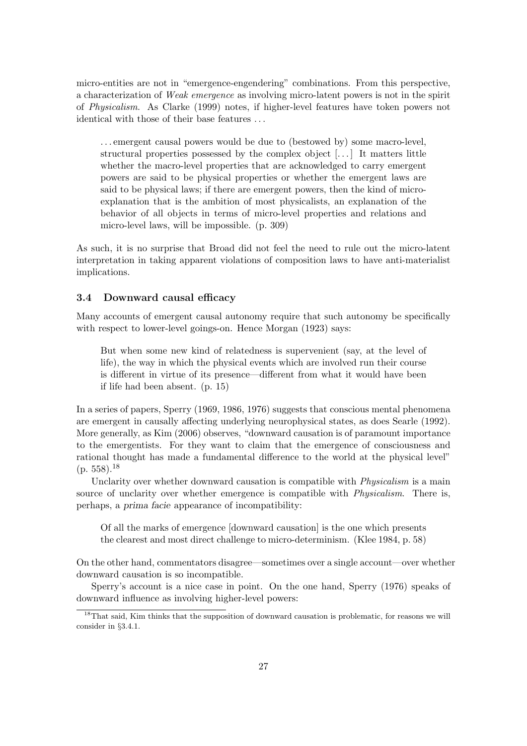micro-entities are not in "emergence-engendering" combinations. From this perspective, a characterization of *Weak emergence* as involving micro-latent powers is not in the spirit of *Physicalism*. As Clarke (1999) notes, if higher-level features have token powers not identical with those of their base features ...

> ... emergent causal powers would be due to (bestowed by) some macro-level, structural properties possessed by the complex object [...] It matters little whether the macro-level properties that are acknowledged to carry emergent powers are said to be physical properties or whether the emergent laws are said to be physical laws; if there are emergent powers, then the kind of micro-explanation that is the ambition of most physicalists, an explanation of the behavior of all objects in terms of micro-level properties and relations and micro-level laws, will be impossible. (p. 309)

As such, it is no surprise that Broad did not feel the need to rule out the micro-latent interpretation in taking apparent violations of composition laws to have anti-materialist implications.

### 3.4 Downward causal efficacy

Many accounts of emergent causal autonomy require that such autonomy be specifically with respect to lower-level goings-on. Hence Morgan (1923) says:

> But when some new kind of relatedness is supervenient (say, at the level of life), the way in which the physical events which are involved run their course is different in virtue of its presence—different from what it would have been if life had been absent. (p. 15)

In a series of papers, Sperry (1969, 1986, 1976) suggests that conscious mental phenomena are emergent in causally affecting underlying neurophysical states, as does Searle (1992). More generally, as Kim (2006) observes, "downward causation is of paramount importance to the emergentists. For they want to claim that the emergence of consciousness and rational thought has made a fundamental difference to the world at the physical level" (p. 558).[18]

Unclarity over whether downward causation is compatible with *Physicalism* is a main source of unclarity over whether emergence is compatible with *Physicalism*. There is, perhaps, a *prima facie* appearance of incompatibility:

> Of all the marks of emergence [downward causation] is the one which presents the clearest and most direct challenge to micro-determinism. (Klee 1984, p. 58)

On the other hand, commentators disagree—sometimes over a single account—over whether downward causation is so incompatible.

Sperry's account is a nice case in point. On the one hand, Sperry (1976) speaks of downward influence as involving higher-level powers:

[18] That said, Kim thinks that the supposition of downward causation is problematic, for reasons we will consider in §3.4.1.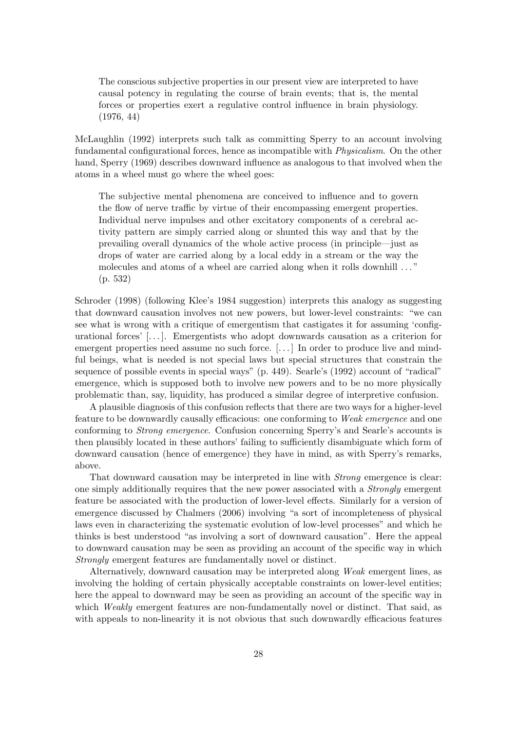> The conscious subjective properties in our present view are interpreted to have causal potency in regulating the course of brain events; that is, the mental forces or properties exert a regulative control influence in brain physiology. (1976, 44)

McLaughlin (1992) interprets such talk as committing Sperry to an account involving fundamental configurational forces, hence as incompatible with *Physicalism*. On the other hand, Sperry (1969) describes downward influence as analogous to that involved when the atoms in a wheel must go where the wheel goes:

> The subjective mental phenomena are conceived to influence and to govern the flow of nerve traffic by virtue of their encompassing emergent properties. Individual nerve impulses and other excitatory components of a cerebral activity pattern are simply carried along or shunted this way and that by the prevailing overall dynamics of the whole active process (in principle—just as drops of water are carried along by a local eddy in a stream or the way the molecules and atoms of a wheel are carried along when it rolls downhill ..." (p. 532)

Schroder (1998) (following Klee's 1984 suggestion) interprets this analogy as suggesting that downward causation involves not new powers, but lower-level constraints: "we can see what is wrong with a critique of emergentism that castigates it for assuming 'configurational forces' [...]. Emergentists who adopt downwards causation as a criterion for emergent properties need assume no such force. [...] In order to produce live and mindful beings, what is needed is not special laws but special structures that constrain the sequence of possible events in special ways" (p. 449). Searle's (1992) account of "radical" emergence, which is supposed both to involve new powers and to be no more physically problematic than, say, liquidity, has produced a similar degree of interpretive confusion.

A plausible diagnosis of this confusion reflects that there are two ways for a higher-level feature to be downwardly causally efficacious: one conforming to *Weak emergence* and one conforming to *Strong emergence*. Confusion concerning Sperry's and Searle's accounts is then plausibly located in these authors' failing to sufficiently disambiguate which form of downward causation (hence of emergence) they have in mind, as with Sperry's remarks, above.

That downward causation may be interpreted in line with *Strong* emergence is clear: one simply additionally requires that the new power associated with a *Strongly* emergent feature be associated with the production of lower-level effects. Similarly for a version of emergence discussed by Chalmers (2006) involving "a sort of incompleteness of physical laws even in characterizing the systematic evolution of low-level processes" and which he thinks is best understood "as involving a sort of downward causation". Here the appeal to downward causation may be seen as providing an account of the specific way in which *Strongly* emergent features are fundamentally novel or distinct.

Alternatively, downward causation may be interpreted along *Weak* emergent lines, as involving the holding of certain physically acceptable constraints on lower-level entities; here the appeal to downward may be seen as providing an account of the specific way in which *Weakly* emergent features are non-fundamentally novel or distinct. That said, as with appeals to non-linearity it is not obvious that such downwardly efficacious features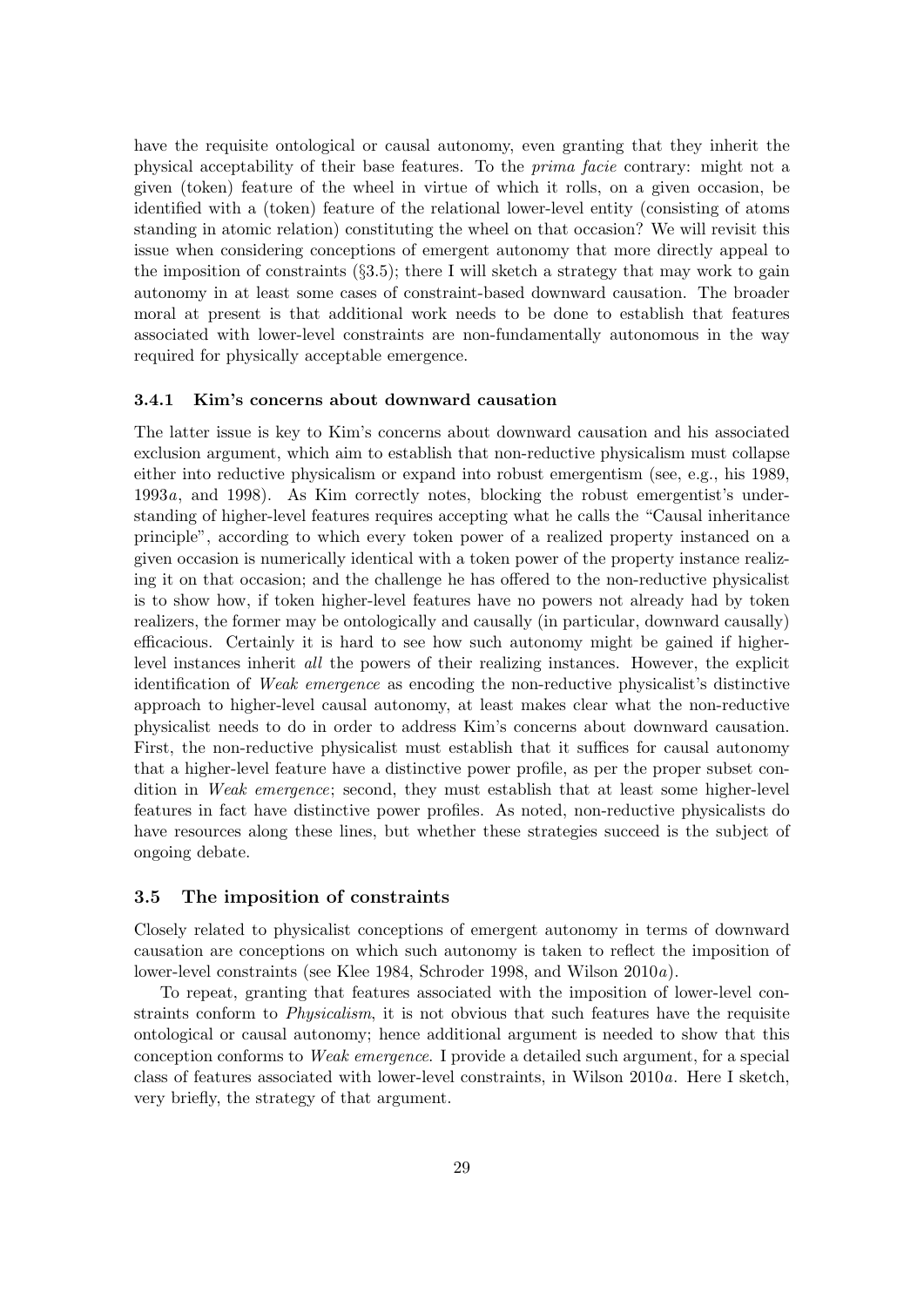have the requisite ontological or causal autonomy, even granting that they inherit the physical acceptability of their base features. To the *prima facie* contrary: might not a given (token) feature of the wheel in virtue of which it rolls, on a given occasion, be identified with a (token) feature of the relational lower-level entity (consisting of atoms standing in atomic relation) constituting the wheel on that occasion? We will revisit this issue when considering conceptions of emergent autonomy that more directly appeal to the imposition of constraints (§3.5); there I will sketch a strategy that may work to gain autonomy in at least some cases of constraint-based downward causation. The broader moral at present is that additional work needs to be done to establish that features associated with lower-level constraints are non-fundamentally autonomous in the way required for physically acceptable emergence.

#### 3.4.1 Kim's concerns about downward causation

The latter issue is key to Kim's concerns about downward causation and his associated exclusion argument, which aim to establish that non-reductive physicalism must collapse either into reductive physicalism or expand into robust emergentism (see, e.g., his 1989, 1993*a*, and 1998). As Kim correctly notes, blocking the robust emergentist's understanding of higher-level features requires accepting what he calls the "Causal inheritance principle", according to which every token power of a realized property instanced on a given occasion is numerically identical with a token power of the property instance realizing it on that occasion; and the challenge he has offered to the non-reductive physicalist is to show how, if token higher-level features have no powers not already had by token realizers, the former may be ontologically and causally (in particular, downward causally) efficacious. Certainly it is hard to see how such autonomy might be gained if higher-level instances inherit *all* the powers of their realizing instances. However, the explicit identification of *Weak emergence* as encoding the non-reductive physicalist's distinctive approach to higher-level causal autonomy, at least makes clear what the non-reductive physicalist needs to do in order to address Kim's concerns about downward causation. First, the non-reductive physicalist must establish that it suffices for causal autonomy that a higher-level feature have a distinctive power profile, as per the proper subset condition in *Weak emergence*; second, they must establish that at least some higher-level features in fact have distinctive power profiles. As noted, non-reductive physicalists do have resources along these lines, but whether these strategies succeed is the subject of ongoing debate.

### 3.5 The imposition of constraints

Closely related to physicalist conceptions of emergent autonomy in terms of downward causation are conceptions on which such autonomy is taken to reflect the imposition of lower-level constraints (see Klee 1984, Schroder 1998, and Wilson 2010*a*).

To repeat, granting that features associated with the imposition of lower-level constraints conform to *Physicalism*, it is not obvious that such features have the requisite ontological or causal autonomy; hence additional argument is needed to show that this conception conforms to *Weak emergence*. I provide a detailed such argument, for a special class of features associated with lower-level constraints, in Wilson 2010*a*. Here I sketch, very briefly, the strategy of that argument.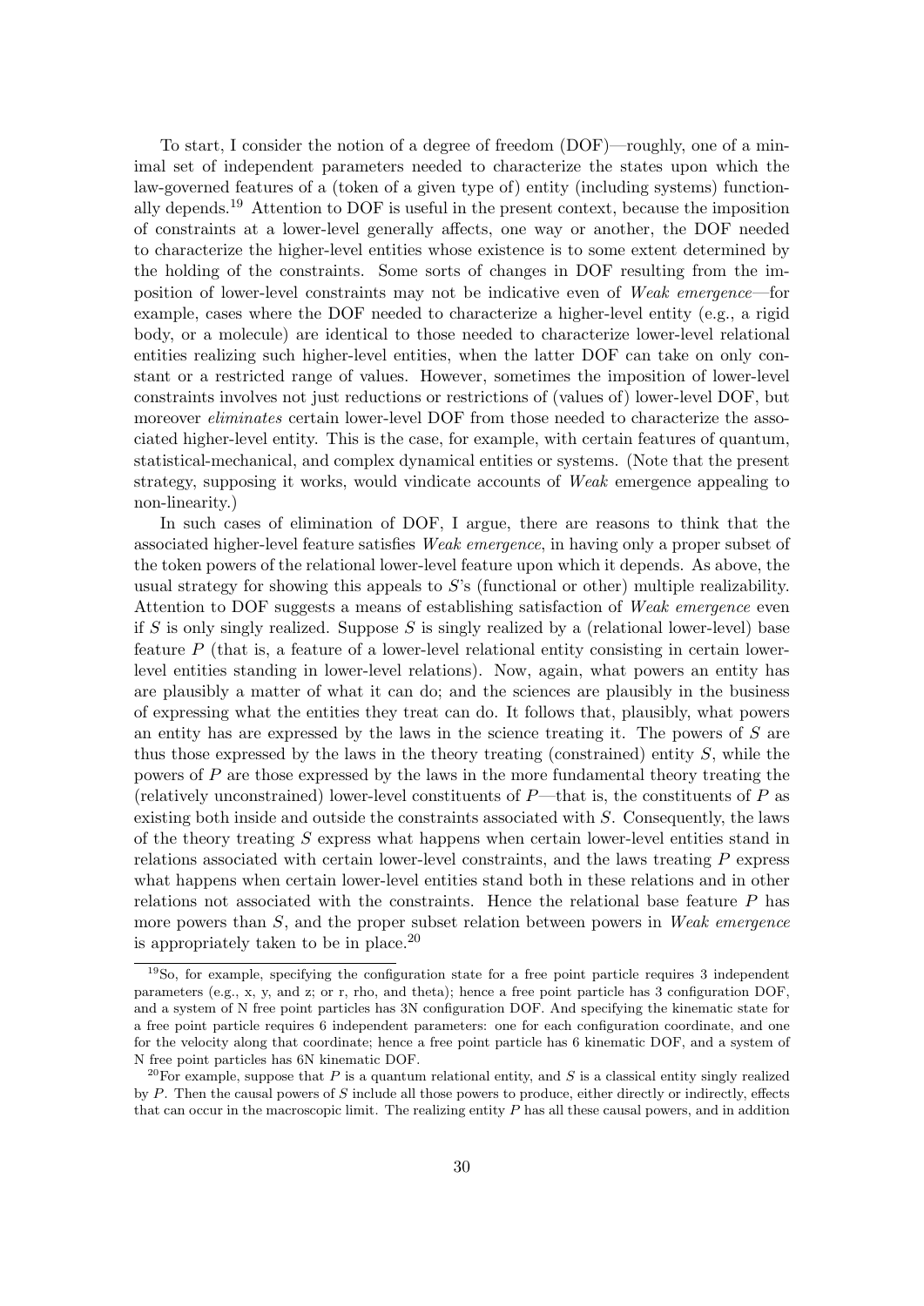To start, I consider the notion of a degree of freedom (DOF)—roughly, one of a minimal set of independent parameters needed to characterize the states upon which the law-governed features of a (token of a given type of) entity (including systems) functionally depends.[19] Attention to DOF is useful in the present context, because the imposition of constraints at a lower-level generally affects, one way or another, the DOF needed to characterize the higher-level entities whose existence is to some extent determined by the holding of the constraints. Some sorts of changes in DOF resulting from the imposition of lower-level constraints may not be indicative even of *Weak emergence*—for example, cases where the DOF needed to characterize a higher-level entity (e.g., a rigid body, or a molecule) are identical to those needed to characterize lower-level relational entities realizing such higher-level entities, when the latter DOF can take on only constant or a restricted range of values. However, sometimes the imposition of lower-level constraints involves not just reductions or restrictions of (values of) lower-level DOF, but moreover *eliminates* certain lower-level DOF from those needed to characterize the associated higher-level entity. This is the case, for example, with certain features of quantum, statistical-mechanical, and complex dynamical entities or systems. (Note that the present strategy, supposing it works, would vindicate accounts of *Weak* emergence appealing to non-linearity.)

In such cases of elimination of DOF, I argue, there are reasons to think that the associated higher-level feature satisfies *Weak emergence*, in having only a proper subset of the token powers of the relational lower-level feature upon which it depends. As above, the usual strategy for showing this appeals to $S$'s (functional or other) multiple realizability. Attention to DOF suggests a means of establishing satisfaction of *Weak emergence* even if $S$ is only singly realized. Suppose $S$ is singly realized by a (relational lower-level) base feature $P$ (that is, a feature of a lower-level relational entity consisting in certain lower-level entities standing in lower-level relations). Now, again, what powers an entity has are plausibly a matter of what it can do; and the sciences are plausibly in the business of expressing what the entities they treat can do. It follows that, plausibly, what powers an entity has are expressed by the laws in the science treating it. The powers of $S$ are thus those expressed by the laws in the theory treating (constrained) entity $S$, while the powers of $P$ are those expressed by the laws in the more fundamental theory treating the (relatively unconstrained) lower-level constituents of $P$—that is, the constituents of $P$ as existing both inside and outside the constraints associated with $S$. Consequently, the laws of the theory treating $S$ express what happens when certain lower-level entities stand in relations associated with certain lower-level constraints, and the laws treating $P$ express what happens when certain lower-level entities stand both in these relations and in other relations not associated with the constraints. Hence the relational base feature $P$ has more powers than $S$, and the proper subset relation between powers in *Weak emergence* is appropriately taken to be in place.[20]

---

[19] So, for example, specifying the configuration state for a free point particle requires 3 independent parameters (e.g., x, y, and z; or r, rho, and theta); hence a free point particle has 3 configuration DOF, and a system of N free point particles has 3N configuration DOF. And specifying the kinematic state for a free point particle requires 6 independent parameters: one for each configuration coordinate, and one for the velocity along that coordinate; hence a free point particle has 6 kinematic DOF, and a system of N free point particles has 6N kinematic DOF.

[20] For example, suppose that $P$ is a quantum relational entity, and $S$ is a classical entity singly realized by $P$. Then the causal powers of $S$ include all those powers to produce, either directly or indirectly, effects that can occur in the macroscopic limit. The realizing entity $P$ has all these causal powers, and in addition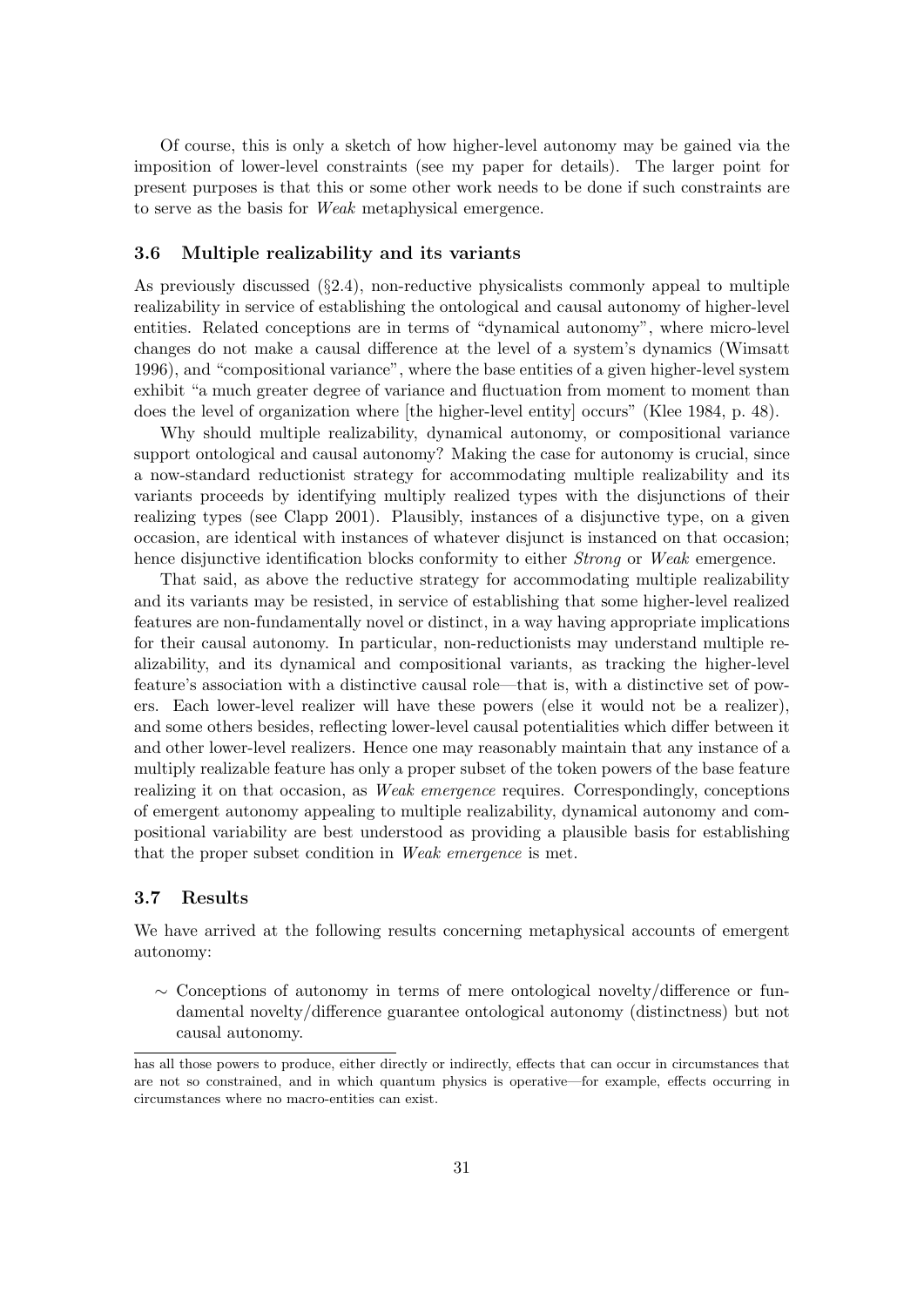Of course, this is only a sketch of how higher-level autonomy may be gained via the imposition of lower-level constraints (see my paper for details). The larger point for present purposes is that this or some other work needs to be done if such constraints are to serve as the basis for *Weak* metaphysical emergence.

### 3.6 Multiple realizability and its variants

As previously discussed (§2.4), non-reductive physicalists commonly appeal to multiple realizability in service of establishing the ontological and causal autonomy of higher-level entities. Related conceptions are in terms of "dynamical autonomy", where micro-level changes do not make a causal difference at the level of a system's dynamics (Wimsatt 1996), and "compositional variance", where the base entities of a given higher-level system exhibit "a much greater degree of variance and fluctuation from moment to moment than does the level of organization where [the higher-level entity] occurs" (Klee 1984, p. 48).

Why should multiple realizability, dynamical autonomy, or compositional variance support ontological and causal autonomy? Making the case for autonomy is crucial, since a now-standard reductionist strategy for accommodating multiple realizability and its variants proceeds by identifying multiply realized types with the disjunctions of their realizing types (see Clapp 2001). Plausibly, instances of a disjunctive type, on a given occasion, are identical with instances of whatever disjunct is instanced on that occasion; hence disjunctive identification blocks conformity to either *Strong* or *Weak* emergence.

That said, as above the reductive strategy for accommodating multiple realizability and its variants may be resisted, in service of establishing that some higher-level realized features are non-fundamentally novel or distinct, in a way having appropriate implications for their causal autonomy. In particular, non-reductionists may understand multiple realizability, and its dynamical and compositional variants, as tracking the higher-level feature's association with a distinctive causal role—that is, with a distinctive set of powers. Each lower-level realizer will have these powers (else it would not be a realizer), and some others besides, reflecting lower-level causal potentialities which differ between it and other lower-level realizers. Hence one may reasonably maintain that any instance of a multiply realizable feature has only a proper subset of the token powers of the base feature realizing it on that occasion, as *Weak emergence* requires. Correspondingly, conceptions of emergent autonomy appealing to multiple realizability, dynamical autonomy and compositional variability are best understood as providing a plausible basis for establishing that the proper subset condition in *Weak emergence* is met.

### 3.7 Results

We have arrived at the following results concerning metaphysical accounts of emergent autonomy:

- $\sim$ Conceptions of autonomy in terms of mere ontological novelty/difference or fundamental novelty/difference guarantee ontological autonomy (distinctness) but not causal autonomy.

---

has all those powers to produce, either directly or indirectly, effects that can occur in circumstances that are not so constrained, and in which quantum physics is operative—for example, effects occurring in circumstances where no macro-entities can exist.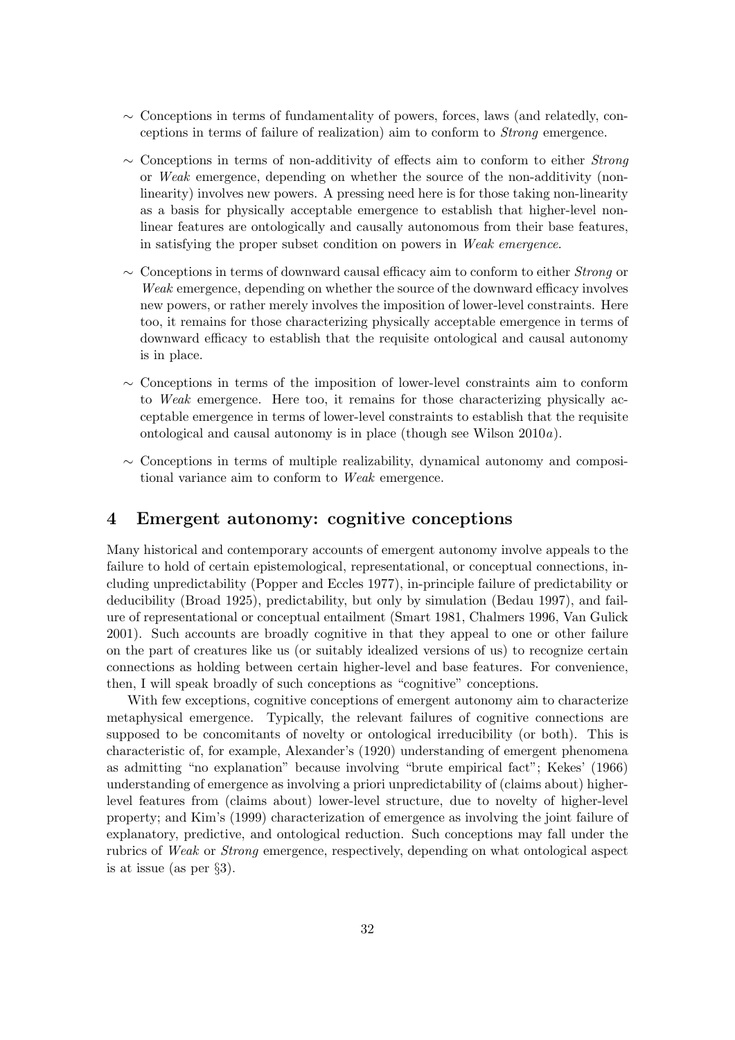- ∼ Conceptions in terms of fundamentality of powers, forces, laws (and relatedly, conceptions in terms of failure of realization) aim to conform to *Strong* emergence.
- ∼ Conceptions in terms of non-additivity of effects aim to conform to either *Strong* or *Weak* emergence, depending on whether the source of the non-additivity (non-linearity) involves new powers. A pressing need here is for those taking non-linearity as a basis for physically acceptable emergence to establish that higher-level non-linear features are ontologically and causally autonomous from their base features, in satisfying the proper subset condition on powers in *Weak emergence*.
- ∼ Conceptions in terms of downward causal efficacy aim to conform to either *Strong* or *Weak* emergence, depending on whether the source of the downward efficacy involves new powers, or rather merely involves the imposition of lower-level constraints. Here too, it remains for those characterizing physically acceptable emergence in terms of downward efficacy to establish that the requisite ontological and causal autonomy is in place.
- ∼ Conceptions in terms of the imposition of lower-level constraints aim to conform to *Weak* emergence. Here too, it remains for those characterizing physically acceptable emergence in terms of lower-level constraints to establish that the requisite ontological and causal autonomy is in place (though see Wilson 2010*a*).
- ∼ Conceptions in terms of multiple realizability, dynamical autonomy and compositional variance aim to conform to *Weak* emergence.

## 4 Emergent autonomy: cognitive conceptions

Many historical and contemporary accounts of emergent autonomy involve appeals to the failure to hold of certain epistemological, representational, or conceptual connections, including unpredictability (Popper and Eccles 1977), in-principle failure of predictability or deducibility (Broad 1925), predictability, but only by simulation (Bedau 1997), and failure of representational or conceptual entailment (Smart 1981, Chalmers 1996, Van Gulick 2001). Such accounts are broadly cognitive in that they appeal to one or other failure on the part of creatures like us (or suitably idealized versions of us) to recognize certain connections as holding between certain higher-level and base features. For convenience, then, I will speak broadly of such conceptions as "cognitive" conceptions.

With few exceptions, cognitive conceptions of emergent autonomy aim to characterize metaphysical emergence. Typically, the relevant failures of cognitive connections are supposed to be concomitants of novelty or ontological irreducibility (or both). This is characteristic of, for example, Alexander's (1920) understanding of emergent phenomena as admitting "no explanation" because involving "brute empirical fact"; Kekes' (1966) understanding of emergence as involving a priori unpredictability of (claims about) higher-level features from (claims about) lower-level structure, due to novelty of higher-level property; and Kim's (1999) characterization of emergence as involving the joint failure of explanatory, predictive, and ontological reduction. Such conceptions may fall under the rubrics of *Weak* or *Strong* emergence, respectively, depending on what ontological aspect is at issue (as per §3).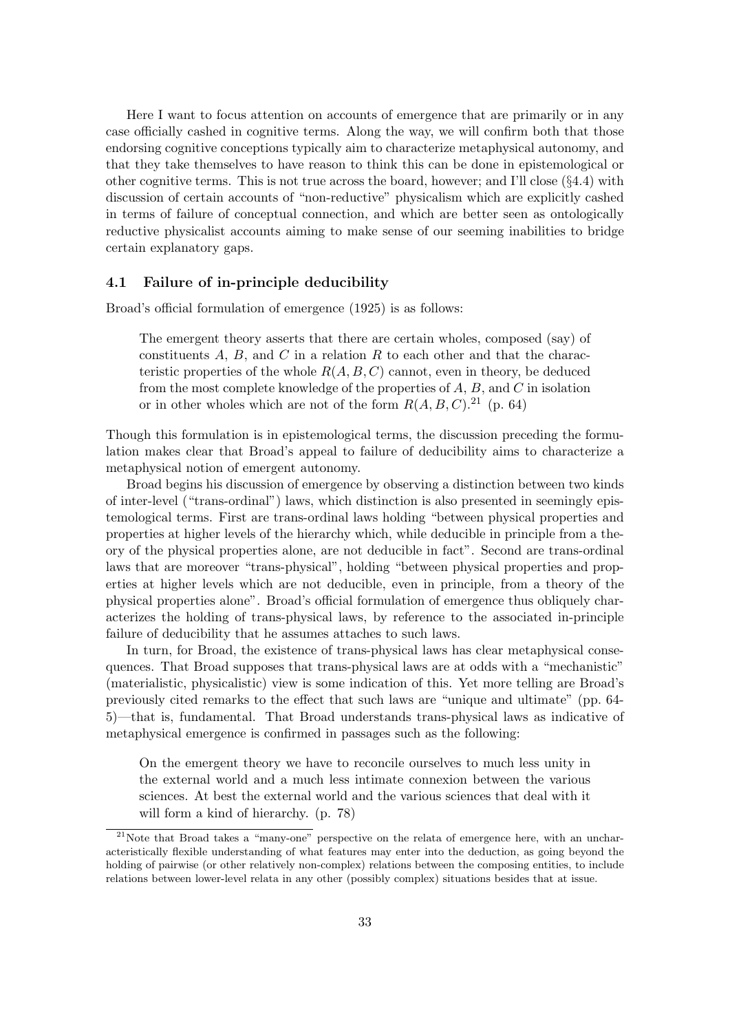Here I want to focus attention on accounts of emergence that are primarily or in any case officially cashed in cognitive terms. Along the way, we will confirm both that those endorsing cognitive conceptions typically aim to characterize metaphysical autonomy, and that they take themselves to have reason to think this can be done in epistemological or other cognitive terms. This is not true across the board, however; and I'll close (§4.4) with discussion of certain accounts of "non-reductive" physicalism which are explicitly cashed in terms of failure of conceptual connection, and which are better seen as ontologically reductive physicalist accounts aiming to make sense of our seeming inabilities to bridge certain explanatory gaps.

### 4.1 Failure of in-principle deducibility

Broad's official formulation of emergence (1925) is as follows:

> The emergent theory asserts that there are certain wholes, composed (say) of constituents $A$, $B$, and $C$ in a relation $R$ to each other and that the characteristic properties of the whole $R(A, B, C)$ cannot, even in theory, be deduced from the most complete knowledge of the properties of $A$, $B$, and $C$ in isolation or in other wholes which are not of the form $R(A, B, C)$.[21] (p. 64)

Though this formulation is in epistemological terms, the discussion preceding the formulation makes clear that Broad's appeal to failure of deducibility aims to characterize a metaphysical notion of emergent autonomy.

Broad begins his discussion of emergence by observing a distinction between two kinds of inter-level ("trans-ordinal") laws, which distinction is also presented in seemingly epistemological terms. First are trans-ordinal laws holding "between physical properties and properties at higher levels of the hierarchy which, while deducible in principle from a theory of the physical properties alone, are not deducible in fact". Second are trans-ordinal laws that are moreover "trans-physical", holding "between physical properties and properties at higher levels which are not deducible, even in principle, from a theory of the physical properties alone". Broad's official formulation of emergence thus obliquely characterizes the holding of trans-physical laws, by reference to the associated in-principle failure of deducibility that he assumes attaches to such laws.

In turn, for Broad, the existence of trans-physical laws has clear metaphysical consequences. That Broad supposes that trans-physical laws are at odds with a "mechanistic" (materialistic, physicalistic) view is some indication of this. Yet more telling are Broad's previously cited remarks to the effect that such laws are "unique and ultimate" (pp. 64-5)—that is, fundamental. That Broad understands trans-physical laws as indicative of metaphysical emergence is confirmed in passages such as the following:

> On the emergent theory we have to reconcile ourselves to much less unity in the external world and a much less intimate connexion between the various sciences. At best the external world and the various sciences that deal with it will form a kind of hierarchy. (p. 78)

[21] Note that Broad takes a "many-one" perspective on the relata of emergence here, with an uncharacteristically flexible understanding of what features may enter into the deduction, as going beyond the holding of pairwise (or other relatively non-complex) relations between the composing entities, to include relations between lower-level relata in any other (possibly complex) situations besides that at issue.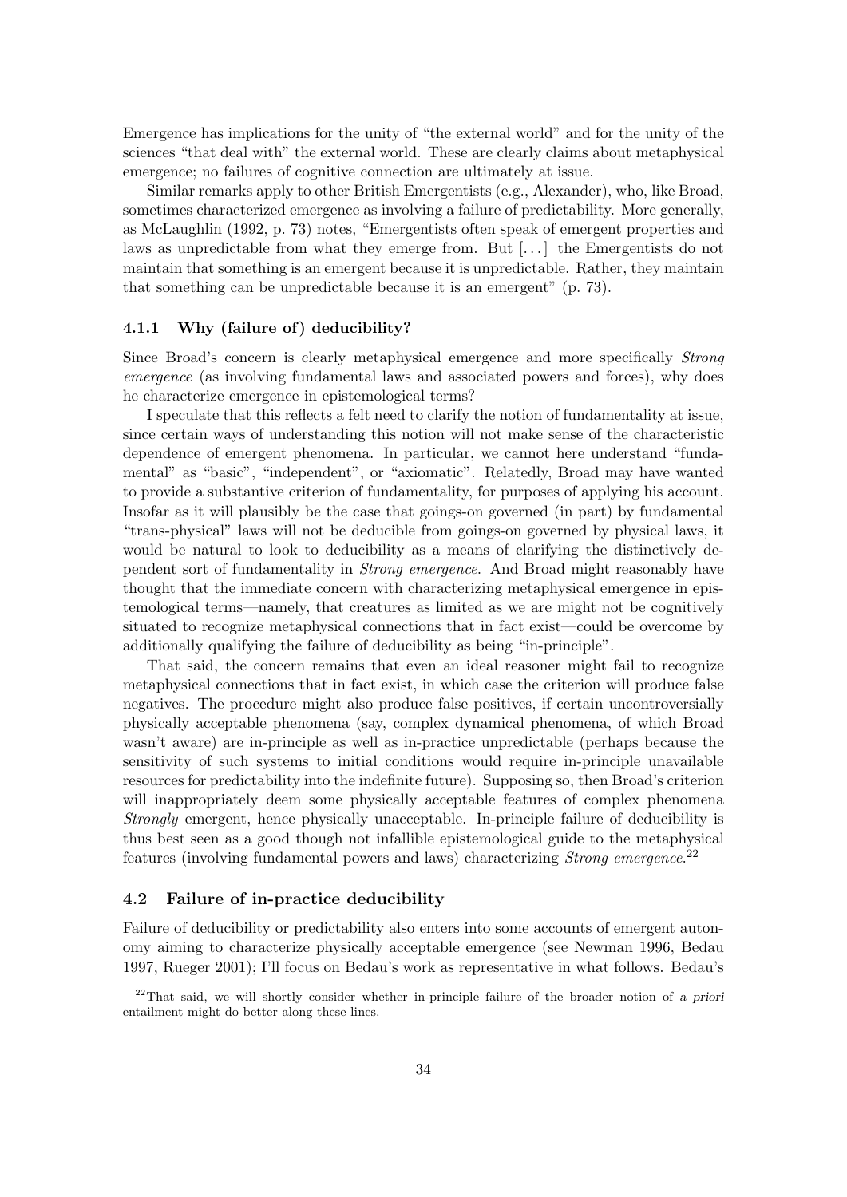Emergence has implications for the unity of "the external world" and for the unity of the sciences "that deal with" the external world. These are clearly claims about metaphysical emergence; no failures of cognitive connection are ultimately at issue.

Similar remarks apply to other British Emergentists (e.g., Alexander), who, like Broad, sometimes characterized emergence as involving a failure of predictability. More generally, as McLaughlin (1992, p. 73) notes, "Emergentists often speak of emergent properties and laws as unpredictable from what they emerge from. But [...] the Emergentists do not maintain that something is an emergent because it is unpredictable. Rather, they maintain that something can be unpredictable because it is an emergent" (p. 73).

### 4.1.1 Why (failure of) deducibility?

Since Broad's concern is clearly metaphysical emergence and more specifically *Strong emergence* (as involving fundamental laws and associated powers and forces), why does he characterize emergence in epistemological terms?

I speculate that this reflects a felt need to clarify the notion of fundamentality at issue, since certain ways of understanding this notion will not make sense of the characteristic dependence of emergent phenomena. In particular, we cannot here understand "fundamental" as "basic", "independent", or "axiomatic". Relatedly, Broad may have wanted to provide a substantive criterion of fundamentality, for purposes of applying his account. Insofar as it will plausibly be the case that goings-on governed (in part) by fundamental "trans-physical" laws will not be deducible from goings-on governed by physical laws, it would be natural to look to deducibility as a means of clarifying the distinctively dependent sort of fundamentality in *Strong emergence*. And Broad might reasonably have thought that the immediate concern with characterizing metaphysical emergence in epistemological terms—namely, that creatures as limited as we are might not be cognitively situated to recognize metaphysical connections that in fact exist—could be overcome by additionally qualifying the failure of deducibility as being "in-principle".

That said, the concern remains that even an ideal reasoner might fail to recognize metaphysical connections that in fact exist, in which case the criterion will produce false negatives. The procedure might also produce false positives, if certain uncontroversially physically acceptable phenomena (say, complex dynamical phenomena, of which Broad wasn't aware) are in-principle as well as in-practice unpredictable (perhaps because the sensitivity of such systems to initial conditions would require in-principle unavailable resources for predictability into the indefinite future). Supposing so, then Broad's criterion will inappropriately deem some physically acceptable features of complex phenomena *Strongly* emergent, hence physically unacceptable. In-principle failure of deducibility is thus best seen as a good though not infallible epistemological guide to the metaphysical features (involving fundamental powers and laws) characterizing *Strong emergence*.[22]

## 4.2 Failure of in-practice deducibility

Failure of deducibility or predictability also enters into some accounts of emergent autonomy aiming to characterize physically acceptable emergence (see Newman 1996, Bedau 1997, Rueger 2001); I'll focus on Bedau's work as representative in what follows. Bedau's

[22] That said, we will shortly consider whether in-principle failure of the broader notion of *a priori* entailment might do better along these lines.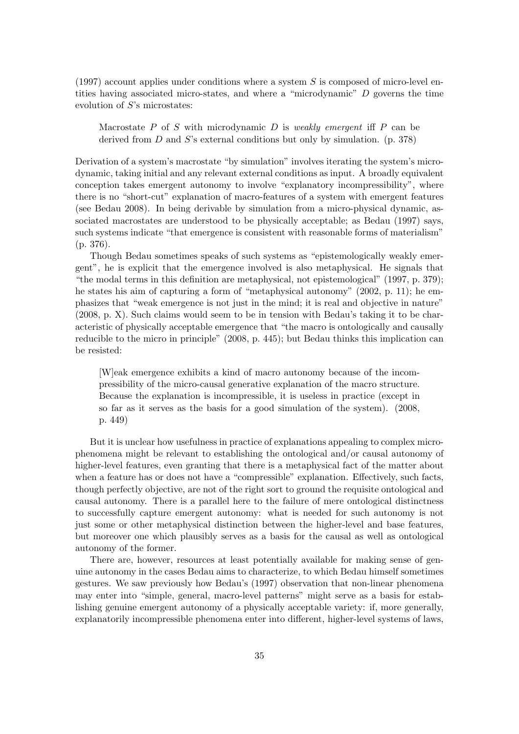(1997) account applies under conditions where a system $S$ is composed of micro-level entities having associated micro-states, and where a "microdynamic" $D$ governs the time evolution of $S$'s microstates:

> Macrostate $P$ of $S$ with microdynamic $D$ is *weakly emergent* iff $P$ can be derived from $D$ and $S$'s external conditions but only by simulation. (p. 378)

Derivation of a system's macrostate "by simulation" involves iterating the system's microdynamic, taking initial and any relevant external conditions as input. A broadly equivalent conception takes emergent autonomy to involve "explanatory incompressibility", where there is no "short-cut" explanation of macro-features of a system with emergent features (see Bedau 2008). In being derivable by simulation from a micro-physical dynamic, associated macrostates are understood to be physically acceptable; as Bedau (1997) says, such systems indicate "that emergence is consistent with reasonable forms of materialism" (p. 376).

Though Bedau sometimes speaks of such systems as "epistemologically weakly emergent", he is explicit that the emergence involved is also metaphysical. He signals that "the modal terms in this definition are metaphysical, not epistemological" (1997, p. 379); he states his aim of capturing a form of "metaphysical autonomy" (2002, p. 11); he emphasizes that "weak emergence is not just in the mind; it is real and objective in nature" (2008, p. X). Such claims would seem to be in tension with Bedau's taking it to be characteristic of physically acceptable emergence that "the macro is ontologically and causally reducible to the micro in principle" (2008, p. 445); but Bedau thinks this implication can be resisted:

> [W]eak emergence exhibits a kind of macro autonomy because of the incompressibility of the micro-causal generative explanation of the macro structure. Because the explanation is incompressible, it is useless in practice (except in so far as it serves as the basis for a good simulation of the system). (2008, p. 449)

But it is unclear how usefulness in practice of explanations appealing to complex microphenomena might be relevant to establishing the ontological and/or causal autonomy of higher-level features, even granting that there is a metaphysical fact of the matter about when a feature has or does not have a "compressible" explanation. Effectively, such facts, though perfectly objective, are not of the right sort to ground the requisite ontological and causal autonomy. There is a parallel here to the failure of mere ontological distinctness to successfully capture emergent autonomy: what is needed for such autonomy is not just some or other metaphysical distinction between the higher-level and base features, but moreover one which plausibly serves as a basis for the causal as well as ontological autonomy of the former.

There are, however, resources at least potentially available for making sense of genuine autonomy in the cases Bedau aims to characterize, to which Bedau himself sometimes gestures. We saw previously how Bedau's (1997) observation that non-linear phenomena may enter into "simple, general, macro-level patterns" might serve as a basis for establishing genuine emergent autonomy of a physically acceptable variety: if, more generally, explanatorily incompressible phenomena enter into different, higher-level systems of laws,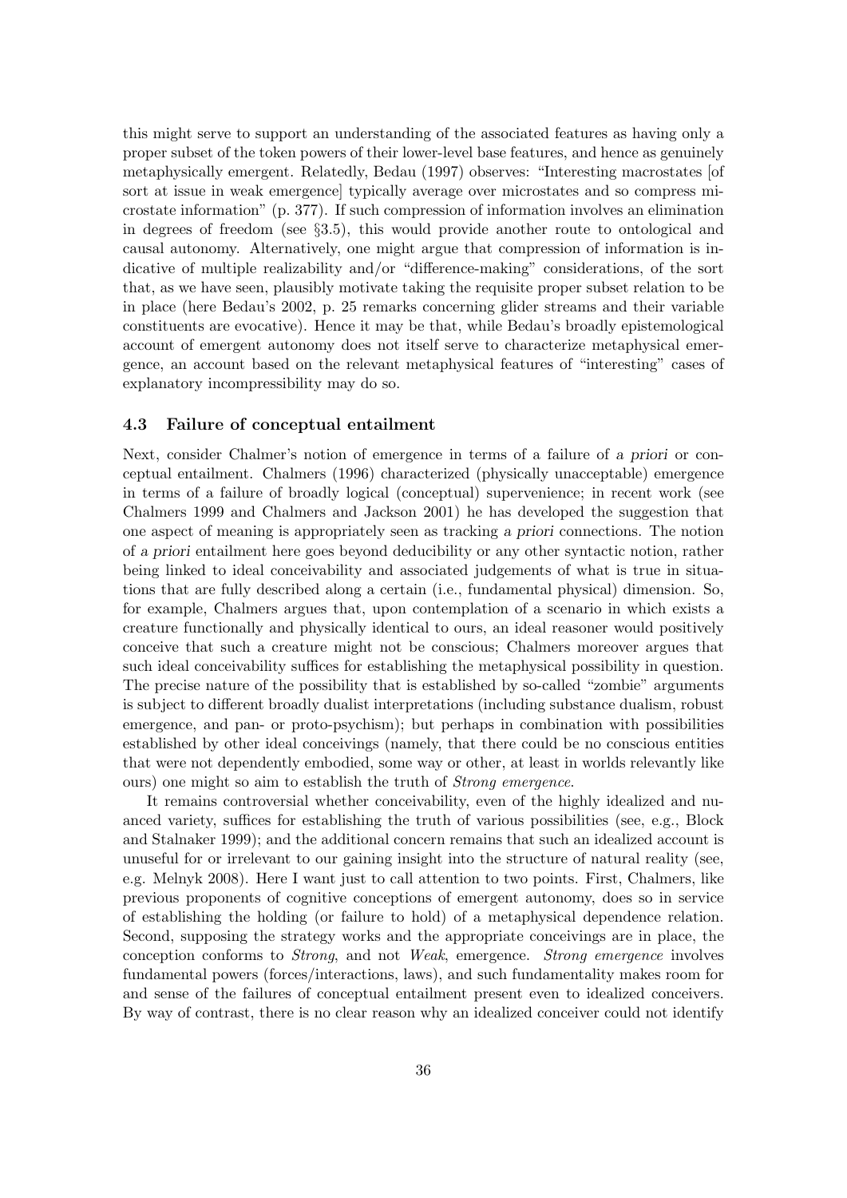this might serve to support an understanding of the associated features as having only a proper subset of the token powers of their lower-level base features, and hence as genuinely metaphysically emergent. Relatedly, Bedau (1997) observes: "Interesting macrostates [of sort at issue in weak emergence] typically average over microstates and so compress microstate information" (p. 377). If such compression of information involves an elimination in degrees of freedom (see §3.5), this would provide another route to ontological and causal autonomy. Alternatively, one might argue that compression of information is indicative of multiple realizability and/or "difference-making" considerations, of the sort that, as we have seen, plausibly motivate taking the requisite proper subset relation to be in place (here Bedau's 2002, p. 25 remarks concerning glider streams and their variable constituents are evocative). Hence it may be that, while Bedau's broadly epistemological account of emergent autonomy does not itself serve to characterize metaphysical emergence, an account based on the relevant metaphysical features of "interesting" cases of explanatory incompressibility may do so.

### 4.3 Failure of conceptual entailment

Next, consider Chalmer's notion of emergence in terms of a failure of *a priori* or conceptual entailment. Chalmers (1996) characterized (physically unacceptable) emergence in terms of a failure of broadly logical (conceptual) supervenience; in recent work (see Chalmers 1999 and Chalmers and Jackson 2001) he has developed the suggestion that one aspect of meaning is appropriately seen as tracking *a priori* connections. The notion of *a priori* entailment here goes beyond deducibility or any other syntactic notion, rather being linked to ideal conceivability and associated judgements of what is true in situations that are fully described along a certain (i.e., fundamental physical) dimension. So, for example, Chalmers argues that, upon contemplation of a scenario in which exists a creature functionally and physically identical to ours, an ideal reasoner would positively conceive that such a creature might not be conscious; Chalmers moreover argues that such ideal conceivability suffices for establishing the metaphysical possibility in question. The precise nature of the possibility that is established by so-called "zombie" arguments is subject to different broadly dualist interpretations (including substance dualism, robust emergence, and pan- or proto-psychism); but perhaps in combination with possibilities established by other ideal conceivings (namely, that there could be no conscious entities that were not dependently embodied, some way or other, at least in worlds relevantly like ours) one might so aim to establish the truth of *Strong emergence*.

It remains controversial whether conceivability, even of the highly idealized and nuanced variety, suffices for establishing the truth of various possibilities (see, e.g., Block and Stalnaker 1999); and the additional concern remains that such an idealized account is unuseful for or irrelevant to our gaining insight into the structure of natural reality (see, e.g. Melnyk 2008). Here I want just to call attention to two points. First, Chalmers, like previous proponents of cognitive conceptions of emergent autonomy, does so in service of establishing the holding (or failure to hold) of a metaphysical dependence relation. Second, supposing the strategy works and the appropriate conceivings are in place, the conception conforms to *Strong*, and not *Weak*, emergence. *Strong emergence* involves fundamental powers (forces/interactions, laws), and such fundamentality makes room for and sense of the failures of conceptual entailment present even to idealized conceivers. By way of contrast, there is no clear reason why an idealized conceiver could not identify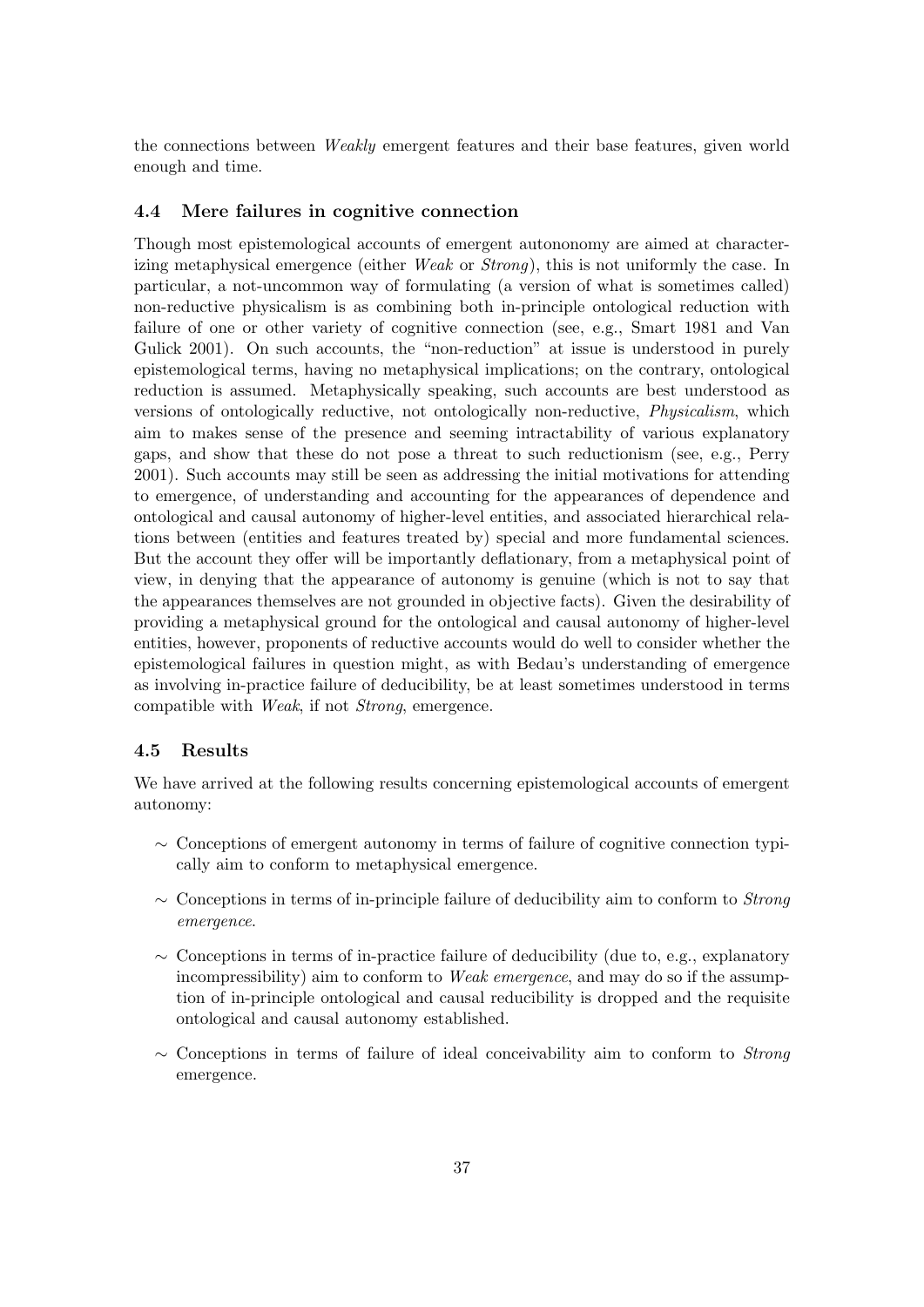the connections between *Weakly* emergent features and their base features, given world enough and time.

### 4.4 Mere failures in cognitive connection

Though most epistemological accounts of emergent autononomy are aimed at characterizing metaphysical emergence (either *Weak* or *Strong*), this is not uniformly the case. In particular, a not-uncommon way of formulating (a version of what is sometimes called) non-reductive physicalism is as combining both in-principle ontological reduction with failure of one or other variety of cognitive connection (see, e.g., Smart 1981 and Van Gulick 2001). On such accounts, the "non-reduction" at issue is understood in purely epistemological terms, having no metaphysical implications; on the contrary, ontological reduction is assumed. Metaphysically speaking, such accounts are best understood as versions of ontologically reductive, not ontologically non-reductive, *Physicalism*, which aim to makes sense of the presence and seeming intractability of various explanatory gaps, and show that these do not pose a threat to such reductionism (see, e.g., Perry 2001). Such accounts may still be seen as addressing the initial motivations for attending to emergence, of understanding and accounting for the appearances of dependence and ontological and causal autonomy of higher-level entities, and associated hierarchical relations between (entities and features treated by) special and more fundamental sciences. But the account they offer will be importantly deflationary, from a metaphysical point of view, in denying that the appearance of autonomy is genuine (which is not to say that the appearances themselves are not grounded in objective facts). Given the desirability of providing a metaphysical ground for the ontological and causal autonomy of higher-level entities, however, proponents of reductive accounts would do well to consider whether the epistemological failures in question might, as with Bedau's understanding of emergence as involving in-practice failure of deducibility, be at least sometimes understood in terms compatible with *Weak*, if not *Strong*, emergence.

### 4.5 Results

We have arrived at the following results concerning epistemological accounts of emergent autonomy:

- ∼ Conceptions of emergent autonomy in terms of failure of cognitive connection typically aim to conform to metaphysical emergence.
- ∼ Conceptions in terms of in-principle failure of deducibility aim to conform to *Strong emergence*.
- ∼ Conceptions in terms of in-practice failure of deducibility (due to, e.g., explanatory incompressibility) aim to conform to *Weak emergence*, and may do so if the assumption of in-principle ontological and causal reducibility is dropped and the requisite ontological and causal autonomy established.
- ∼ Conceptions in terms of failure of ideal conceivability aim to conform to *Strong* emergence.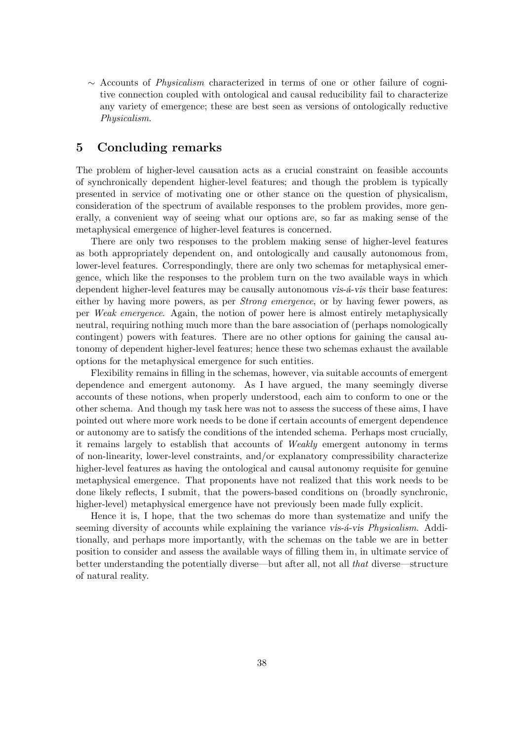∼ Accounts of *Physicalism* characterized in terms of one or other failure of cognitive connection coupled with ontological and causal reducibility fail to characterize any variety of emergence; these are best seen as versions of ontologically reductive *Physicalism*.

## 5 Concluding remarks

The problem of higher-level causation acts as a crucial constraint on feasible accounts of synchronically dependent higher-level features; and though the problem is typically presented in service of motivating one or other stance on the question of physicalism, consideration of the spectrum of available responses to the problem provides, more generally, a convenient way of seeing what our options are, so far as making sense of the metaphysical emergence of higher-level features is concerned.

There are only two responses to the problem making sense of higher-level features as both appropriately dependent on, and ontologically and causally autonomous from, lower-level features. Correspondingly, there are only two schemas for metaphysical emergence, which like the responses to the problem turn on the two available ways in which dependent higher-level features may be causally autonomous *vis-á-vis* their base features: either by having more powers, as per *Strong emergence*, or by having fewer powers, as per *Weak emergence*. Again, the notion of power here is almost entirely metaphysically neutral, requiring nothing much more than the bare association of (perhaps nomologically contingent) powers with features. There are no other options for gaining the causal autonomy of dependent higher-level features; hence these two schemas exhaust the available options for the metaphysical emergence for such entities.

Flexibility remains in filling in the schemas, however, via suitable accounts of emergent dependence and emergent autonomy. As I have argued, the many seemingly diverse accounts of these notions, when properly understood, each aim to conform to one or the other schema. And though my task here was not to assess the success of these aims, I have pointed out where more work needs to be done if certain accounts of emergent dependence or autonomy are to satisfy the conditions of the intended schema. Perhaps most crucially, it remains largely to establish that accounts of *Weakly* emergent autonomy in terms of non-linearity, lower-level constraints, and/or explanatory compressibility characterize higher-level features as having the ontological and causal autonomy requisite for genuine metaphysical emergence. That proponents have not realized that this work needs to be done likely reflects, I submit, that the powers-based conditions on (broadly synchronic, higher-level) metaphysical emergence have not previously been made fully explicit.

Hence it is, I hope, that the two schemas do more than systematize and unify the seeming diversity of accounts while explaining the variance *vis-á-vis Physicalism*. Additionally, and perhaps more importantly, with the schemas on the table we are in better position to consider and assess the available ways of filling them in, in ultimate service of better understanding the potentially diverse—but after all, not all *that* diverse—structure of natural reality.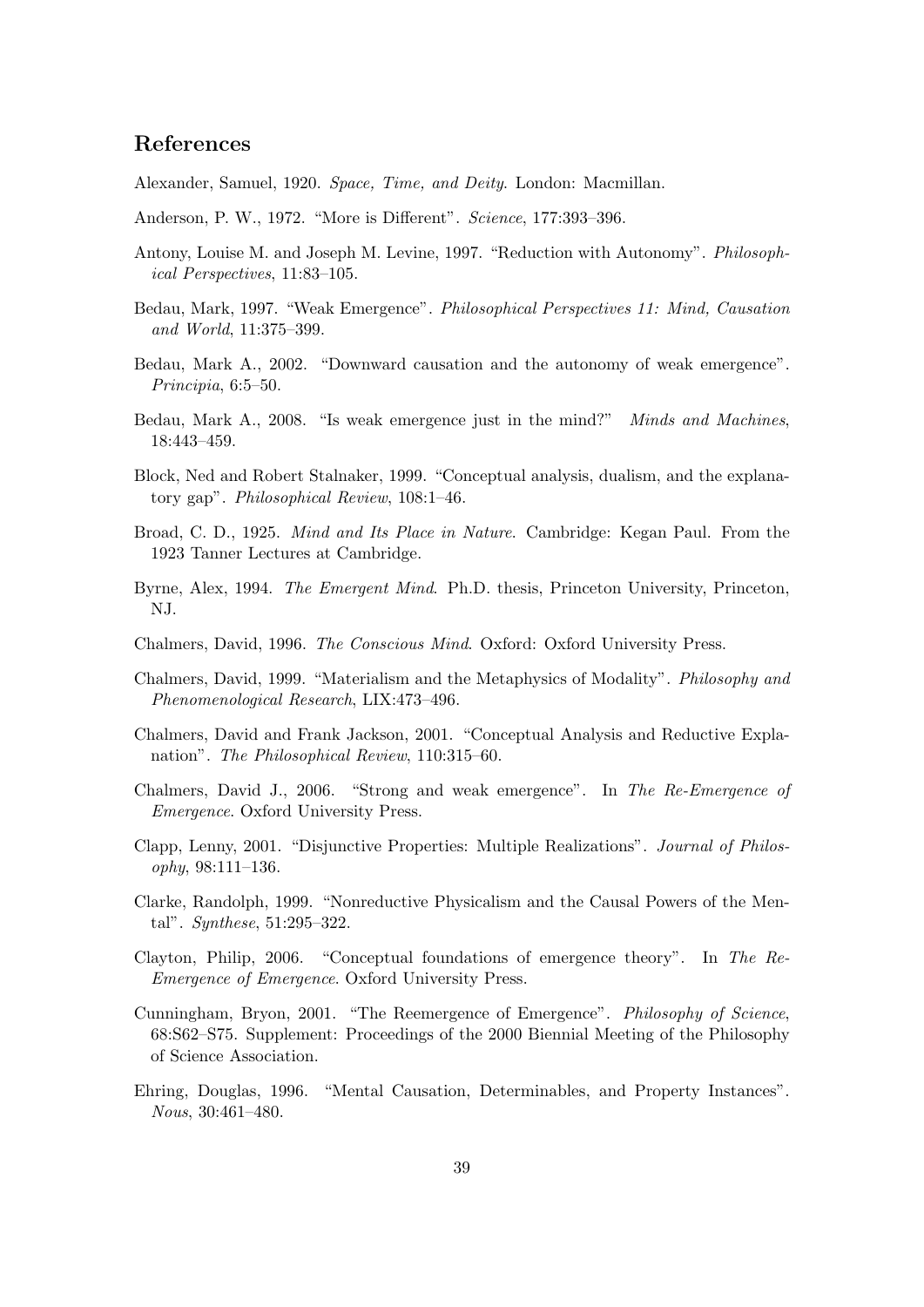## References

Alexander, Samuel, 1920. *Space, Time, and Deity*. London: Macmillan.

Anderson, P. W., 1972. "More is Different". *Science*, 177:393–396.

Antony, Louise M. and Joseph M. Levine, 1997. "Reduction with Autonomy". *Philosophical Perspectives*, 11:83–105.

Bedau, Mark, 1997. "Weak Emergence". *Philosophical Perspectives 11: Mind, Causation and World*, 11:375–399.

Bedau, Mark A., 2002. "Downward causation and the autonomy of weak emergence". *Principia*, 6:5–50.

Bedau, Mark A., 2008. "Is weak emergence just in the mind?" *Minds and Machines*, 18:443–459.

Block, Ned and Robert Stalnaker, 1999. "Conceptual analysis, dualism, and the explanatory gap". *Philosophical Review*, 108:1–46.

Broad, C. D., 1925. *Mind and Its Place in Nature*. Cambridge: Kegan Paul. From the 1923 Tanner Lectures at Cambridge.

Byrne, Alex, 1994. *The Emergent Mind*. Ph.D. thesis, Princeton University, Princeton, NJ.

Chalmers, David, 1996. *The Conscious Mind*. Oxford: Oxford University Press.

Chalmers, David, 1999. "Materialism and the Metaphysics of Modality". *Philosophy and Phenomenological Research*, LIX:473–496.

Chalmers, David and Frank Jackson, 2001. "Conceptual Analysis and Reductive Explanation". *The Philosophical Review*, 110:315–60.

Chalmers, David J., 2006. "Strong and weak emergence". In *The Re-Emergence of Emergence*. Oxford University Press.

Clapp, Lenny, 2001. "Disjunctive Properties: Multiple Realizations". *Journal of Philosophy*, 98:111–136.

Clarke, Randolph, 1999. "Nonreductive Physicalism and the Causal Powers of the Mental". *Synthese*, 51:295–322.

Clayton, Philip, 2006. "Conceptual foundations of emergence theory". In *The Re-Emergence of Emergence*. Oxford University Press.

Cunningham, Bryon, 2001. "The Reemergence of Emergence". *Philosophy of Science*, 68:S62–S75. Supplement: Proceedings of the 2000 Biennial Meeting of the Philosophy of Science Association.

Ehring, Douglas, 1996. "Mental Causation, Determinables, and Property Instances". *Nous*, 30:461–480.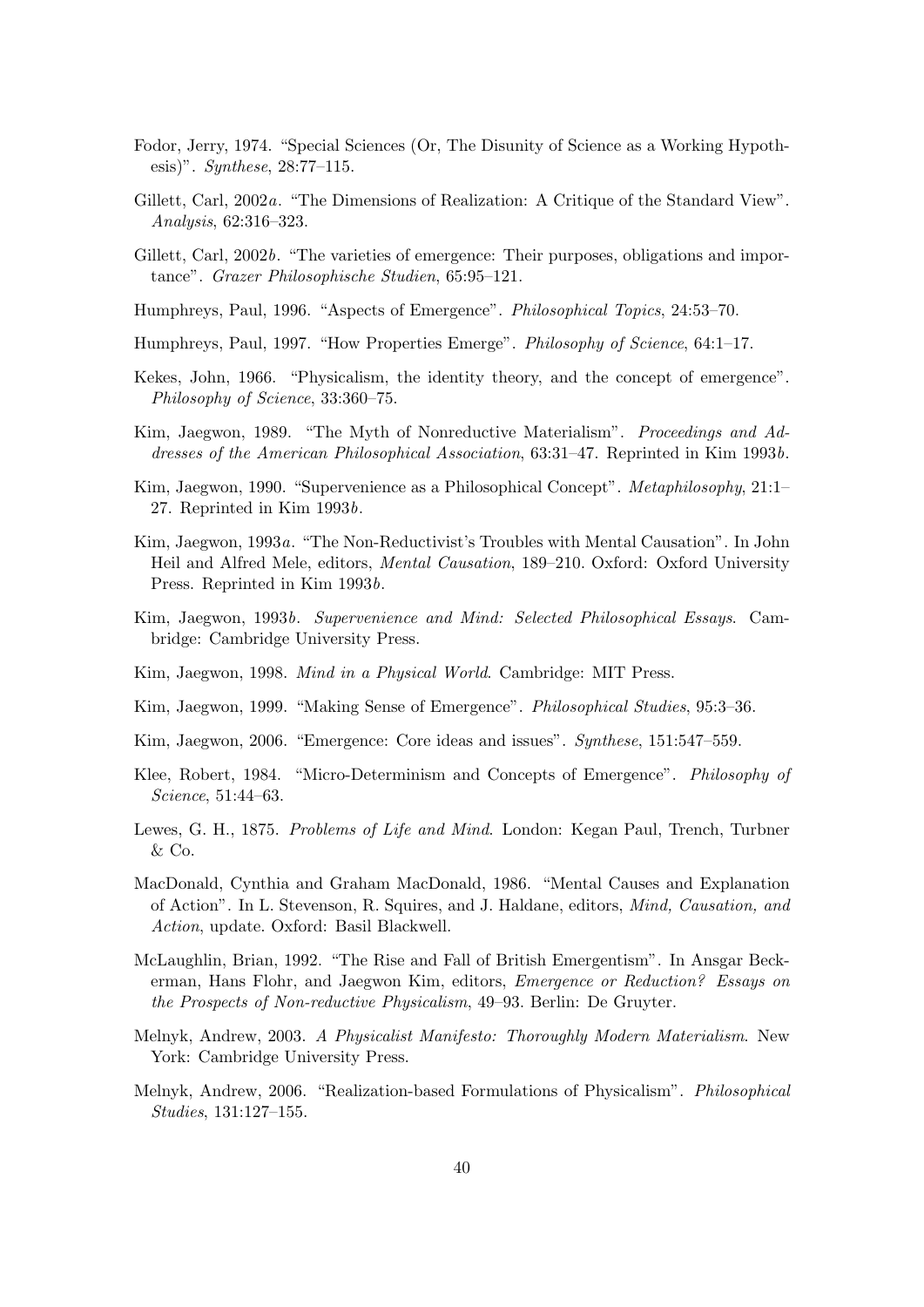Fodor, Jerry, 1974. "Special Sciences (Or, The Disunity of Science as a Working Hypothesis)". *Synthese*, 28:77–115.

Gillett, Carl, 2002*a*. "The Dimensions of Realization: A Critique of the Standard View". *Analysis*, 62:316–323.

Gillett, Carl, 2002*b*. "The varieties of emergence: Their purposes, obligations and importance". *Grazer Philosophische Studien*, 65:95–121.

Humphreys, Paul, 1996. "Aspects of Emergence". *Philosophical Topics*, 24:53–70.

Humphreys, Paul, 1997. "How Properties Emerge". *Philosophy of Science*, 64:1–17.

Kekes, John, 1966. "Physicalism, the identity theory, and the concept of emergence". *Philosophy of Science*, 33:360–75.

Kim, Jaegwon, 1989. "The Myth of Nonreductive Materialism". *Proceedings and Addresses of the American Philosophical Association*, 63:31–47. Reprinted in Kim 1993*b*.

Kim, Jaegwon, 1990. "Supervenience as a Philosophical Concept". *Metaphilosophy*, 21:1–27. Reprinted in Kim 1993*b*.

Kim, Jaegwon, 1993*a*. "The Non-Reductivist's Troubles with Mental Causation". In John Heil and Alfred Mele, editors, *Mental Causation*, 189–210. Oxford: Oxford University Press. Reprinted in Kim 1993*b*.

Kim, Jaegwon, 1993*b*. *Supervenience and Mind: Selected Philosophical Essays*. Cambridge: Cambridge University Press.

Kim, Jaegwon, 1998. *Mind in a Physical World*. Cambridge: MIT Press.

Kim, Jaegwon, 1999. "Making Sense of Emergence". *Philosophical Studies*, 95:3–36.

Kim, Jaegwon, 2006. "Emergence: Core ideas and issues". *Synthese*, 151:547–559.

Klee, Robert, 1984. "Micro-Determinism and Concepts of Emergence". *Philosophy of Science*, 51:44–63.

Lewes, G. H., 1875. *Problems of Life and Mind*. London: Kegan Paul, Trench, Turbner & Co.

MacDonald, Cynthia and Graham MacDonald, 1986. "Mental Causes and Explanation of Action". In L. Stevenson, R. Squires, and J. Haldane, editors, *Mind, Causation, and Action*, update. Oxford: Basil Blackwell.

McLaughlin, Brian, 1992. "The Rise and Fall of British Emergentism". In Ansgar Beckerman, Hans Flohr, and Jaegwon Kim, editors, *Emergence or Reduction? Essays on the Prospects of Non-reductive Physicalism*, 49–93. Berlin: De Gruyter.

Melnyk, Andrew, 2003. *A Physicalist Manifesto: Thoroughly Modern Materialism*. New York: Cambridge University Press.

Melnyk, Andrew, 2006. "Realization-based Formulations of Physicalism". *Philosophical Studies*, 131:127–155.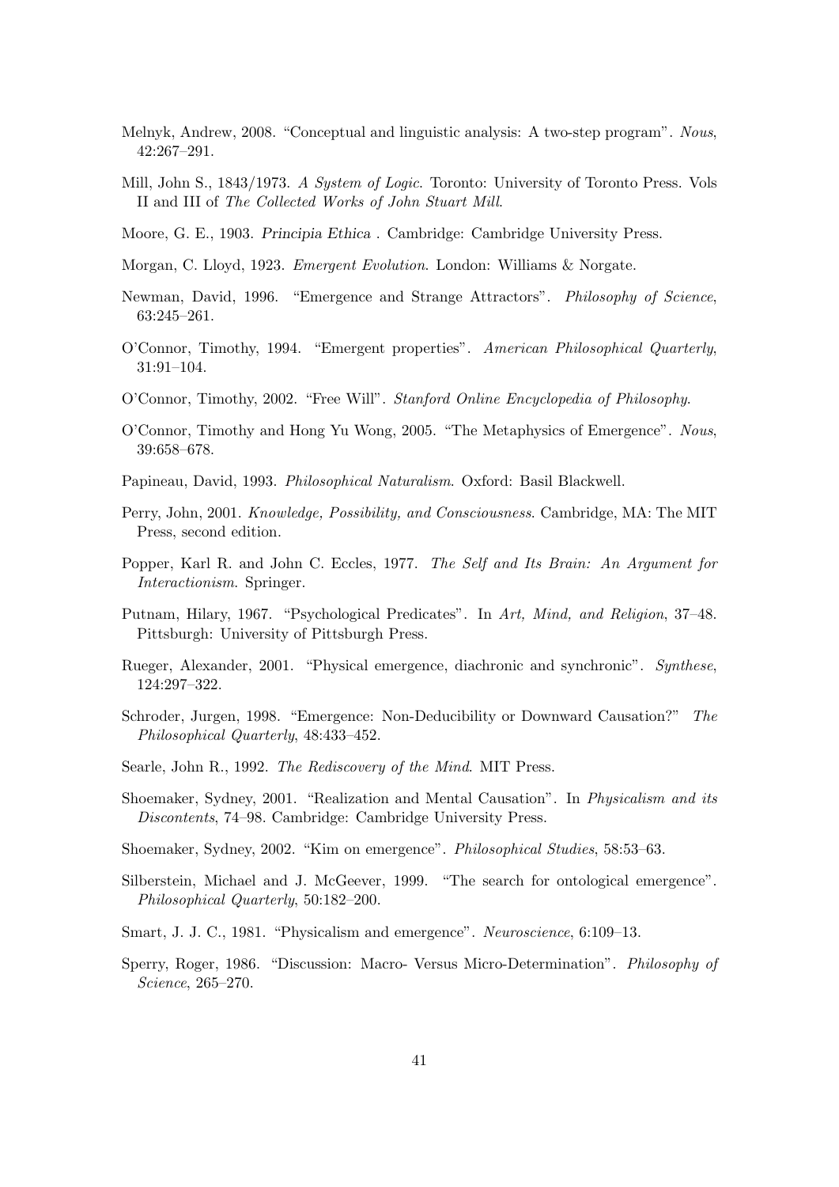Melnyk, Andrew, 2008. "Conceptual and linguistic analysis: A two-step program". *Nous*, 42:267–291.

Mill, John S., 1843/1973. *A System of Logic*. Toronto: University of Toronto Press. Vols II and III of *The Collected Works of John Stuart Mill*.

Moore, G. E., 1903. *Principia Ethica* . Cambridge: Cambridge University Press.

Morgan, C. Lloyd, 1923. *Emergent Evolution*. London: Williams & Norgate.

Newman, David, 1996. "Emergence and Strange Attractors". *Philosophy of Science*, 63:245–261.

O'Connor, Timothy, 1994. "Emergent properties". *American Philosophical Quarterly*, 31:91–104.

O'Connor, Timothy, 2002. "Free Will". *Stanford Online Encyclopedia of Philosophy*.

O'Connor, Timothy and Hong Yu Wong, 2005. "The Metaphysics of Emergence". *Nous*, 39:658–678.

Papineau, David, 1993. *Philosophical Naturalism*. Oxford: Basil Blackwell.

Perry, John, 2001. *Knowledge, Possibility, and Consciousness*. Cambridge, MA: The MIT Press, second edition.

Popper, Karl R. and John C. Eccles, 1977. *The Self and Its Brain: An Argument for Interactionism*. Springer.

Putnam, Hilary, 1967. "Psychological Predicates". In *Art, Mind, and Religion*, 37–48. Pittsburgh: University of Pittsburgh Press.

Rueger, Alexander, 2001. "Physical emergence, diachronic and synchronic". *Synthese*, 124:297–322.

Schroder, Jurgen, 1998. "Emergence: Non-Deducibility or Downward Causation?" *The Philosophical Quarterly*, 48:433–452.

Searle, John R., 1992. *The Rediscovery of the Mind*. MIT Press.

Shoemaker, Sydney, 2001. "Realization and Mental Causation". In *Physicalism and its Discontents*, 74–98. Cambridge: Cambridge University Press.

Shoemaker, Sydney, 2002. "Kim on emergence". *Philosophical Studies*, 58:53–63.

Silberstein, Michael and J. McGeever, 1999. "The search for ontological emergence". *Philosophical Quarterly*, 50:182–200.

Smart, J. J. C., 1981. "Physicalism and emergence". *Neuroscience*, 6:109–13.

Sperry, Roger, 1986. "Discussion: Macro- Versus Micro-Determination". *Philosophy of Science*, 265–270.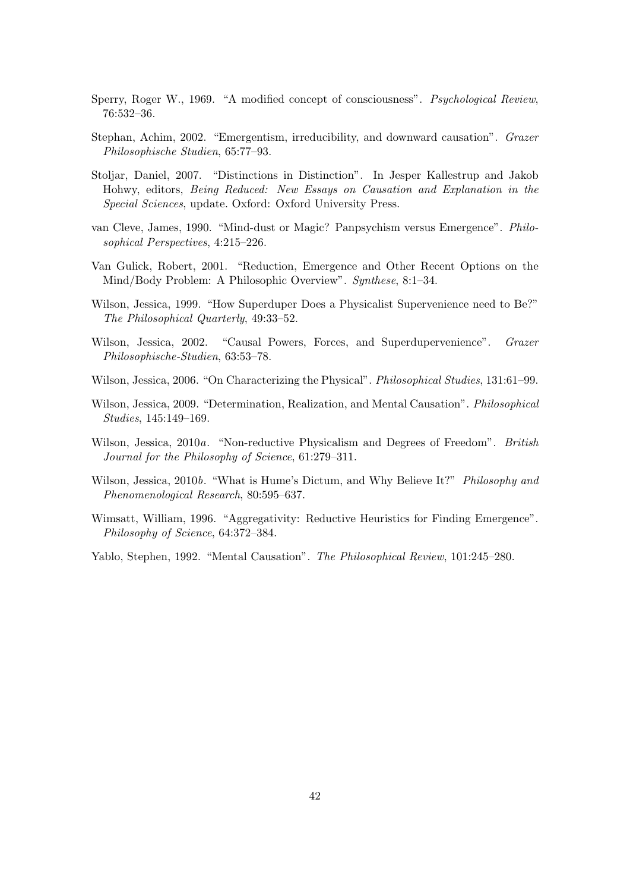Sperry, Roger W., 1969. "A modified concept of consciousness". *Psychological Review*, 76:532–36.

Stephan, Achim, 2002. "Emergentism, irreducibility, and downward causation". *Grazer Philosophische Studien*, 65:77–93.

Stoljar, Daniel, 2007. "Distinctions in Distinction". In Jesper Kallestrup and Jakob Hohwy, editors, *Being Reduced: New Essays on Causation and Explanation in the Special Sciences*, update. Oxford: Oxford University Press.

van Cleve, James, 1990. "Mind-dust or Magic? Panpsychism versus Emergence". *Philosophical Perspectives*, 4:215–226.

Van Gulick, Robert, 2001. "Reduction, Emergence and Other Recent Options on the Mind/Body Problem: A Philosophic Overview". *Synthese*, 8:1–34.

Wilson, Jessica, 1999. "How Superduper Does a Physicalist Supervenience need to Be?" *The Philosophical Quarterly*, 49:33–52.

Wilson, Jessica, 2002. "Causal Powers, Forces, and Superdupervenience". *Grazer Philosophische-Studien*, 63:53–78.

Wilson, Jessica, 2006. "On Characterizing the Physical". *Philosophical Studies*, 131:61–99.

Wilson, Jessica, 2009. "Determination, Realization, and Mental Causation". *Philosophical Studies*, 145:149–169.

Wilson, Jessica, 2010*a*. "Non-reductive Physicalism and Degrees of Freedom". *British Journal for the Philosophy of Science*, 61:279–311.

Wilson, Jessica, 2010*b*. "What is Hume's Dictum, and Why Believe It?" *Philosophy and Phenomenological Research*, 80:595–637.

Wimsatt, William, 1996. "Aggregativity: Reductive Heuristics for Finding Emergence". *Philosophy of Science*, 64:372–384.

Yablo, Stephen, 1992. "Mental Causation". *The Philosophical Review*, 101:245–280.